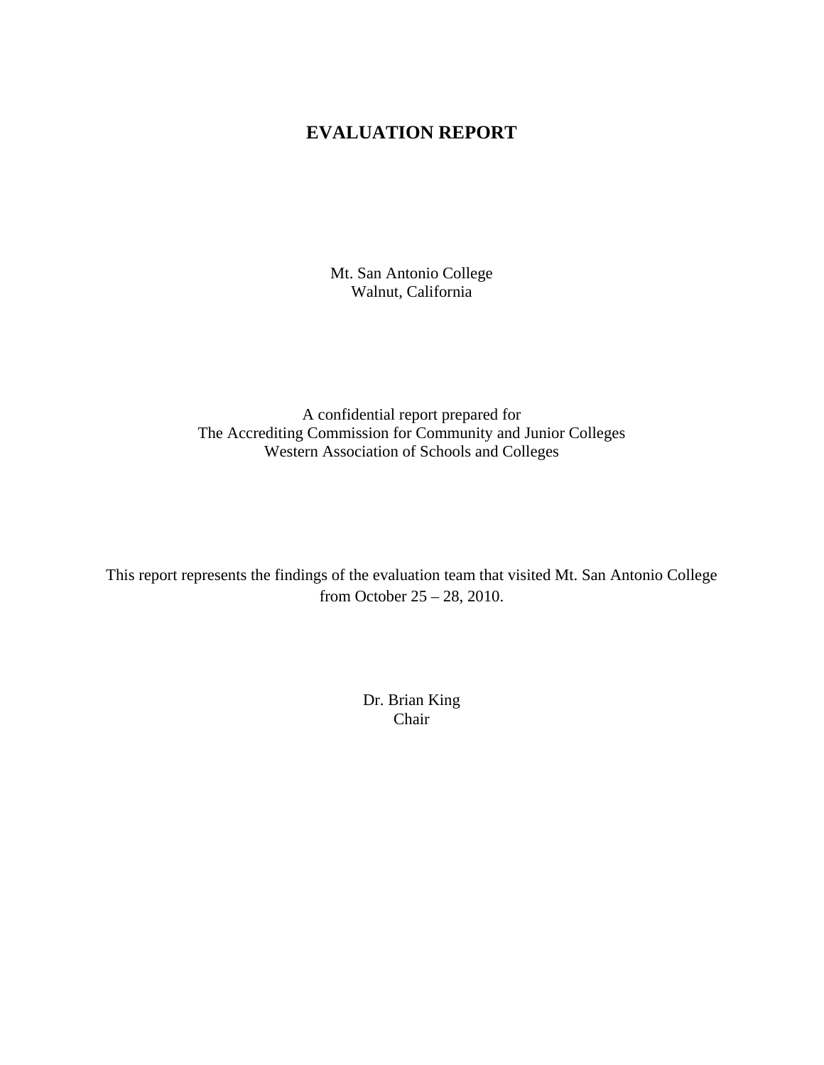# EVALUATION REPORT

Mt. San Antonio College
Walnut, California

A confidential report prepared for
The Accrediting Commission for Community and Junior Colleges
Western Association of Schools and Colleges

This report represents the findings of the evaluation team that visited Mt. San Antonio College from October 25 – 28, 2010.

Dr. Brian King
Chair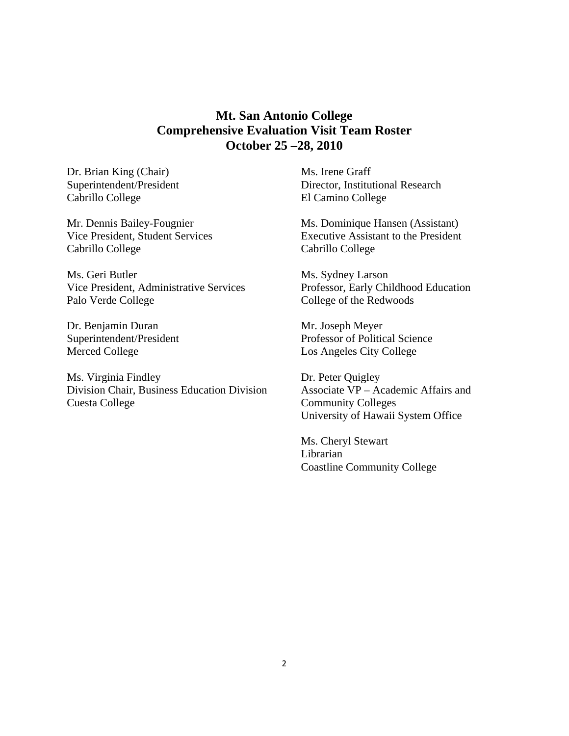## Mt. San Antonio College
## Comprehensive Evaluation Visit Team Roster
## October 25 –28, 2010

Dr. Brian King (Chair)
Superintendent/President
Cabrillo College

Mr. Dennis Bailey-Fougnier
Vice President, Student Services
Cabrillo College

Ms. Geri Butler
Vice President, Administrative Services
Palo Verde College

Dr. Benjamin Duran
Superintendent/President
Merced College

Ms. Virginia Findley
Division Chair, Business Education Division
Cuesta College

Ms. Irene Graff
Director, Institutional Research
El Camino College

Ms. Dominique Hansen (Assistant)
Executive Assistant to the President
Cabrillo College

Ms. Sydney Larson
Professor, Early Childhood Education
College of the Redwoods

Mr. Joseph Meyer
Professor of Political Science
Los Angeles City College

Dr. Peter Quigley
Associate VP – Academic Affairs and Community Colleges
University of Hawaii System Office

Ms. Cheryl Stewart
Librarian
Coastline Community College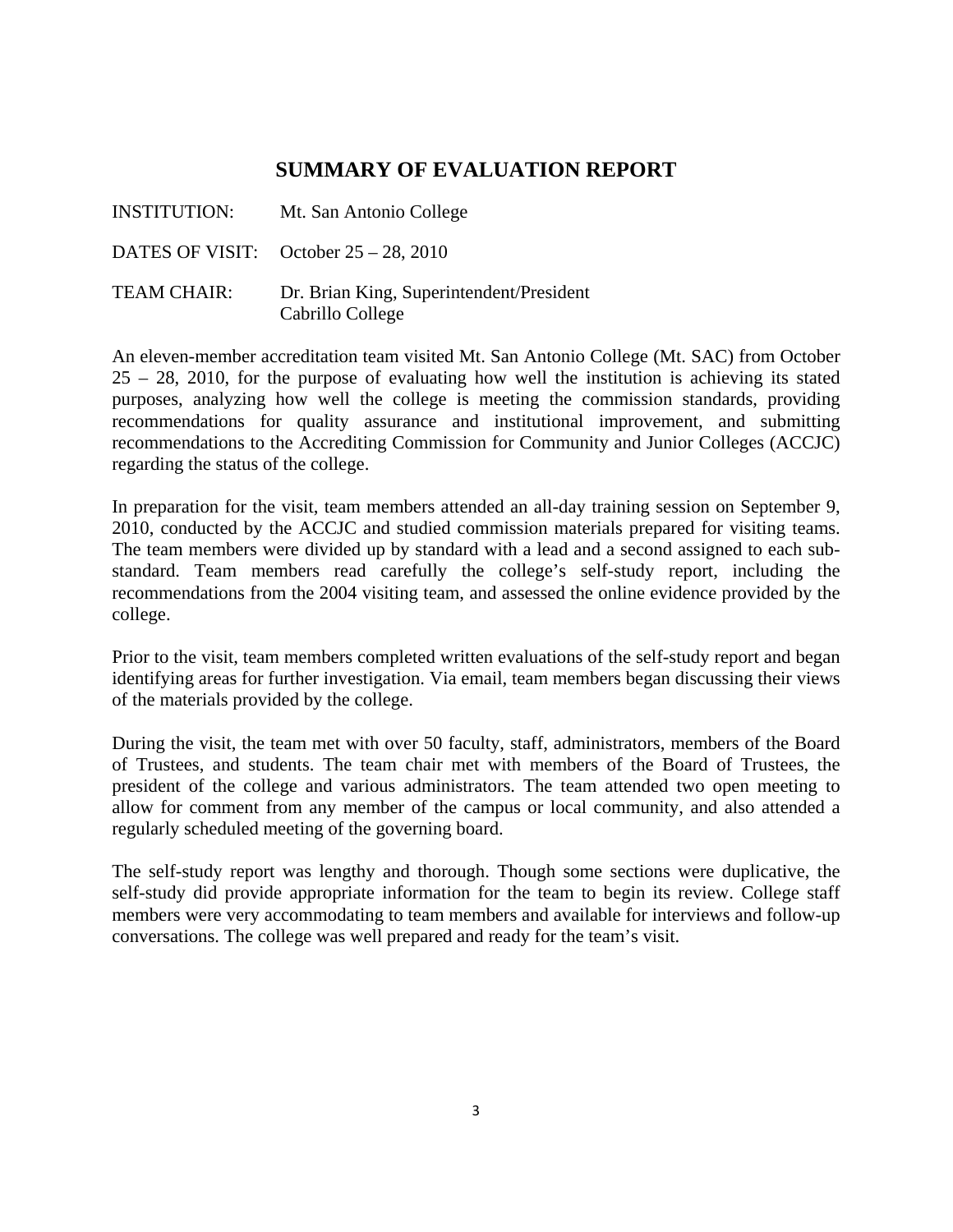# SUMMARY OF EVALUATION REPORT

INSTITUTION: Mt. San Antonio College

DATES OF VISIT: October 25 – 28, 2010

TEAM CHAIR: Dr. Brian King, Superintendent/President
Cabrillo College

An eleven-member accreditation team visited Mt. San Antonio College (Mt. SAC) from October 25 – 28, 2010, for the purpose of evaluating how well the institution is achieving its stated purposes, analyzing how well the college is meeting the commission standards, providing recommendations for quality assurance and institutional improvement, and submitting recommendations to the Accrediting Commission for Community and Junior Colleges (ACCJC) regarding the status of the college.

In preparation for the visit, team members attended an all-day training session on September 9, 2010, conducted by the ACCJC and studied commission materials prepared for visiting teams. The team members were divided up by standard with a lead and a second assigned to each sub-standard. Team members read carefully the college's self-study report, including the recommendations from the 2004 visiting team, and assessed the online evidence provided by the college.

Prior to the visit, team members completed written evaluations of the self-study report and began identifying areas for further investigation. Via email, team members began discussing their views of the materials provided by the college.

During the visit, the team met with over 50 faculty, staff, administrators, members of the Board of Trustees, and students. The team chair met with members of the Board of Trustees, the president of the college and various administrators. The team attended two open meeting to allow for comment from any member of the campus or local community, and also attended a regularly scheduled meeting of the governing board.

The self-study report was lengthy and thorough. Though some sections were duplicative, the self-study did provide appropriate information for the team to begin its review. College staff members were very accommodating to team members and available for interviews and follow-up conversations. The college was well prepared and ready for the team's visit.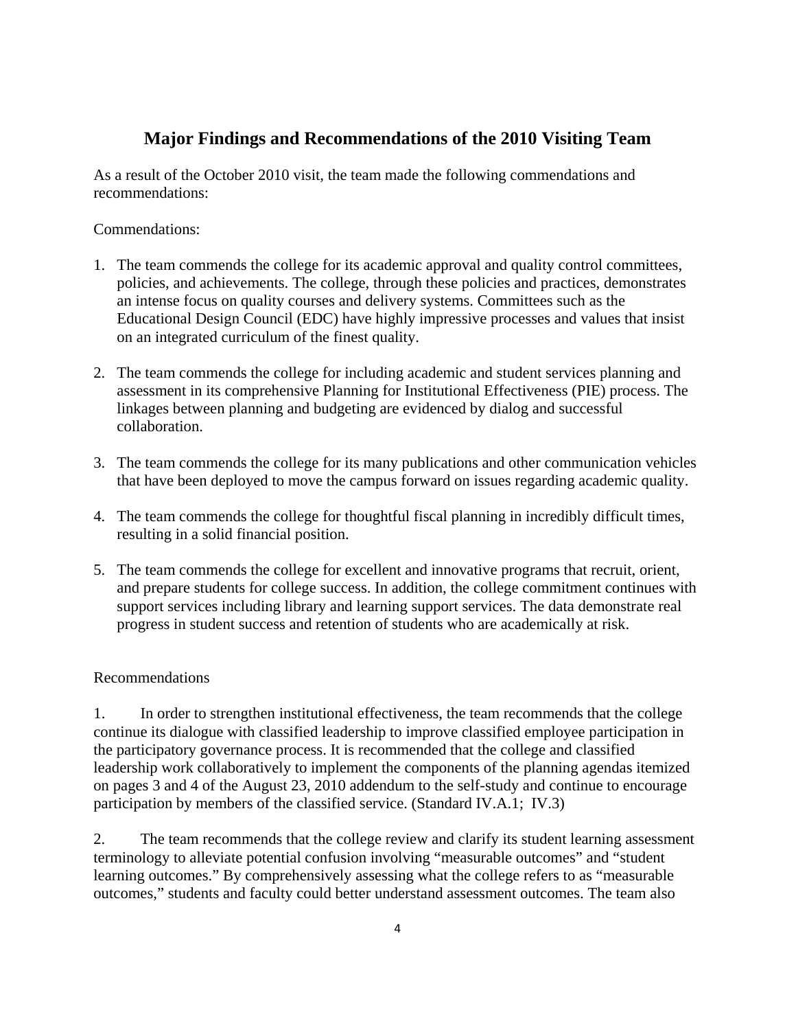## Major Findings and Recommendations of the 2010 Visiting Team

As a result of the October 2010 visit, the team made the following commendations and recommendations:

Commendations:

1. The team commends the college for its academic approval and quality control committees, policies, and achievements. The college, through these policies and practices, demonstrates an intense focus on quality courses and delivery systems. Committees such as the Educational Design Council (EDC) have highly impressive processes and values that insist on an integrated curriculum of the finest quality.

2. The team commends the college for including academic and student services planning and assessment in its comprehensive Planning for Institutional Effectiveness (PIE) process. The linkages between planning and budgeting are evidenced by dialog and successful collaboration.

3. The team commends the college for its many publications and other communication vehicles that have been deployed to move the campus forward on issues regarding academic quality.

4. The team commends the college for thoughtful fiscal planning in incredibly difficult times, resulting in a solid financial position.

5. The team commends the college for excellent and innovative programs that recruit, orient, and prepare students for college success. In addition, the college commitment continues with support services including library and learning support services. The data demonstrate real progress in student success and retention of students who are academically at risk.

Recommendations

1. In order to strengthen institutional effectiveness, the team recommends that the college continue its dialogue with classified leadership to improve classified employee participation in the participatory governance process. It is recommended that the college and classified leadership work collaboratively to implement the components of the planning agendas itemized on pages 3 and 4 of the August 23, 2010 addendum to the self-study and continue to encourage participation by members of the classified service. (Standard IV.A.1; IV.3)

2. The team recommends that the college review and clarify its student learning assessment terminology to alleviate potential confusion involving "measurable outcomes" and "student learning outcomes." By comprehensively assessing what the college refers to as "measurable outcomes," students and faculty could better understand assessment outcomes. The team also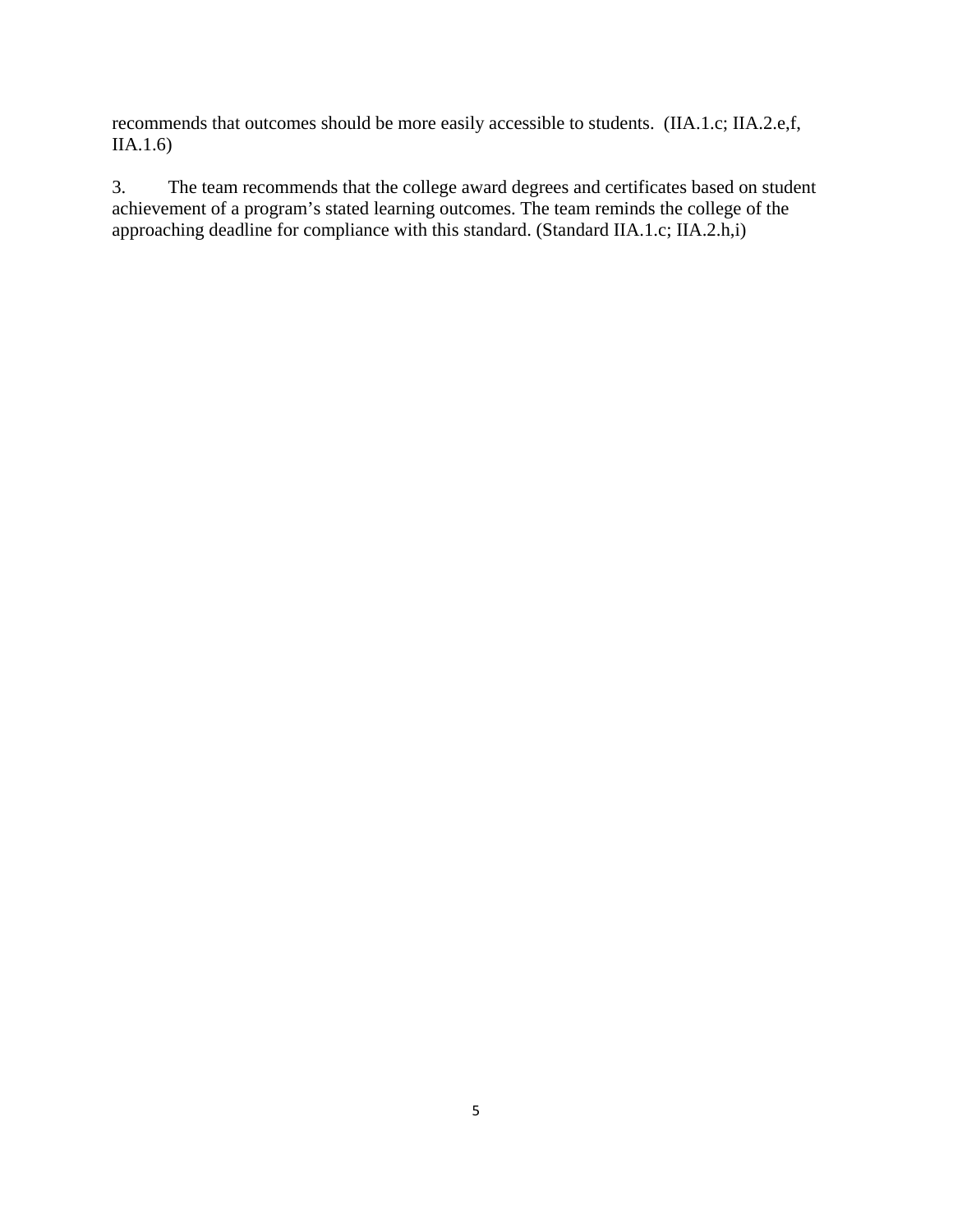recommends that outcomes should be more easily accessible to students. (IIA.1.c; IIA.2.e,f, IIA.1.6)

3. The team recommends that the college award degrees and certificates based on student achievement of a program's stated learning outcomes. The team reminds the college of the approaching deadline for compliance with this standard. (Standard IIA.1.c; IIA.2.h,i)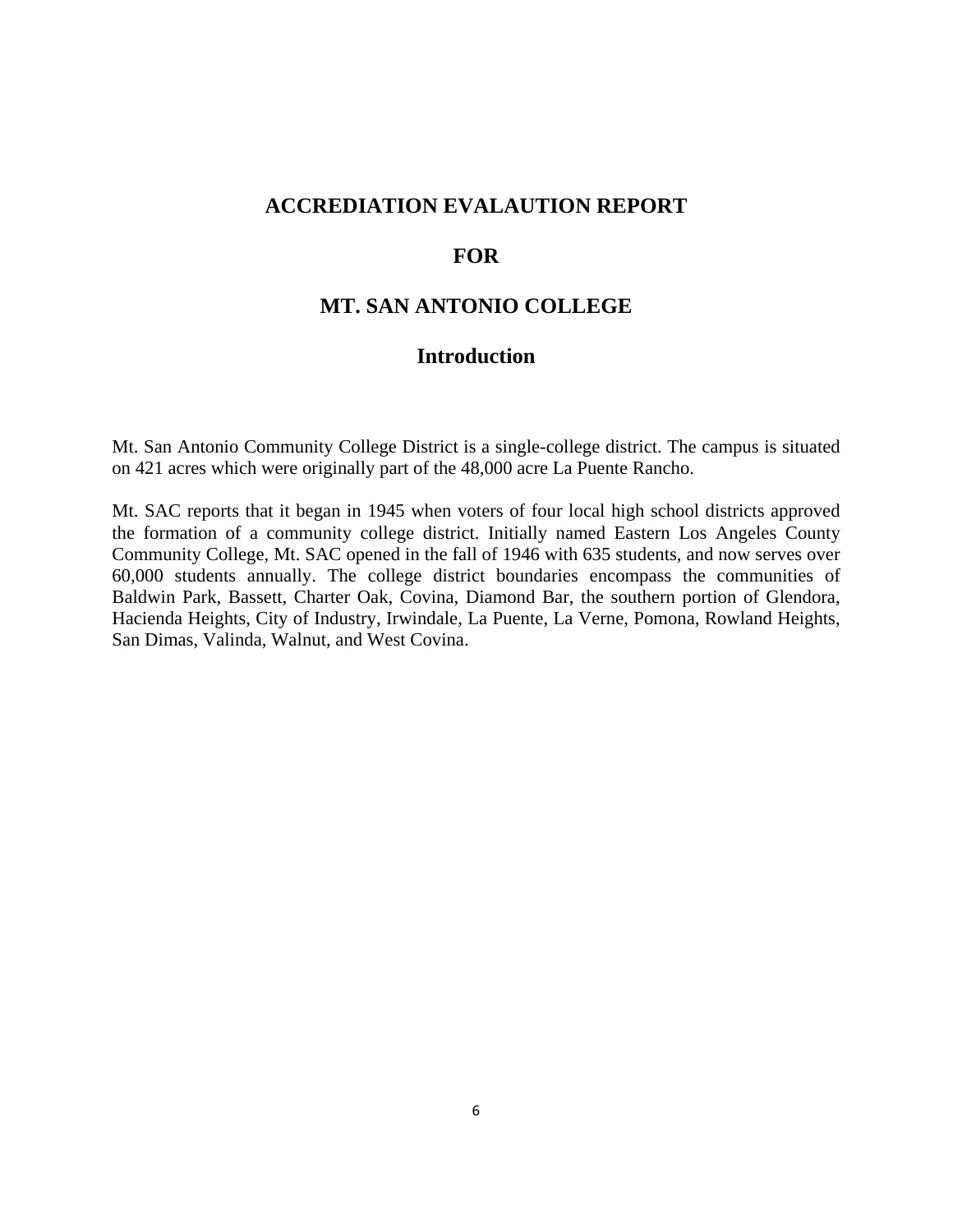# ACCREDIATION EVALAUTION REPORT

# FOR

# MT. SAN ANTONIO COLLEGE

## Introduction

Mt. San Antonio Community College District is a single-college district. The campus is situated on 421 acres which were originally part of the 48,000 acre La Puente Rancho.

Mt. SAC reports that it began in 1945 when voters of four local high school districts approved the formation of a community college district. Initially named Eastern Los Angeles County Community College, Mt. SAC opened in the fall of 1946 with 635 students, and now serves over 60,000 students annually. The college district boundaries encompass the communities of Baldwin Park, Bassett, Charter Oak, Covina, Diamond Bar, the southern portion of Glendora, Hacienda Heights, City of Industry, Irwindale, La Puente, La Verne, Pomona, Rowland Heights, San Dimas, Valinda, Walnut, and West Covina.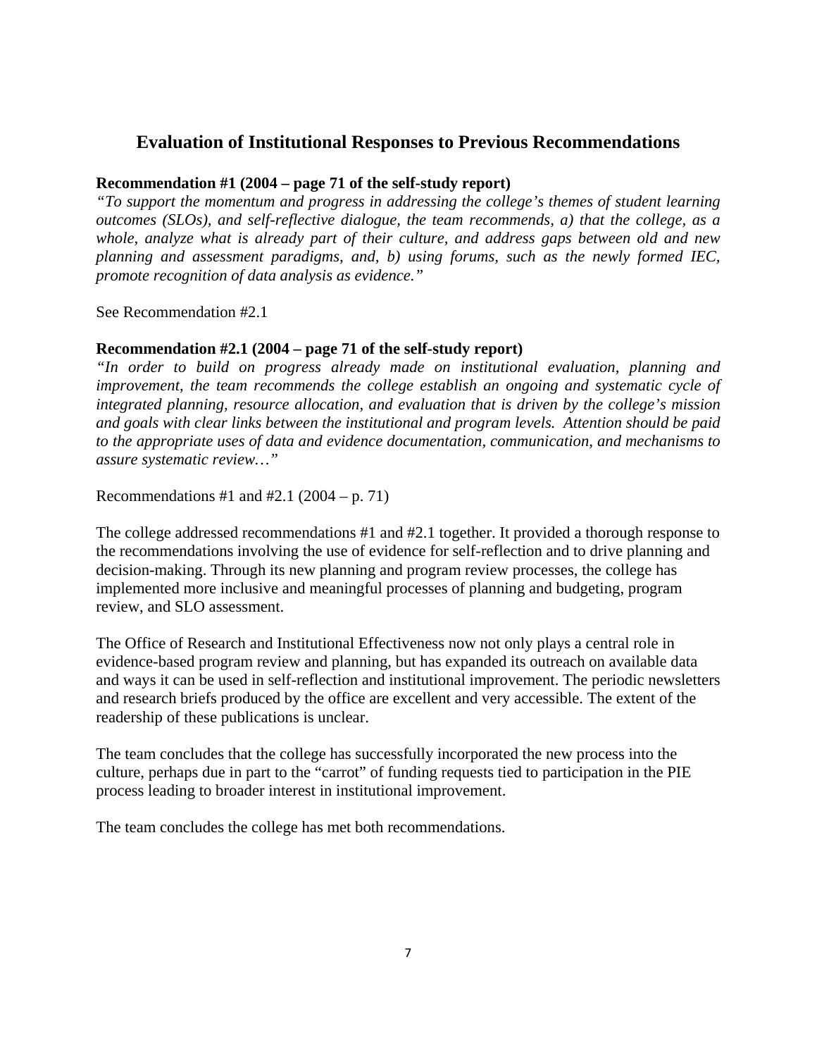## Evaluation of Institutional Responses to Previous Recommendations

**Recommendation #1 (2004 – page 71 of the self-study report)**
*"To support the momentum and progress in addressing the college's themes of student learning outcomes (SLOs), and self-reflective dialogue, the team recommends, a) that the college, as a whole, analyze what is already part of their culture, and address gaps between old and new planning and assessment paradigms, and, b) using forums, such as the newly formed IEC, promote recognition of data analysis as evidence."*

See Recommendation #2.1

**Recommendation #2.1 (2004 – page 71 of the self-study report)**
*"In order to build on progress already made on institutional evaluation, planning and improvement, the team recommends the college establish an ongoing and systematic cycle of integrated planning, resource allocation, and evaluation that is driven by the college's mission and goals with clear links between the institutional and program levels. Attention should be paid to the appropriate uses of data and evidence documentation, communication, and mechanisms to assure systematic review…"*

Recommendations #1 and #2.1 (2004 – p. 71)

The college addressed recommendations #1 and #2.1 together. It provided a thorough response to the recommendations involving the use of evidence for self-reflection and to drive planning and decision-making. Through its new planning and program review processes, the college has implemented more inclusive and meaningful processes of planning and budgeting, program review, and SLO assessment.

The Office of Research and Institutional Effectiveness now not only plays a central role in evidence-based program review and planning, but has expanded its outreach on available data and ways it can be used in self-reflection and institutional improvement. The periodic newsletters and research briefs produced by the office are excellent and very accessible. The extent of the readership of these publications is unclear.

The team concludes that the college has successfully incorporated the new process into the culture, perhaps due in part to the "carrot" of funding requests tied to participation in the PIE process leading to broader interest in institutional improvement.

The team concludes the college has met both recommendations.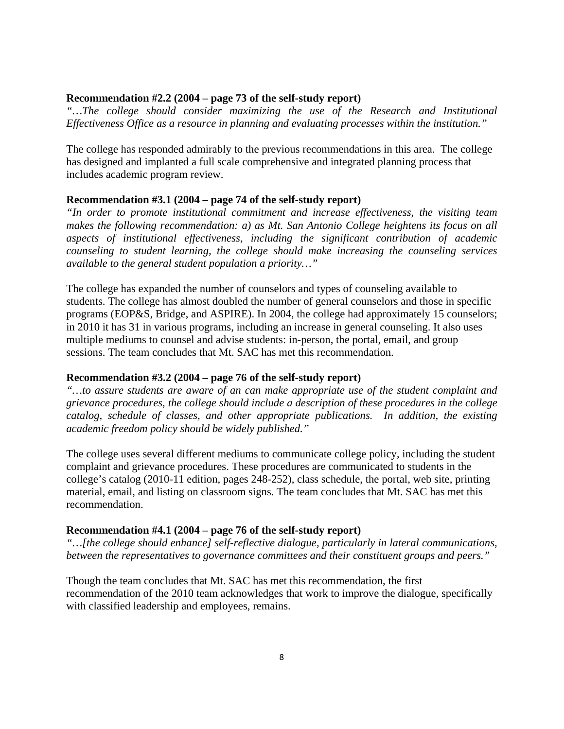**Recommendation #2.2 (2004 – page 73 of the self-study report)**

*"…The college should consider maximizing the use of the Research and Institutional Effectiveness Office as a resource in planning and evaluating processes within the institution."*

The college has responded admirably to the previous recommendations in this area. The college has designed and implanted a full scale comprehensive and integrated planning process that includes academic program review.

**Recommendation #3.1 (2004 – page 74 of the self-study report)**

*"In order to promote institutional commitment and increase effectiveness, the visiting team makes the following recommendation: a) as Mt. San Antonio College heightens its focus on all aspects of institutional effectiveness, including the significant contribution of academic counseling to student learning, the college should make increasing the counseling services available to the general student population a priority…"*

The college has expanded the number of counselors and types of counseling available to students. The college has almost doubled the number of general counselors and those in specific programs (EOP&S, Bridge, and ASPIRE). In 2004, the college had approximately 15 counselors; in 2010 it has 31 in various programs, including an increase in general counseling. It also uses multiple mediums to counsel and advise students: in-person, the portal, email, and group sessions. The team concludes that Mt. SAC has met this recommendation.

**Recommendation #3.2 (2004 – page 76 of the self-study report)**

*"…to assure students are aware of an can make appropriate use of the student complaint and grievance procedures, the college should include a description of these procedures in the college catalog, schedule of classes, and other appropriate publications. In addition, the existing academic freedom policy should be widely published."*

The college uses several different mediums to communicate college policy, including the student complaint and grievance procedures. These procedures are communicated to students in the college's catalog (2010-11 edition, pages 248-252), class schedule, the portal, web site, printing material, email, and listing on classroom signs. The team concludes that Mt. SAC has met this recommendation.

**Recommendation #4.1 (2004 – page 76 of the self-study report)**

*"…[the college should enhance] self-reflective dialogue, particularly in lateral communications, between the representatives to governance committees and their constituent groups and peers."*

Though the team concludes that Mt. SAC has met this recommendation, the first recommendation of the 2010 team acknowledges that work to improve the dialogue, specifically with classified leadership and employees, remains.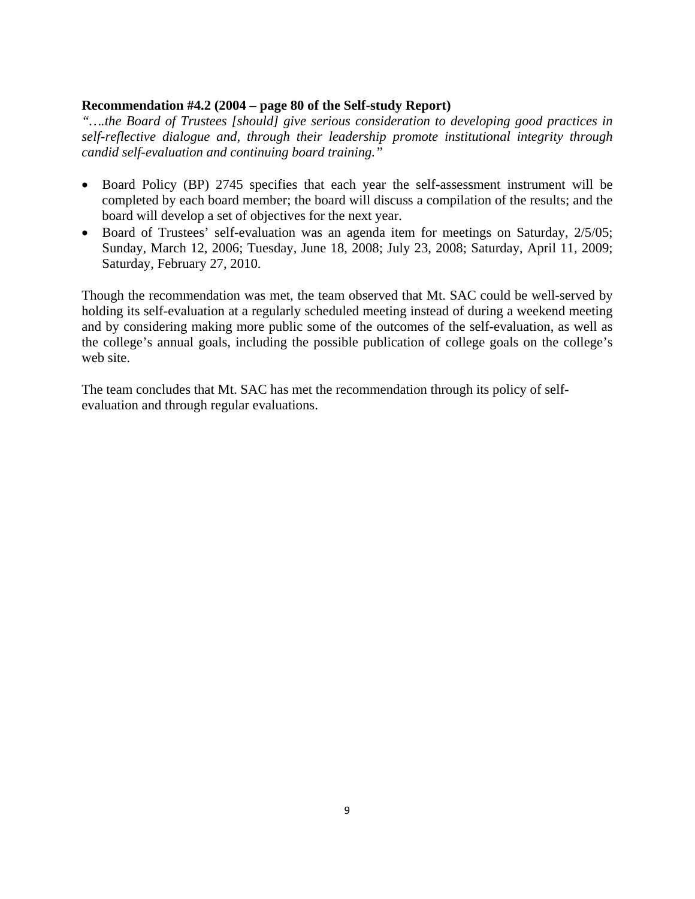**Recommendation #4.2 (2004 – page 80 of the Self-study Report)**

*"….the Board of Trustees [should] give serious consideration to developing good practices in self-reflective dialogue and, through their leadership promote institutional integrity through candid self-evaluation and continuing board training."*

- Board Policy (BP) 2745 specifies that each year the self-assessment instrument will be completed by each board member; the board will discuss a compilation of the results; and the board will develop a set of objectives for the next year.
- Board of Trustees' self-evaluation was an agenda item for meetings on Saturday, 2/5/05; Sunday, March 12, 2006; Tuesday, June 18, 2008; July 23, 2008; Saturday, April 11, 2009; Saturday, February 27, 2010.

Though the recommendation was met, the team observed that Mt. SAC could be well-served by holding its self-evaluation at a regularly scheduled meeting instead of during a weekend meeting and by considering making more public some of the outcomes of the self-evaluation, as well as the college's annual goals, including the possible publication of college goals on the college's web site.

The team concludes that Mt. SAC has met the recommendation through its policy of self-evaluation and through regular evaluations.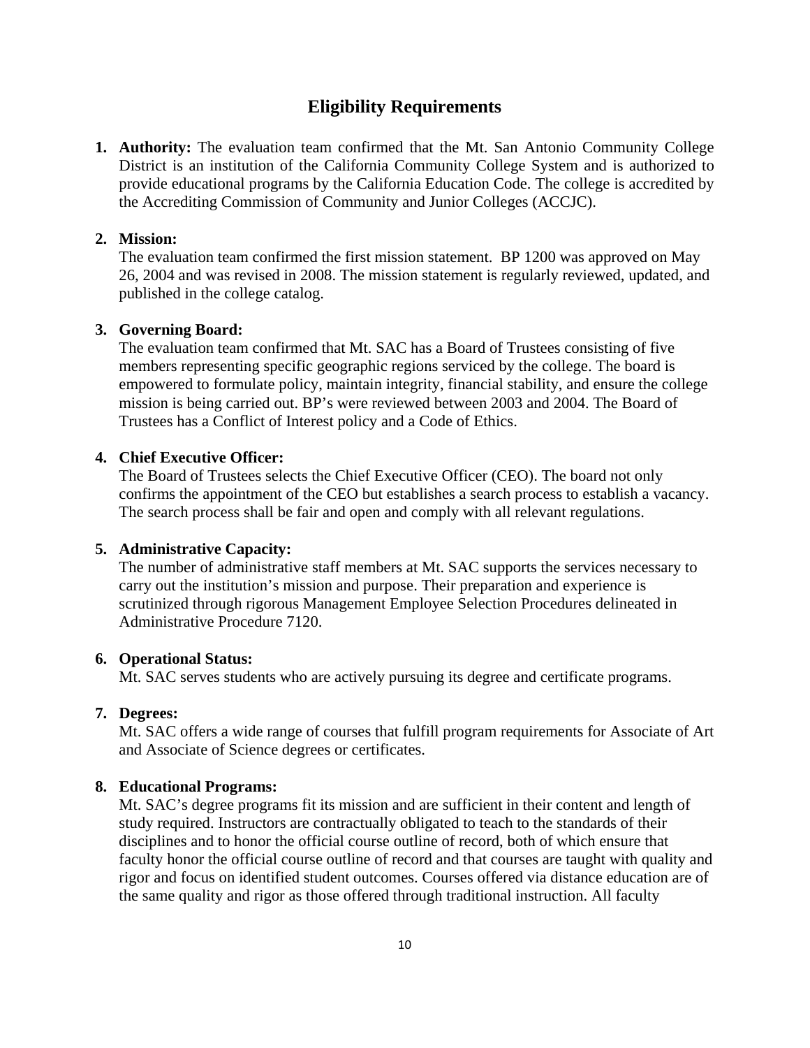## Eligibility Requirements

1. **Authority:** The evaluation team confirmed that the Mt. San Antonio Community College District is an institution of the California Community College System and is authorized to provide educational programs by the California Education Code. The college is accredited by the Accrediting Commission of Community and Junior Colleges (ACCJC).

2. **Mission:**
   The evaluation team confirmed the first mission statement. BP 1200 was approved on May 26, 2004 and was revised in 2008. The mission statement is regularly reviewed, updated, and published in the college catalog.

3. **Governing Board:**
   The evaluation team confirmed that Mt. SAC has a Board of Trustees consisting of five members representing specific geographic regions serviced by the college. The board is empowered to formulate policy, maintain integrity, financial stability, and ensure the college mission is being carried out. BP's were reviewed between 2003 and 2004. The Board of Trustees has a Conflict of Interest policy and a Code of Ethics.

4. **Chief Executive Officer:**
   The Board of Trustees selects the Chief Executive Officer (CEO). The board not only confirms the appointment of the CEO but establishes a search process to establish a vacancy. The search process shall be fair and open and comply with all relevant regulations.

5. **Administrative Capacity:**
   The number of administrative staff members at Mt. SAC supports the services necessary to carry out the institution's mission and purpose. Their preparation and experience is scrutinized through rigorous Management Employee Selection Procedures delineated in Administrative Procedure 7120.

6. **Operational Status:**
   Mt. SAC serves students who are actively pursuing its degree and certificate programs.

7. **Degrees:**
   Mt. SAC offers a wide range of courses that fulfill program requirements for Associate of Art and Associate of Science degrees or certificates.

8. **Educational Programs:**
   Mt. SAC's degree programs fit its mission and are sufficient in their content and length of study required. Instructors are contractually obligated to teach to the standards of their disciplines and to honor the official course outline of record, both of which ensure that faculty honor the official course outline of record and that courses are taught with quality and rigor and focus on identified student outcomes. Courses offered via distance education are of the same quality and rigor as those offered through traditional instruction. All faculty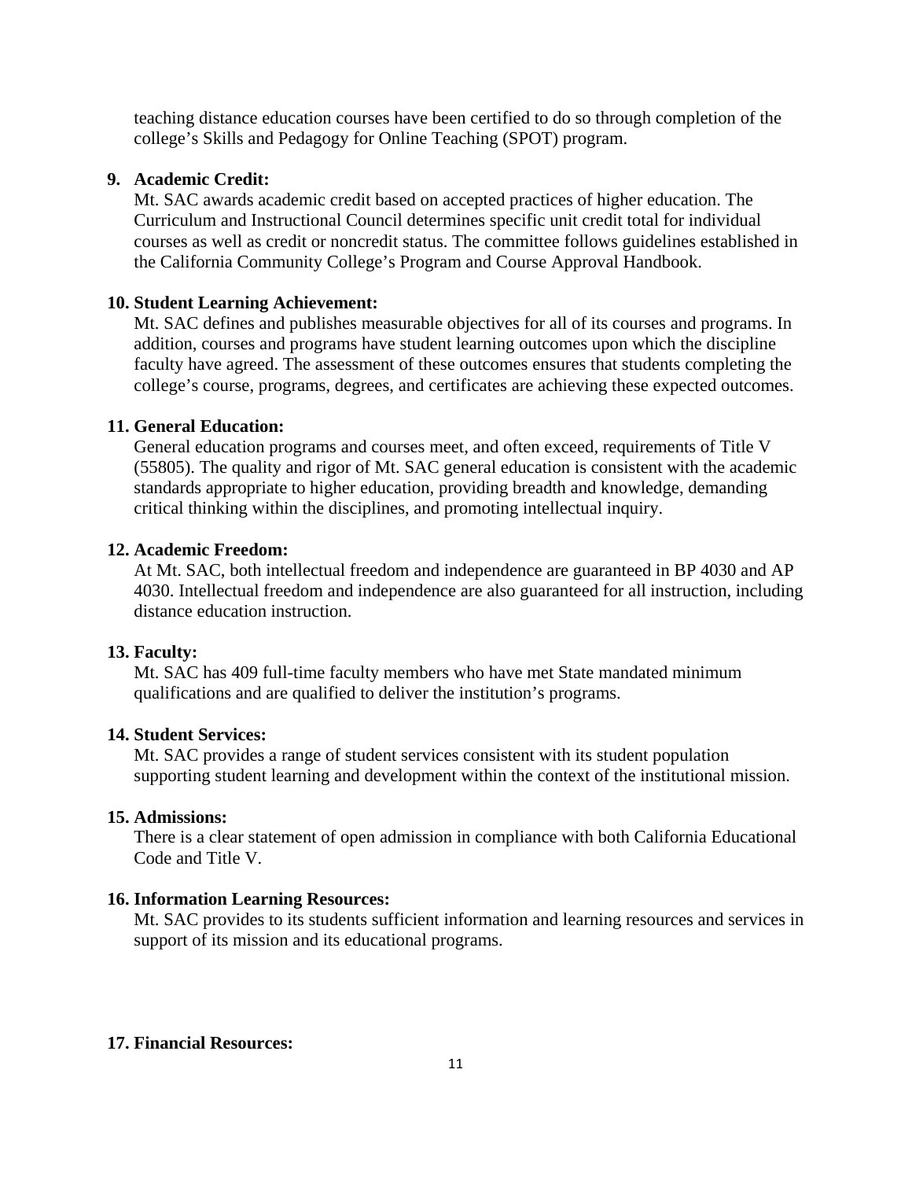teaching distance education courses have been certified to do so through completion of the college's Skills and Pedagogy for Online Teaching (SPOT) program.

**9. Academic Credit:**

Mt. SAC awards academic credit based on accepted practices of higher education. The Curriculum and Instructional Council determines specific unit credit total for individual courses as well as credit or noncredit status. The committee follows guidelines established in the California Community College's Program and Course Approval Handbook.

**10. Student Learning Achievement:**

Mt. SAC defines and publishes measurable objectives for all of its courses and programs. In addition, courses and programs have student learning outcomes upon which the discipline faculty have agreed. The assessment of these outcomes ensures that students completing the college's course, programs, degrees, and certificates are achieving these expected outcomes.

**11. General Education:**

General education programs and courses meet, and often exceed, requirements of Title V (55805). The quality and rigor of Mt. SAC general education is consistent with the academic standards appropriate to higher education, providing breadth and knowledge, demanding critical thinking within the disciplines, and promoting intellectual inquiry.

**12. Academic Freedom:**

At Mt. SAC, both intellectual freedom and independence are guaranteed in BP 4030 and AP 4030. Intellectual freedom and independence are also guaranteed for all instruction, including distance education instruction.

**13. Faculty:**

Mt. SAC has 409 full-time faculty members who have met State mandated minimum qualifications and are qualified to deliver the institution's programs.

**14. Student Services:**

Mt. SAC provides a range of student services consistent with its student population supporting student learning and development within the context of the institutional mission.

**15. Admissions:**

There is a clear statement of open admission in compliance with both California Educational Code and Title V.

**16. Information Learning Resources:**

Mt. SAC provides to its students sufficient information and learning resources and services in support of its mission and its educational programs.

**17. Financial Resources:**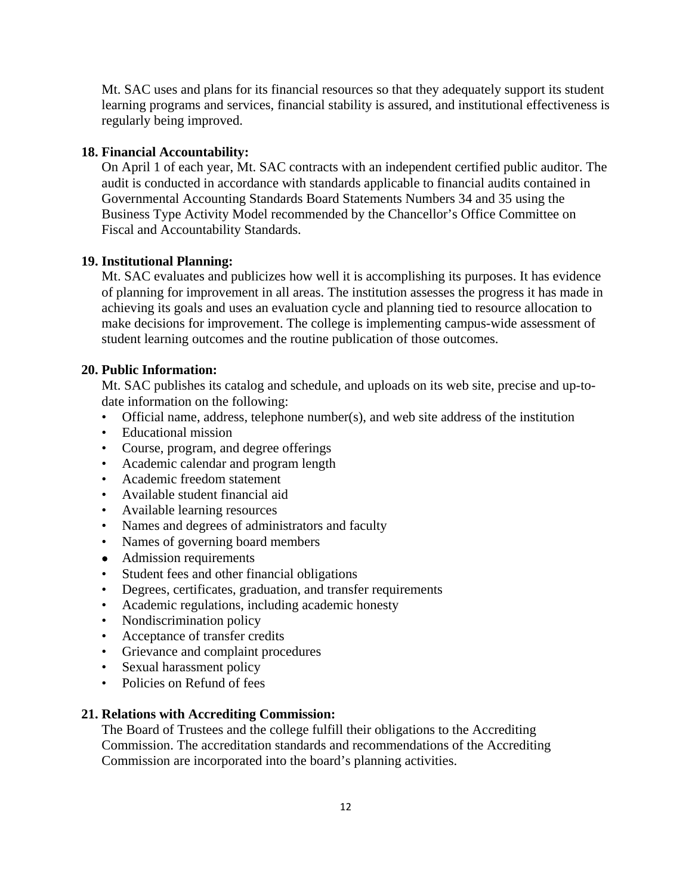Mt. SAC uses and plans for its financial resources so that they adequately support its student learning programs and services, financial stability is assured, and institutional effectiveness is regularly being improved.

**18. Financial Accountability:**

On April 1 of each year, Mt. SAC contracts with an independent certified public auditor. The audit is conducted in accordance with standards applicable to financial audits contained in Governmental Accounting Standards Board Statements Numbers 34 and 35 using the Business Type Activity Model recommended by the Chancellor's Office Committee on Fiscal and Accountability Standards.

**19. Institutional Planning:**

Mt. SAC evaluates and publicizes how well it is accomplishing its purposes. It has evidence of planning for improvement in all areas. The institution assesses the progress it has made in achieving its goals and uses an evaluation cycle and planning tied to resource allocation to make decisions for improvement. The college is implementing campus-wide assessment of student learning outcomes and the routine publication of those outcomes.

**20. Public Information:**

Mt. SAC publishes its catalog and schedule, and uploads on its web site, precise and up-to-date information on the following:

- Official name, address, telephone number(s), and web site address of the institution
- Educational mission
- Course, program, and degree offerings
- Academic calendar and program length
- Academic freedom statement
- Available student financial aid
- Available learning resources
- Names and degrees of administrators and faculty
- Names of governing board members
- Admission requirements
- Student fees and other financial obligations
- Degrees, certificates, graduation, and transfer requirements
- Academic regulations, including academic honesty
- Nondiscrimination policy
- Acceptance of transfer credits
- Grievance and complaint procedures
- Sexual harassment policy
- Policies on Refund of fees

**21. Relations with Accrediting Commission:**

The Board of Trustees and the college fulfill their obligations to the Accrediting Commission. The accreditation standards and recommendations of the Accrediting Commission are incorporated into the board's planning activities.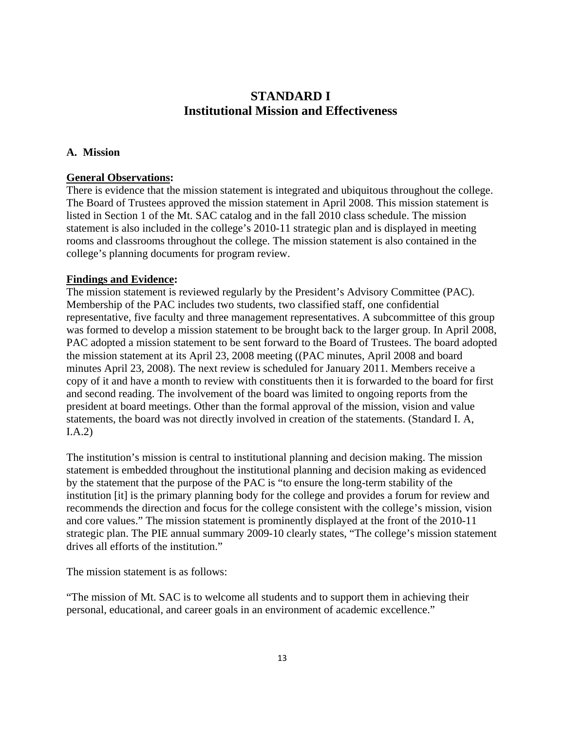# STANDARD I
# Institutional Mission and Effectiveness

## A. Mission

**General Observations:**

There is evidence that the mission statement is integrated and ubiquitous throughout the college. The Board of Trustees approved the mission statement in April 2008. This mission statement is listed in Section 1 of the Mt. SAC catalog and in the fall 2010 class schedule. The mission statement is also included in the college's 2010-11 strategic plan and is displayed in meeting rooms and classrooms throughout the college. The mission statement is also contained in the college's planning documents for program review.

**Findings and Evidence:**

The mission statement is reviewed regularly by the President's Advisory Committee (PAC). Membership of the PAC includes two students, two classified staff, one confidential representative, five faculty and three management representatives. A subcommittee of this group was formed to develop a mission statement to be brought back to the larger group. In April 2008, PAC adopted a mission statement to be sent forward to the Board of Trustees. The board adopted the mission statement at its April 23, 2008 meeting ((PAC minutes, April 2008 and board minutes April 23, 2008). The next review is scheduled for January 2011. Members receive a copy of it and have a month to review with constituents then it is forwarded to the board for first and second reading. The involvement of the board was limited to ongoing reports from the president at board meetings. Other than the formal approval of the mission, vision and value statements, the board was not directly involved in creation of the statements. (Standard I. A, I.A.2)

The institution's mission is central to institutional planning and decision making. The mission statement is embedded throughout the institutional planning and decision making as evidenced by the statement that the purpose of the PAC is "to ensure the long-term stability of the institution [it] is the primary planning body for the college and provides a forum for review and recommends the direction and focus for the college consistent with the college's mission, vision and core values." The mission statement is prominently displayed at the front of the 2010-11 strategic plan. The PIE annual summary 2009-10 clearly states, "The college's mission statement drives all efforts of the institution."

The mission statement is as follows:

"The mission of Mt. SAC is to welcome all students and to support them in achieving their personal, educational, and career goals in an environment of academic excellence."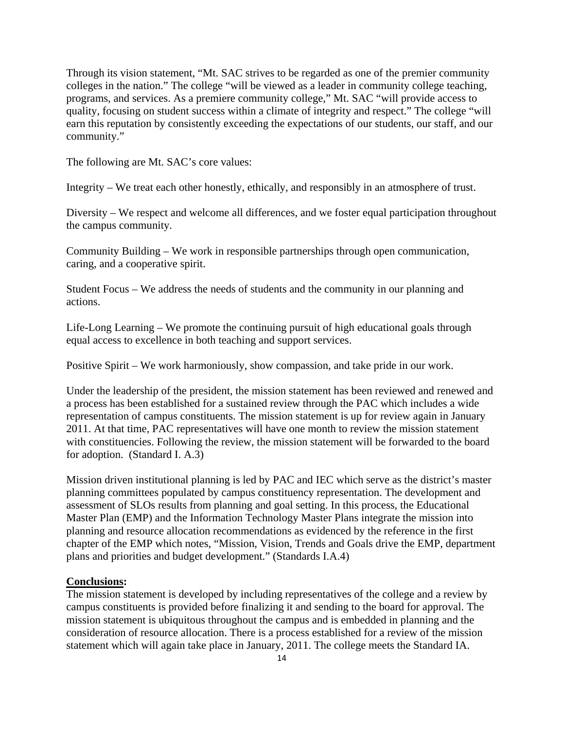Through its vision statement, "Mt. SAC strives to be regarded as one of the premier community colleges in the nation." The college "will be viewed as a leader in community college teaching, programs, and services. As a premiere community college," Mt. SAC "will provide access to quality, focusing on student success within a climate of integrity and respect." The college "will earn this reputation by consistently exceeding the expectations of our students, our staff, and our community."

The following are Mt. SAC's core values:

Integrity – We treat each other honestly, ethically, and responsibly in an atmosphere of trust.

Diversity – We respect and welcome all differences, and we foster equal participation throughout the campus community.

Community Building – We work in responsible partnerships through open communication, caring, and a cooperative spirit.

Student Focus – We address the needs of students and the community in our planning and actions.

Life-Long Learning – We promote the continuing pursuit of high educational goals through equal access to excellence in both teaching and support services.

Positive Spirit – We work harmoniously, show compassion, and take pride in our work.

Under the leadership of the president, the mission statement has been reviewed and renewed and a process has been established for a sustained review through the PAC which includes a wide representation of campus constituents. The mission statement is up for review again in January 2011. At that time, PAC representatives will have one month to review the mission statement with constituencies. Following the review, the mission statement will be forwarded to the board for adoption. (Standard I. A.3)

Mission driven institutional planning is led by PAC and IEC which serve as the district's master planning committees populated by campus constituency representation. The development and assessment of SLOs results from planning and goal setting. In this process, the Educational Master Plan (EMP) and the Information Technology Master Plans integrate the mission into planning and resource allocation recommendations as evidenced by the reference in the first chapter of the EMP which notes, "Mission, Vision, Trends and Goals drive the EMP, department plans and priorities and budget development." (Standards I.A.4)

**Conclusions:**

The mission statement is developed by including representatives of the college and a review by campus constituents is provided before finalizing it and sending to the board for approval. The mission statement is ubiquitous throughout the campus and is embedded in planning and the consideration of resource allocation. There is a process established for a review of the mission statement which will again take place in January, 2011. The college meets the Standard IA.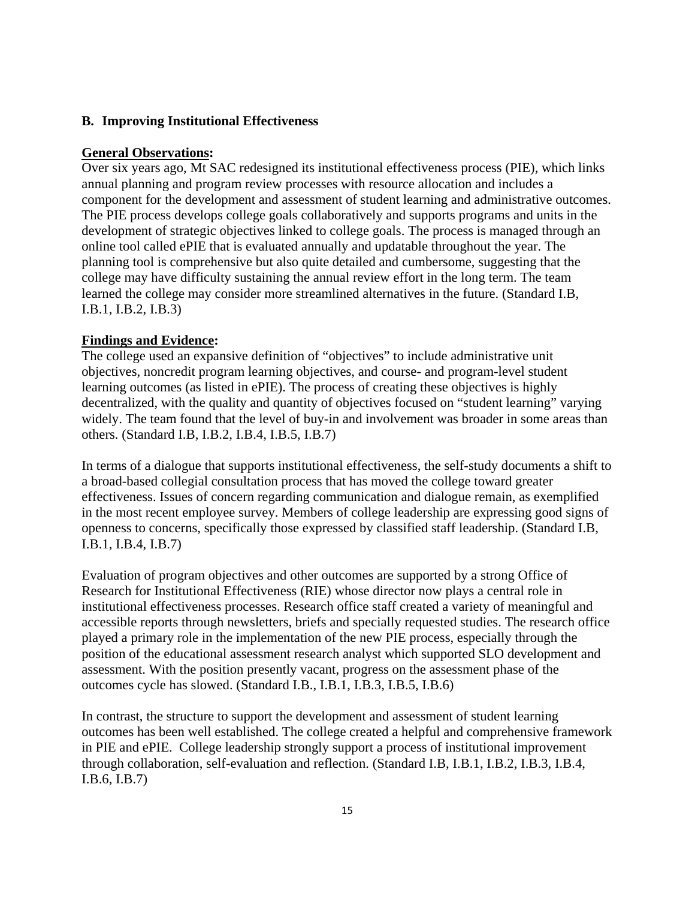## B. Improving Institutional Effectiveness

**General Observations:**

Over six years ago, Mt SAC redesigned its institutional effectiveness process (PIE), which links annual planning and program review processes with resource allocation and includes a component for the development and assessment of student learning and administrative outcomes. The PIE process develops college goals collaboratively and supports programs and units in the development of strategic objectives linked to college goals. The process is managed through an online tool called ePIE that is evaluated annually and updatable throughout the year. The planning tool is comprehensive but also quite detailed and cumbersome, suggesting that the college may have difficulty sustaining the annual review effort in the long term. The team learned the college may consider more streamlined alternatives in the future. (Standard I.B, I.B.1, I.B.2, I.B.3)

**Findings and Evidence:**

The college used an expansive definition of "objectives" to include administrative unit objectives, noncredit program learning objectives, and course- and program-level student learning outcomes (as listed in ePIE). The process of creating these objectives is highly decentralized, with the quality and quantity of objectives focused on "student learning" varying widely. The team found that the level of buy-in and involvement was broader in some areas than others. (Standard I.B, I.B.2, I.B.4, I.B.5, I.B.7)

In terms of a dialogue that supports institutional effectiveness, the self-study documents a shift to a broad-based collegial consultation process that has moved the college toward greater effectiveness. Issues of concern regarding communication and dialogue remain, as exemplified in the most recent employee survey. Members of college leadership are expressing good signs of openness to concerns, specifically those expressed by classified staff leadership. (Standard I.B, I.B.1, I.B.4, I.B.7)

Evaluation of program objectives and other outcomes are supported by a strong Office of Research for Institutional Effectiveness (RIE) whose director now plays a central role in institutional effectiveness processes. Research office staff created a variety of meaningful and accessible reports through newsletters, briefs and specially requested studies. The research office played a primary role in the implementation of the new PIE process, especially through the position of the educational assessment research analyst which supported SLO development and assessment. With the position presently vacant, progress on the assessment phase of the outcomes cycle has slowed. (Standard I.B., I.B.1, I.B.3, I.B.5, I.B.6)

In contrast, the structure to support the development and assessment of student learning outcomes has been well established. The college created a helpful and comprehensive framework in PIE and ePIE. College leadership strongly support a process of institutional improvement through collaboration, self-evaluation and reflection. (Standard I.B, I.B.1, I.B.2, I.B.3, I.B.4, I.B.6, I.B.7)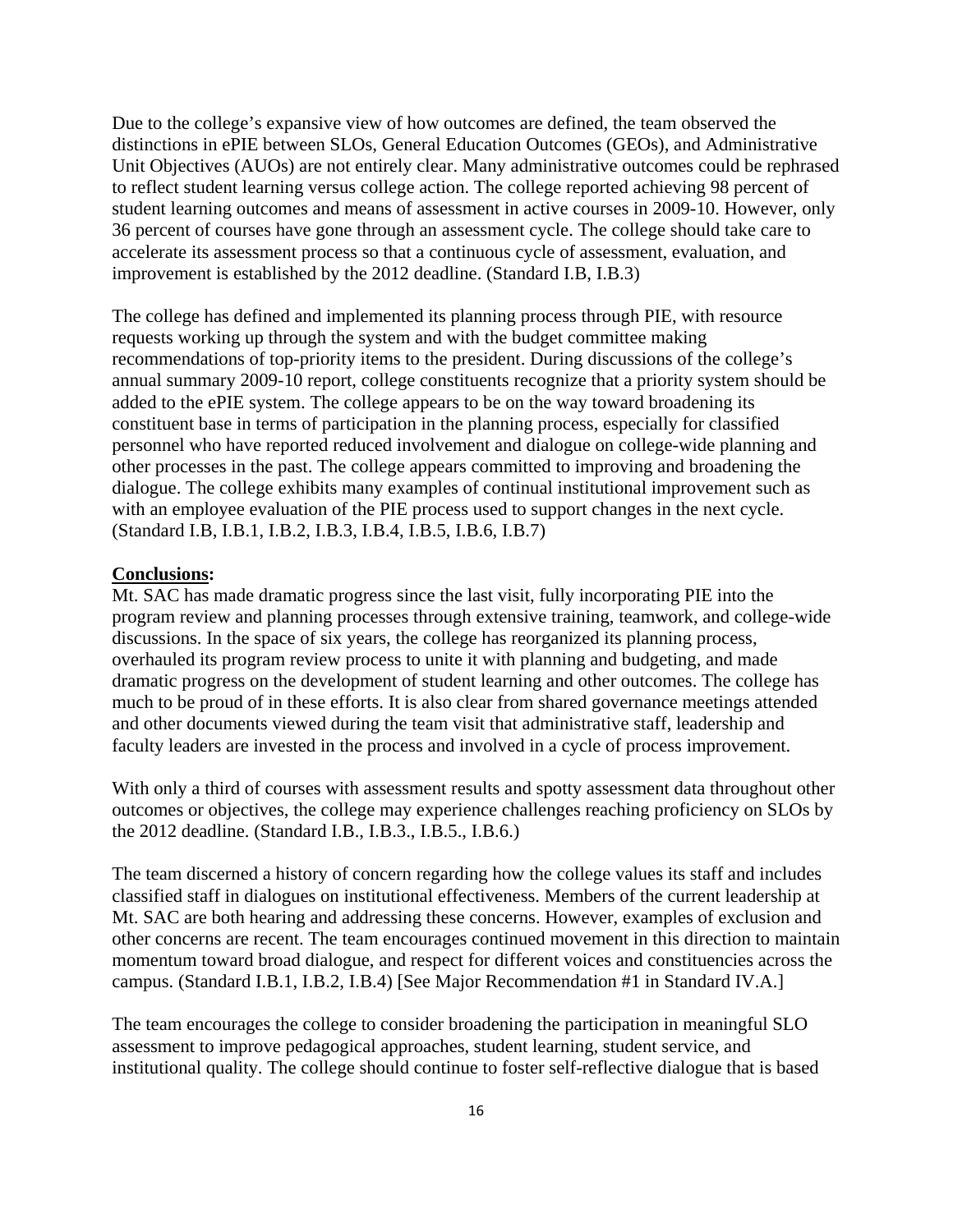Due to the college's expansive view of how outcomes are defined, the team observed the distinctions in ePIE between SLOs, General Education Outcomes (GEOs), and Administrative Unit Objectives (AUOs) are not entirely clear. Many administrative outcomes could be rephrased to reflect student learning versus college action. The college reported achieving 98 percent of student learning outcomes and means of assessment in active courses in 2009-10. However, only 36 percent of courses have gone through an assessment cycle. The college should take care to accelerate its assessment process so that a continuous cycle of assessment, evaluation, and improvement is established by the 2012 deadline. (Standard I.B, I.B.3)

The college has defined and implemented its planning process through PIE, with resource requests working up through the system and with the budget committee making recommendations of top-priority items to the president. During discussions of the college's annual summary 2009-10 report, college constituents recognize that a priority system should be added to the ePIE system. The college appears to be on the way toward broadening its constituent base in terms of participation in the planning process, especially for classified personnel who have reported reduced involvement and dialogue on college-wide planning and other processes in the past. The college appears committed to improving and broadening the dialogue. The college exhibits many examples of continual institutional improvement such as with an employee evaluation of the PIE process used to support changes in the next cycle. (Standard I.B, I.B.1, I.B.2, I.B.3, I.B.4, I.B.5, I.B.6, I.B.7)

**Conclusions:**

Mt. SAC has made dramatic progress since the last visit, fully incorporating PIE into the program review and planning processes through extensive training, teamwork, and college-wide discussions. In the space of six years, the college has reorganized its planning process, overhauled its program review process to unite it with planning and budgeting, and made dramatic progress on the development of student learning and other outcomes. The college has much to be proud of in these efforts. It is also clear from shared governance meetings attended and other documents viewed during the team visit that administrative staff, leadership and faculty leaders are invested in the process and involved in a cycle of process improvement.

With only a third of courses with assessment results and spotty assessment data throughout other outcomes or objectives, the college may experience challenges reaching proficiency on SLOs by the 2012 deadline. (Standard I.B., I.B.3., I.B.5., I.B.6.)

The team discerned a history of concern regarding how the college values its staff and includes classified staff in dialogues on institutional effectiveness. Members of the current leadership at Mt. SAC are both hearing and addressing these concerns. However, examples of exclusion and other concerns are recent. The team encourages continued movement in this direction to maintain momentum toward broad dialogue, and respect for different voices and constituencies across the campus. (Standard I.B.1, I.B.2, I.B.4) [See Major Recommendation #1 in Standard IV.A.]

The team encourages the college to consider broadening the participation in meaningful SLO assessment to improve pedagogical approaches, student learning, student service, and institutional quality. The college should continue to foster self-reflective dialogue that is based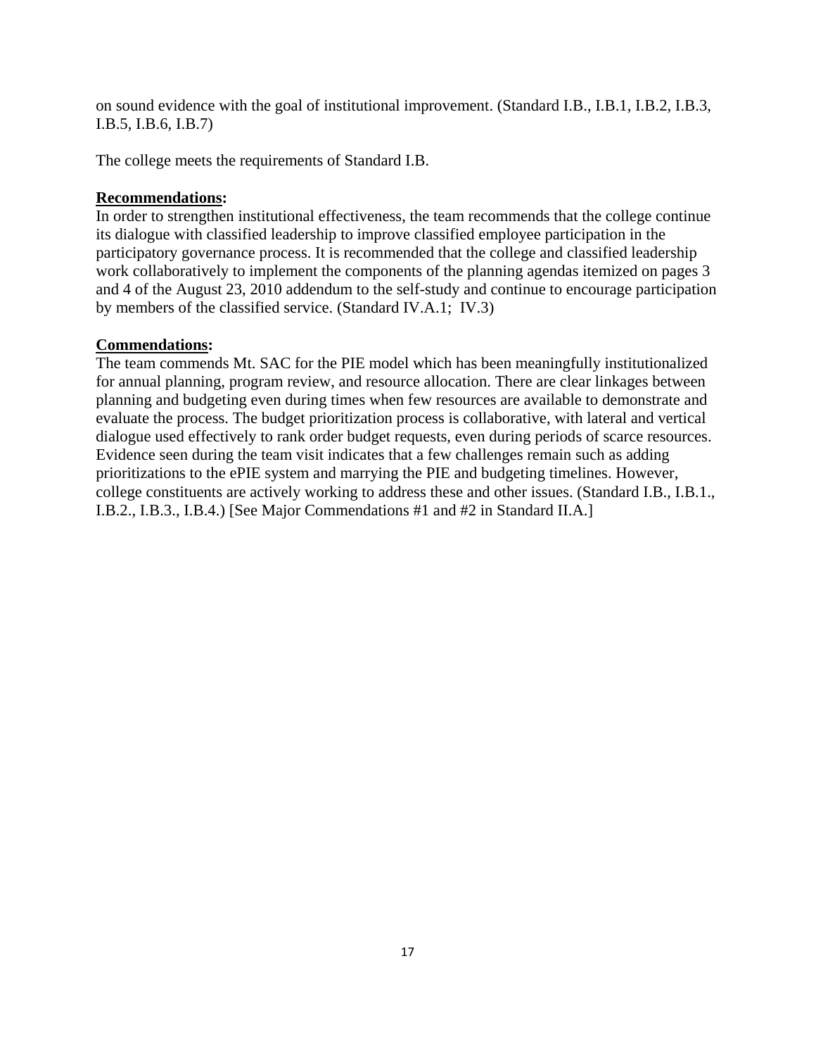on sound evidence with the goal of institutional improvement. (Standard I.B., I.B.1, I.B.2, I.B.3, I.B.5, I.B.6, I.B.7)

The college meets the requirements of Standard I.B.

**Recommendations:**

In order to strengthen institutional effectiveness, the team recommends that the college continue its dialogue with classified leadership to improve classified employee participation in the participatory governance process. It is recommended that the college and classified leadership work collaboratively to implement the components of the planning agendas itemized on pages 3 and 4 of the August 23, 2010 addendum to the self-study and continue to encourage participation by members of the classified service. (Standard IV.A.1; IV.3)

**Commendations:**

The team commends Mt. SAC for the PIE model which has been meaningfully institutionalized for annual planning, program review, and resource allocation. There are clear linkages between planning and budgeting even during times when few resources are available to demonstrate and evaluate the process. The budget prioritization process is collaborative, with lateral and vertical dialogue used effectively to rank order budget requests, even during periods of scarce resources. Evidence seen during the team visit indicates that a few challenges remain such as adding prioritizations to the ePIE system and marrying the PIE and budgeting timelines. However, college constituents are actively working to address these and other issues. (Standard I.B., I.B.1., I.B.2., I.B.3., I.B.4.) [See Major Commendations #1 and #2 in Standard II.A.]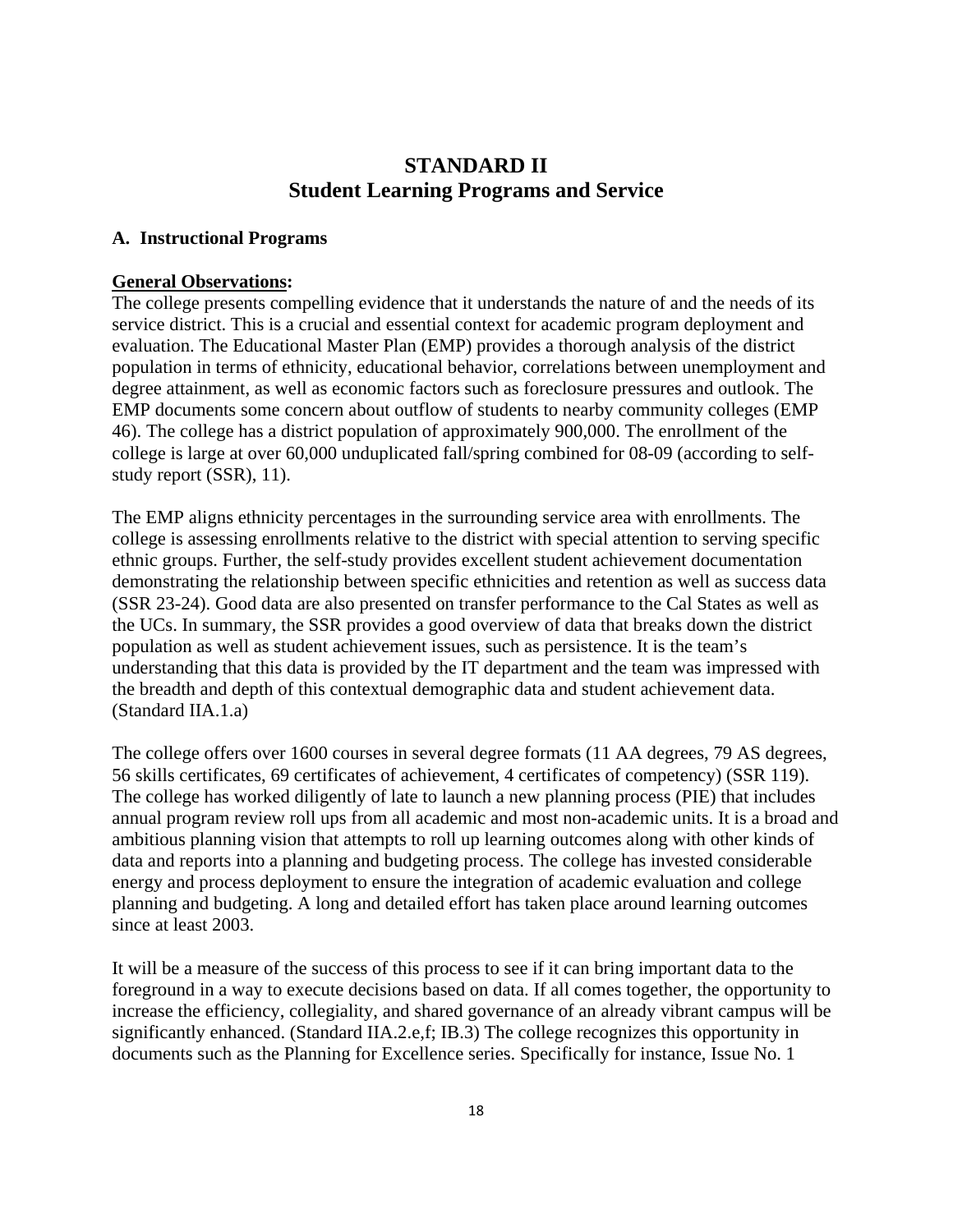# STANDARD II
# Student Learning Programs and Service

### A. Instructional Programs

**General Observations:**

The college presents compelling evidence that it understands the nature of and the needs of its service district. This is a crucial and essential context for academic program deployment and evaluation. The Educational Master Plan (EMP) provides a thorough analysis of the district population in terms of ethnicity, educational behavior, correlations between unemployment and degree attainment, as well as economic factors such as foreclosure pressures and outlook. The EMP documents some concern about outflow of students to nearby community colleges (EMP 46). The college has a district population of approximately 900,000. The enrollment of the college is large at over 60,000 unduplicated fall/spring combined for 08-09 (according to self-study report (SSR), 11).

The EMP aligns ethnicity percentages in the surrounding service area with enrollments. The college is assessing enrollments relative to the district with special attention to serving specific ethnic groups. Further, the self-study provides excellent student achievement documentation demonstrating the relationship between specific ethnicities and retention as well as success data (SSR 23-24). Good data are also presented on transfer performance to the Cal States as well as the UCs. In summary, the SSR provides a good overview of data that breaks down the district population as well as student achievement issues, such as persistence. It is the team's understanding that this data is provided by the IT department and the team was impressed with the breadth and depth of this contextual demographic data and student achievement data. (Standard IIA.1.a)

The college offers over 1600 courses in several degree formats (11 AA degrees, 79 AS degrees, 56 skills certificates, 69 certificates of achievement, 4 certificates of competency) (SSR 119). The college has worked diligently of late to launch a new planning process (PIE) that includes annual program review roll ups from all academic and most non-academic units. It is a broad and ambitious planning vision that attempts to roll up learning outcomes along with other kinds of data and reports into a planning and budgeting process. The college has invested considerable energy and process deployment to ensure the integration of academic evaluation and college planning and budgeting. A long and detailed effort has taken place around learning outcomes since at least 2003.

It will be a measure of the success of this process to see if it can bring important data to the foreground in a way to execute decisions based on data. If all comes together, the opportunity to increase the efficiency, collegiality, and shared governance of an already vibrant campus will be significantly enhanced. (Standard IIA.2.e,f; IB.3) The college recognizes this opportunity in documents such as the Planning for Excellence series. Specifically for instance, Issue No. 1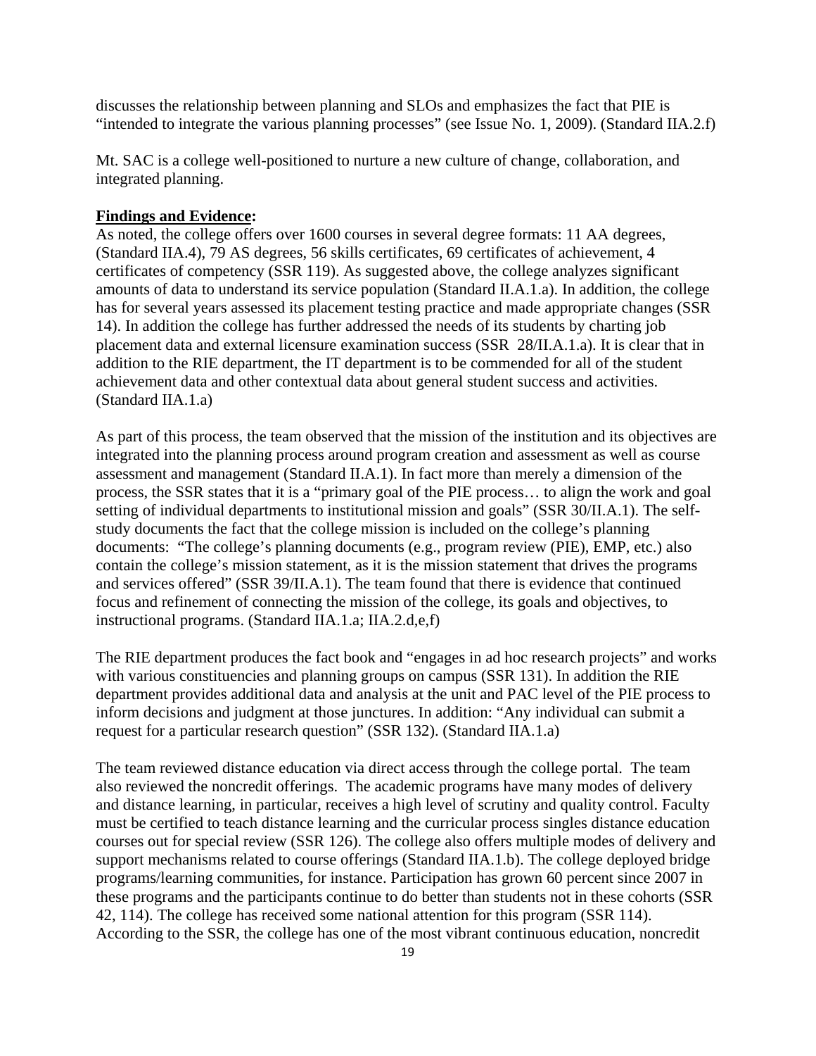discusses the relationship between planning and SLOs and emphasizes the fact that PIE is "intended to integrate the various planning processes" (see Issue No. 1, 2009). (Standard IIA.2.f)

Mt. SAC is a college well-positioned to nurture a new culture of change, collaboration, and integrated planning.

**Findings and Evidence:**

As noted, the college offers over 1600 courses in several degree formats: 11 AA degrees, (Standard IIA.4), 79 AS degrees, 56 skills certificates, 69 certificates of achievement, 4 certificates of competency (SSR 119). As suggested above, the college analyzes significant amounts of data to understand its service population (Standard II.A.1.a). In addition, the college has for several years assessed its placement testing practice and made appropriate changes (SSR 14). In addition the college has further addressed the needs of its students by charting job placement data and external licensure examination success (SSR 28/II.A.1.a). It is clear that in addition to the RIE department, the IT department is to be commended for all of the student achievement data and other contextual data about general student success and activities. (Standard IIA.1.a)

As part of this process, the team observed that the mission of the institution and its objectives are integrated into the planning process around program creation and assessment as well as course assessment and management (Standard II.A.1). In fact more than merely a dimension of the process, the SSR states that it is a "primary goal of the PIE process… to align the work and goal setting of individual departments to institutional mission and goals" (SSR 30/II.A.1). The self-study documents the fact that the college mission is included on the college's planning documents: "The college's planning documents (e.g., program review (PIE), EMP, etc.) also contain the college's mission statement, as it is the mission statement that drives the programs and services offered" (SSR 39/II.A.1). The team found that there is evidence that continued focus and refinement of connecting the mission of the college, its goals and objectives, to instructional programs. (Standard IIA.1.a; IIA.2.d,e,f)

The RIE department produces the fact book and "engages in ad hoc research projects" and works with various constituencies and planning groups on campus (SSR 131). In addition the RIE department provides additional data and analysis at the unit and PAC level of the PIE process to inform decisions and judgment at those junctures. In addition: "Any individual can submit a request for a particular research question" (SSR 132). (Standard IIA.1.a)

The team reviewed distance education via direct access through the college portal. The team also reviewed the noncredit offerings. The academic programs have many modes of delivery and distance learning, in particular, receives a high level of scrutiny and quality control. Faculty must be certified to teach distance learning and the curricular process singles distance education courses out for special review (SSR 126). The college also offers multiple modes of delivery and support mechanisms related to course offerings (Standard IIA.1.b). The college deployed bridge programs/learning communities, for instance. Participation has grown 60 percent since 2007 in these programs and the participants continue to do better than students not in these cohorts (SSR 42, 114). The college has received some national attention for this program (SSR 114). According to the SSR, the college has one of the most vibrant continuous education, noncredit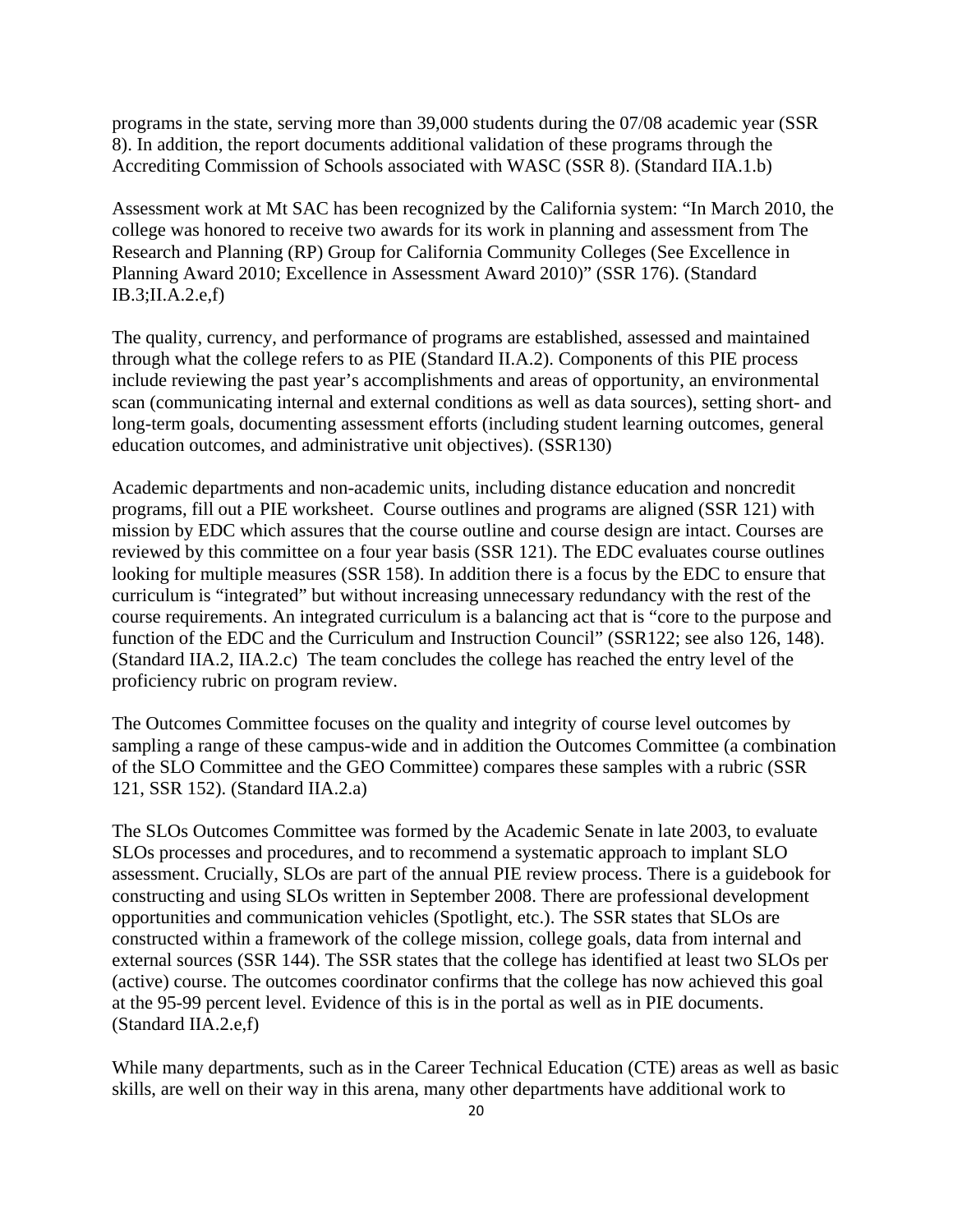programs in the state, serving more than 39,000 students during the 07/08 academic year (SSR 8). In addition, the report documents additional validation of these programs through the Accrediting Commission of Schools associated with WASC (SSR 8). (Standard IIA.1.b)

Assessment work at Mt SAC has been recognized by the California system: "In March 2010, the college was honored to receive two awards for its work in planning and assessment from The Research and Planning (RP) Group for California Community Colleges (See Excellence in Planning Award 2010; Excellence in Assessment Award 2010)" (SSR 176). (Standard IB.3;II.A.2.e,f)

The quality, currency, and performance of programs are established, assessed and maintained through what the college refers to as PIE (Standard II.A.2). Components of this PIE process include reviewing the past year's accomplishments and areas of opportunity, an environmental scan (communicating internal and external conditions as well as data sources), setting short- and long-term goals, documenting assessment efforts (including student learning outcomes, general education outcomes, and administrative unit objectives). (SSR130)

Academic departments and non-academic units, including distance education and noncredit programs, fill out a PIE worksheet. Course outlines and programs are aligned (SSR 121) with mission by EDC which assures that the course outline and course design are intact. Courses are reviewed by this committee on a four year basis (SSR 121). The EDC evaluates course outlines looking for multiple measures (SSR 158). In addition there is a focus by the EDC to ensure that curriculum is "integrated" but without increasing unnecessary redundancy with the rest of the course requirements. An integrated curriculum is a balancing act that is "core to the purpose and function of the EDC and the Curriculum and Instruction Council" (SSR122; see also 126, 148). (Standard IIA.2, IIA.2.c) The team concludes the college has reached the entry level of the proficiency rubric on program review.

The Outcomes Committee focuses on the quality and integrity of course level outcomes by sampling a range of these campus-wide and in addition the Outcomes Committee (a combination of the SLO Committee and the GEO Committee) compares these samples with a rubric (SSR 121, SSR 152). (Standard IIA.2.a)

The SLOs Outcomes Committee was formed by the Academic Senate in late 2003, to evaluate SLOs processes and procedures, and to recommend a systematic approach to implant SLO assessment. Crucially, SLOs are part of the annual PIE review process. There is a guidebook for constructing and using SLOs written in September 2008. There are professional development opportunities and communication vehicles (Spotlight, etc.). The SSR states that SLOs are constructed within a framework of the college mission, college goals, data from internal and external sources (SSR 144). The SSR states that the college has identified at least two SLOs per (active) course. The outcomes coordinator confirms that the college has now achieved this goal at the 95-99 percent level. Evidence of this is in the portal as well as in PIE documents. (Standard IIA.2.e,f)

While many departments, such as in the Career Technical Education (CTE) areas as well as basic skills, are well on their way in this arena, many other departments have additional work to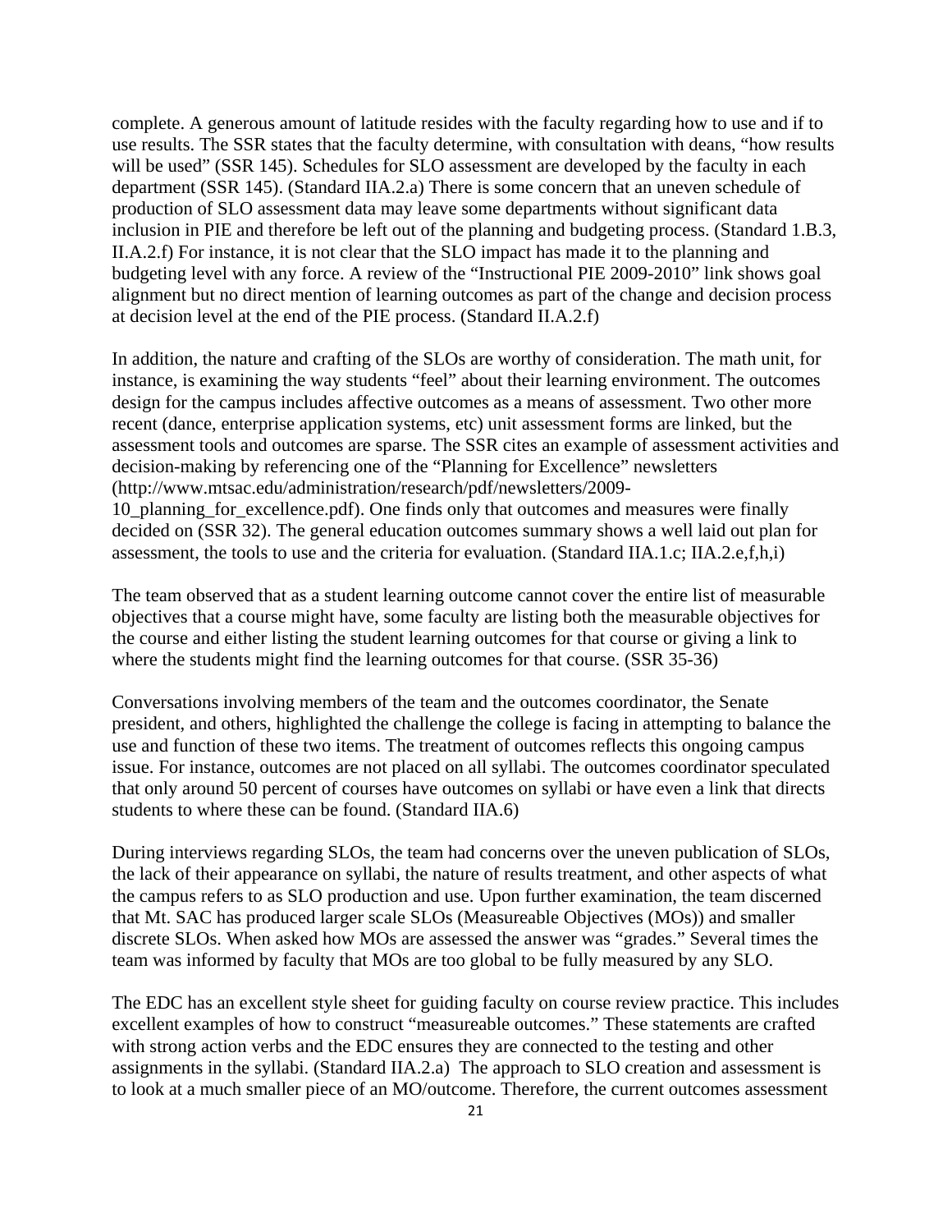complete. A generous amount of latitude resides with the faculty regarding how to use and if to use results. The SSR states that the faculty determine, with consultation with deans, "how results will be used" (SSR 145). Schedules for SLO assessment are developed by the faculty in each department (SSR 145). (Standard IIA.2.a) There is some concern that an uneven schedule of production of SLO assessment data may leave some departments without significant data inclusion in PIE and therefore be left out of the planning and budgeting process. (Standard 1.B.3, II.A.2.f) For instance, it is not clear that the SLO impact has made it to the planning and budgeting level with any force. A review of the "Instructional PIE 2009-2010" link shows goal alignment but no direct mention of learning outcomes as part of the change and decision process at decision level at the end of the PIE process. (Standard II.A.2.f)

In addition, the nature and crafting of the SLOs are worthy of consideration. The math unit, for instance, is examining the way students "feel" about their learning environment. The outcomes design for the campus includes affective outcomes as a means of assessment. Two other more recent (dance, enterprise application systems, etc) unit assessment forms are linked, but the assessment tools and outcomes are sparse. The SSR cites an example of assessment activities and decision-making by referencing one of the "Planning for Excellence" newsletters (http://www.mtsac.edu/administration/research/pdf/newsletters/2009-10_planning_for_excellence.pdf). One finds only that outcomes and measures were finally decided on (SSR 32). The general education outcomes summary shows a well laid out plan for assessment, the tools to use and the criteria for evaluation. (Standard IIA.1.c; IIA.2.e,f,h,i)

The team observed that as a student learning outcome cannot cover the entire list of measurable objectives that a course might have, some faculty are listing both the measurable objectives for the course and either listing the student learning outcomes for that course or giving a link to where the students might find the learning outcomes for that course. (SSR 35-36)

Conversations involving members of the team and the outcomes coordinator, the Senate president, and others, highlighted the challenge the college is facing in attempting to balance the use and function of these two items. The treatment of outcomes reflects this ongoing campus issue. For instance, outcomes are not placed on all syllabi. The outcomes coordinator speculated that only around 50 percent of courses have outcomes on syllabi or have even a link that directs students to where these can be found. (Standard IIA.6)

During interviews regarding SLOs, the team had concerns over the uneven publication of SLOs, the lack of their appearance on syllabi, the nature of results treatment, and other aspects of what the campus refers to as SLO production and use. Upon further examination, the team discerned that Mt. SAC has produced larger scale SLOs (Measureable Objectives (MOs)) and smaller discrete SLOs. When asked how MOs are assessed the answer was "grades." Several times the team was informed by faculty that MOs are too global to be fully measured by any SLO.

The EDC has an excellent style sheet for guiding faculty on course review practice. This includes excellent examples of how to construct "measureable outcomes." These statements are crafted with strong action verbs and the EDC ensures they are connected to the testing and other assignments in the syllabi. (Standard IIA.2.a) The approach to SLO creation and assessment is to look at a much smaller piece of an MO/outcome. Therefore, the current outcomes assessment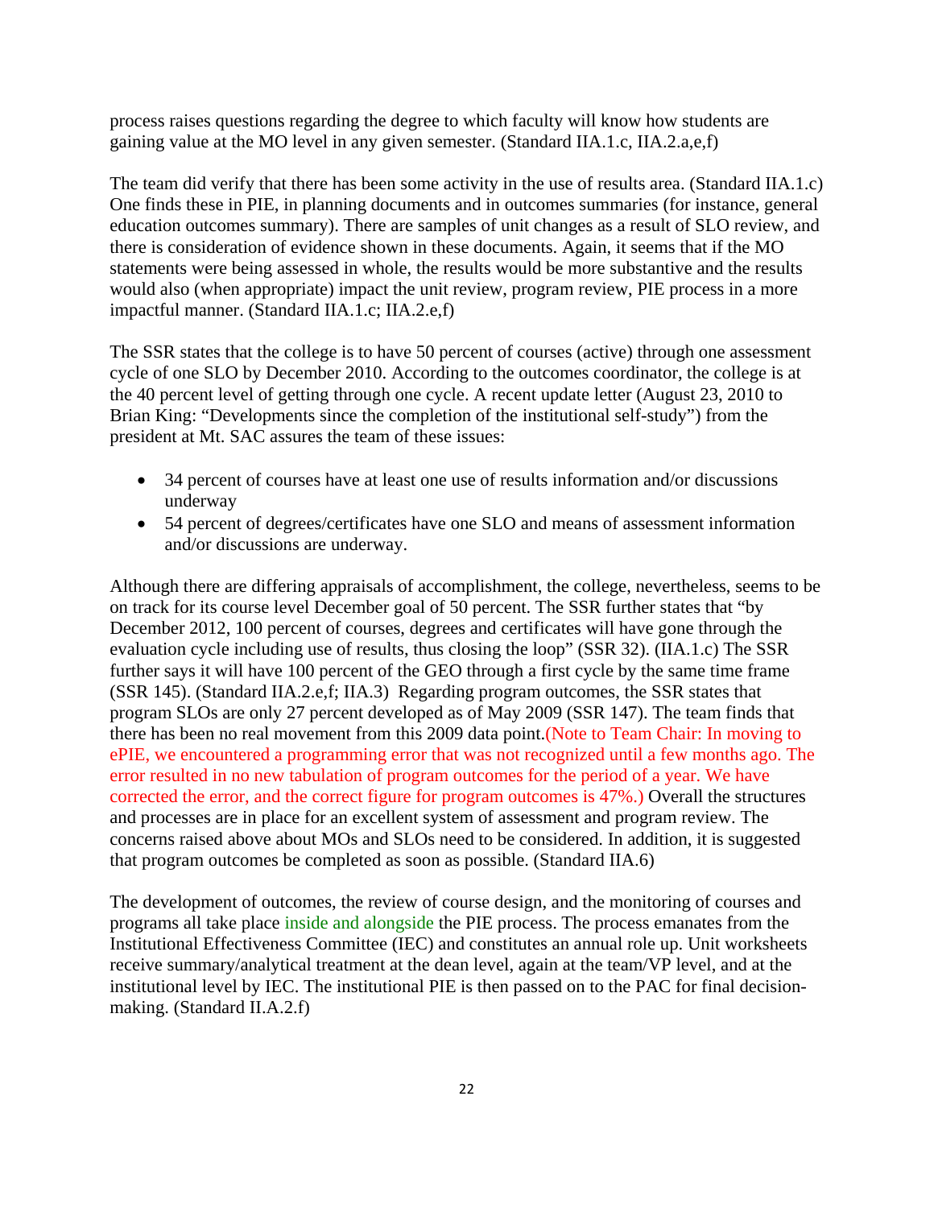process raises questions regarding the degree to which faculty will know how students are gaining value at the MO level in any given semester. (Standard IIA.1.c, IIA.2.a,e,f)

The team did verify that there has been some activity in the use of results area. (Standard IIA.1.c) One finds these in PIE, in planning documents and in outcomes summaries (for instance, general education outcomes summary). There are samples of unit changes as a result of SLO review, and there is consideration of evidence shown in these documents. Again, it seems that if the MO statements were being assessed in whole, the results would be more substantive and the results would also (when appropriate) impact the unit review, program review, PIE process in a more impactful manner. (Standard IIA.1.c; IIA.2.e,f)

The SSR states that the college is to have 50 percent of courses (active) through one assessment cycle of one SLO by December 2010. According to the outcomes coordinator, the college is at the 40 percent level of getting through one cycle. A recent update letter (August 23, 2010 to Brian King: "Developments since the completion of the institutional self-study") from the president at Mt. SAC assures the team of these issues:

- 34 percent of courses have at least one use of results information and/or discussions underway
- 54 percent of degrees/certificates have one SLO and means of assessment information and/or discussions are underway.

Although there are differing appraisals of accomplishment, the college, nevertheless, seems to be on track for its course level December goal of 50 percent. The SSR further states that "by December 2012, 100 percent of courses, degrees and certificates will have gone through the evaluation cycle including use of results, thus closing the loop" (SSR 32). (IIA.1.c) The SSR further says it will have 100 percent of the GEO through a first cycle by the same time frame (SSR 145). (Standard IIA.2.e,f; IIA.3) Regarding program outcomes, the SSR states that program SLOs are only 27 percent developed as of May 2009 (SSR 147). The team finds that there has been no real movement from this 2009 data point.(Note to Team Chair: In moving to ePIE, we encountered a programming error that was not recognized until a few months ago. The error resulted in no new tabulation of program outcomes for the period of a year. We have corrected the error, and the correct figure for program outcomes is 47%.) Overall the structures and processes are in place for an excellent system of assessment and program review. The concerns raised above about MOs and SLOs need to be considered. In addition, it is suggested that program outcomes be completed as soon as possible. (Standard IIA.6)

The development of outcomes, the review of course design, and the monitoring of courses and programs all take place inside and alongside the PIE process. The process emanates from the Institutional Effectiveness Committee (IEC) and constitutes an annual role up. Unit worksheets receive summary/analytical treatment at the dean level, again at the team/VP level, and at the institutional level by IEC. The institutional PIE is then passed on to the PAC for final decision-making. (Standard II.A.2.f)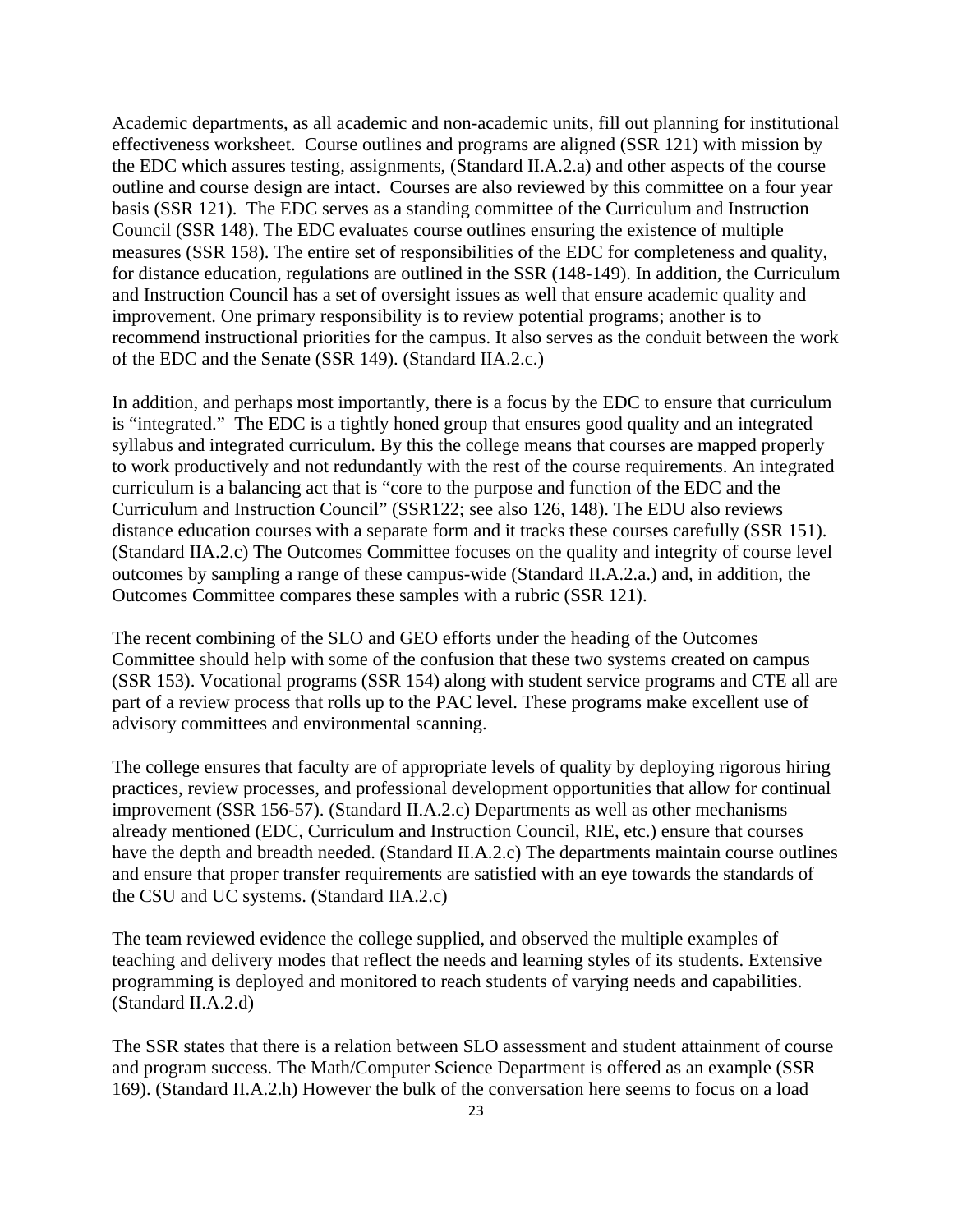Academic departments, as all academic and non-academic units, fill out planning for institutional effectiveness worksheet. Course outlines and programs are aligned (SSR 121) with mission by the EDC which assures testing, assignments, (Standard II.A.2.a) and other aspects of the course outline and course design are intact. Courses are also reviewed by this committee on a four year basis (SSR 121). The EDC serves as a standing committee of the Curriculum and Instruction Council (SSR 148). The EDC evaluates course outlines ensuring the existence of multiple measures (SSR 158). The entire set of responsibilities of the EDC for completeness and quality, for distance education, regulations are outlined in the SSR (148-149). In addition, the Curriculum and Instruction Council has a set of oversight issues as well that ensure academic quality and improvement. One primary responsibility is to review potential programs; another is to recommend instructional priorities for the campus. It also serves as the conduit between the work of the EDC and the Senate (SSR 149). (Standard IIA.2.c.)

In addition, and perhaps most importantly, there is a focus by the EDC to ensure that curriculum is "integrated." The EDC is a tightly honed group that ensures good quality and an integrated syllabus and integrated curriculum. By this the college means that courses are mapped properly to work productively and not redundantly with the rest of the course requirements. An integrated curriculum is a balancing act that is "core to the purpose and function of the EDC and the Curriculum and Instruction Council" (SSR122; see also 126, 148). The EDU also reviews distance education courses with a separate form and it tracks these courses carefully (SSR 151). (Standard IIA.2.c) The Outcomes Committee focuses on the quality and integrity of course level outcomes by sampling a range of these campus-wide (Standard II.A.2.a.) and, in addition, the Outcomes Committee compares these samples with a rubric (SSR 121).

The recent combining of the SLO and GEO efforts under the heading of the Outcomes Committee should help with some of the confusion that these two systems created on campus (SSR 153). Vocational programs (SSR 154) along with student service programs and CTE all are part of a review process that rolls up to the PAC level. These programs make excellent use of advisory committees and environmental scanning.

The college ensures that faculty are of appropriate levels of quality by deploying rigorous hiring practices, review processes, and professional development opportunities that allow for continual improvement (SSR 156-57). (Standard II.A.2.c) Departments as well as other mechanisms already mentioned (EDC, Curriculum and Instruction Council, RIE, etc.) ensure that courses have the depth and breadth needed. (Standard II.A.2.c) The departments maintain course outlines and ensure that proper transfer requirements are satisfied with an eye towards the standards of the CSU and UC systems. (Standard IIA.2.c)

The team reviewed evidence the college supplied, and observed the multiple examples of teaching and delivery modes that reflect the needs and learning styles of its students. Extensive programming is deployed and monitored to reach students of varying needs and capabilities. (Standard II.A.2.d)

The SSR states that there is a relation between SLO assessment and student attainment of course and program success. The Math/Computer Science Department is offered as an example (SSR 169). (Standard II.A.2.h) However the bulk of the conversation here seems to focus on a load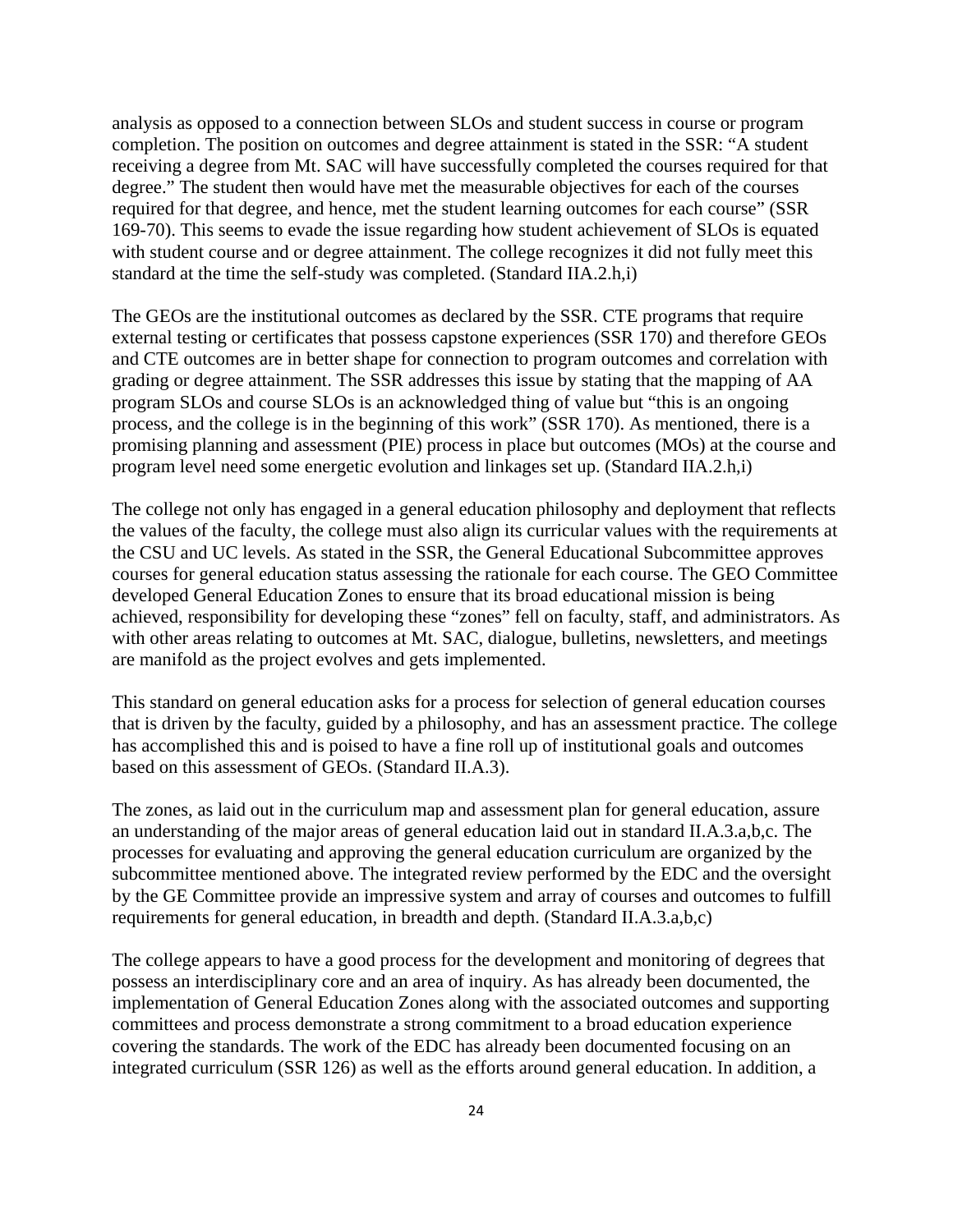analysis as opposed to a connection between SLOs and student success in course or program completion. The position on outcomes and degree attainment is stated in the SSR: "A student receiving a degree from Mt. SAC will have successfully completed the courses required for that degree." The student then would have met the measurable objectives for each of the courses required for that degree, and hence, met the student learning outcomes for each course" (SSR 169-70). This seems to evade the issue regarding how student achievement of SLOs is equated with student course and or degree attainment. The college recognizes it did not fully meet this standard at the time the self-study was completed. (Standard IIA.2.h,i)

The GEOs are the institutional outcomes as declared by the SSR. CTE programs that require external testing or certificates that possess capstone experiences (SSR 170) and therefore GEOs and CTE outcomes are in better shape for connection to program outcomes and correlation with grading or degree attainment. The SSR addresses this issue by stating that the mapping of AA program SLOs and course SLOs is an acknowledged thing of value but "this is an ongoing process, and the college is in the beginning of this work" (SSR 170). As mentioned, there is a promising planning and assessment (PIE) process in place but outcomes (MOs) at the course and program level need some energetic evolution and linkages set up. (Standard IIA.2.h,i)

The college not only has engaged in a general education philosophy and deployment that reflects the values of the faculty, the college must also align its curricular values with the requirements at the CSU and UC levels. As stated in the SSR, the General Educational Subcommittee approves courses for general education status assessing the rationale for each course. The GEO Committee developed General Education Zones to ensure that its broad educational mission is being achieved, responsibility for developing these "zones" fell on faculty, staff, and administrators. As with other areas relating to outcomes at Mt. SAC, dialogue, bulletins, newsletters, and meetings are manifold as the project evolves and gets implemented.

This standard on general education asks for a process for selection of general education courses that is driven by the faculty, guided by a philosophy, and has an assessment practice. The college has accomplished this and is poised to have a fine roll up of institutional goals and outcomes based on this assessment of GEOs. (Standard II.A.3).

The zones, as laid out in the curriculum map and assessment plan for general education, assure an understanding of the major areas of general education laid out in standard II.A.3.a,b,c. The processes for evaluating and approving the general education curriculum are organized by the subcommittee mentioned above. The integrated review performed by the EDC and the oversight by the GE Committee provide an impressive system and array of courses and outcomes to fulfill requirements for general education, in breadth and depth. (Standard II.A.3.a,b,c)

The college appears to have a good process for the development and monitoring of degrees that possess an interdisciplinary core and an area of inquiry. As has already been documented, the implementation of General Education Zones along with the associated outcomes and supporting committees and process demonstrate a strong commitment to a broad education experience covering the standards. The work of the EDC has already been documented focusing on an integrated curriculum (SSR 126) as well as the efforts around general education. In addition, a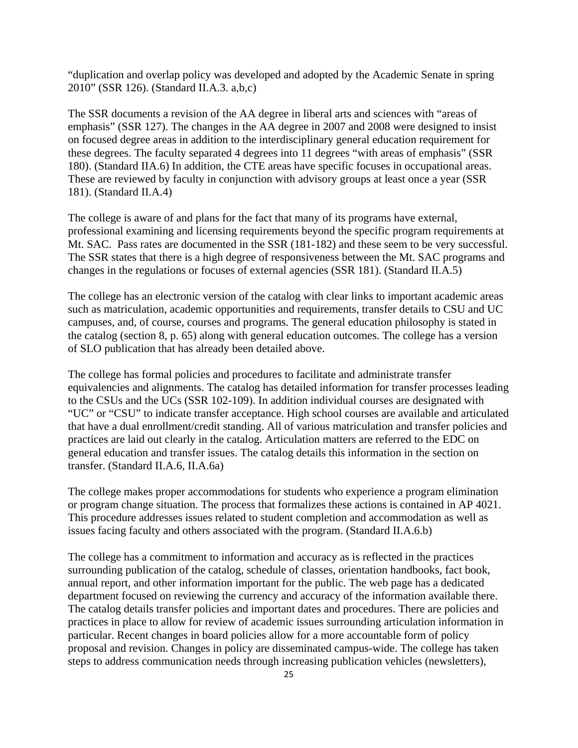"duplication and overlap policy was developed and adopted by the Academic Senate in spring 2010" (SSR 126). (Standard II.A.3. a,b,c)

The SSR documents a revision of the AA degree in liberal arts and sciences with "areas of emphasis" (SSR 127). The changes in the AA degree in 2007 and 2008 were designed to insist on focused degree areas in addition to the interdisciplinary general education requirement for these degrees. The faculty separated 4 degrees into 11 degrees "with areas of emphasis" (SSR 180). (Standard IIA.6) In addition, the CTE areas have specific focuses in occupational areas. These are reviewed by faculty in conjunction with advisory groups at least once a year (SSR 181). (Standard II.A.4)

The college is aware of and plans for the fact that many of its programs have external, professional examining and licensing requirements beyond the specific program requirements at Mt. SAC. Pass rates are documented in the SSR (181-182) and these seem to be very successful. The SSR states that there is a high degree of responsiveness between the Mt. SAC programs and changes in the regulations or focuses of external agencies (SSR 181). (Standard II.A.5)

The college has an electronic version of the catalog with clear links to important academic areas such as matriculation, academic opportunities and requirements, transfer details to CSU and UC campuses, and, of course, courses and programs. The general education philosophy is stated in the catalog (section 8, p. 65) along with general education outcomes. The college has a version of SLO publication that has already been detailed above.

The college has formal policies and procedures to facilitate and administrate transfer equivalencies and alignments. The catalog has detailed information for transfer processes leading to the CSUs and the UCs (SSR 102-109). In addition individual courses are designated with "UC" or "CSU" to indicate transfer acceptance. High school courses are available and articulated that have a dual enrollment/credit standing. All of various matriculation and transfer policies and practices are laid out clearly in the catalog. Articulation matters are referred to the EDC on general education and transfer issues. The catalog details this information in the section on transfer. (Standard II.A.6, II.A.6a)

The college makes proper accommodations for students who experience a program elimination or program change situation. The process that formalizes these actions is contained in AP 4021. This procedure addresses issues related to student completion and accommodation as well as issues facing faculty and others associated with the program. (Standard II.A.6.b)

The college has a commitment to information and accuracy as is reflected in the practices surrounding publication of the catalog, schedule of classes, orientation handbooks, fact book, annual report, and other information important for the public. The web page has a dedicated department focused on reviewing the currency and accuracy of the information available there. The catalog details transfer policies and important dates and procedures. There are policies and practices in place to allow for review of academic issues surrounding articulation information in particular. Recent changes in board policies allow for a more accountable form of policy proposal and revision. Changes in policy are disseminated campus-wide. The college has taken steps to address communication needs through increasing publication vehicles (newsletters),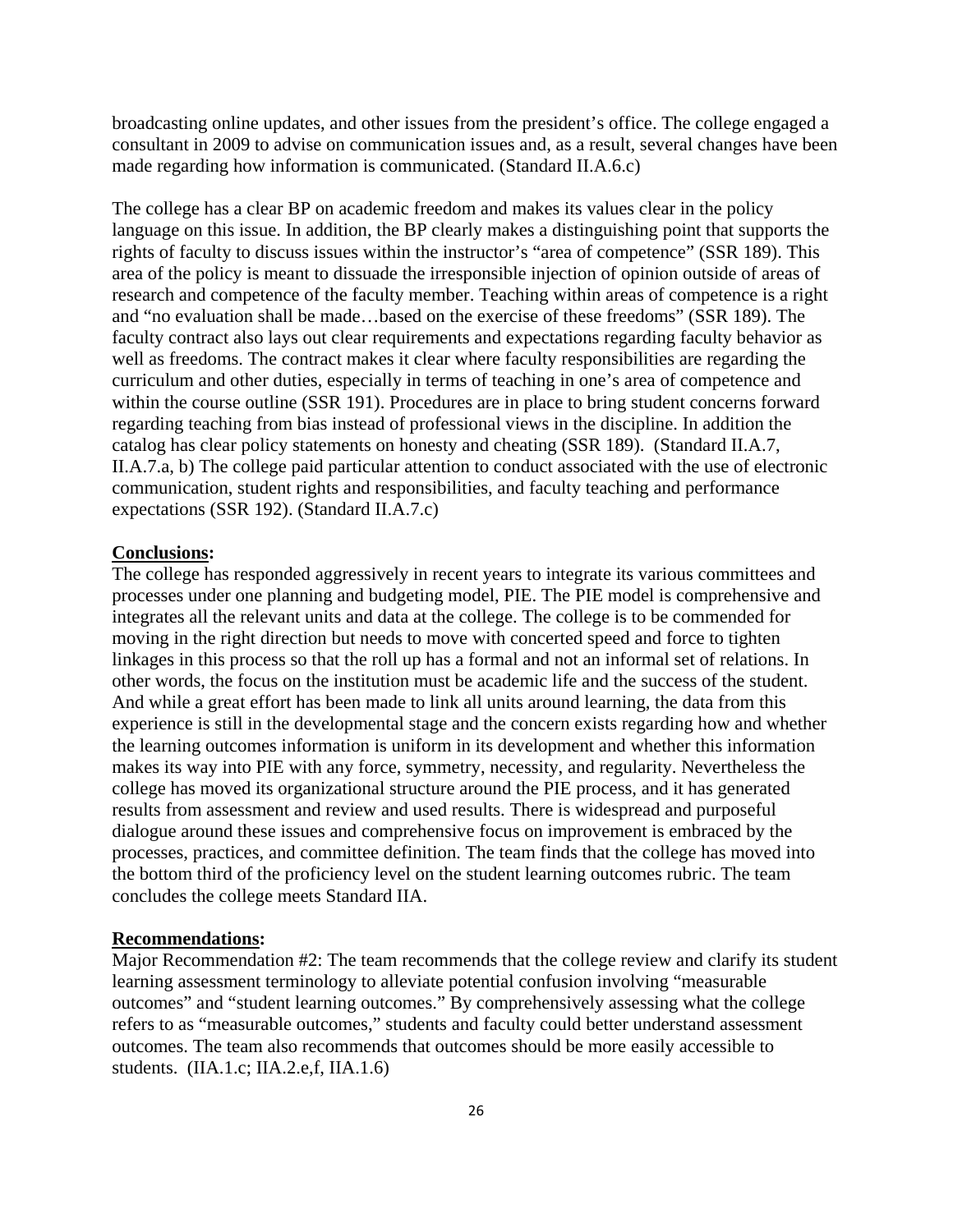broadcasting online updates, and other issues from the president's office. The college engaged a consultant in 2009 to advise on communication issues and, as a result, several changes have been made regarding how information is communicated. (Standard II.A.6.c)

The college has a clear BP on academic freedom and makes its values clear in the policy language on this issue. In addition, the BP clearly makes a distinguishing point that supports the rights of faculty to discuss issues within the instructor's "area of competence" (SSR 189). This area of the policy is meant to dissuade the irresponsible injection of opinion outside of areas of research and competence of the faculty member. Teaching within areas of competence is a right and "no evaluation shall be made…based on the exercise of these freedoms" (SSR 189). The faculty contract also lays out clear requirements and expectations regarding faculty behavior as well as freedoms. The contract makes it clear where faculty responsibilities are regarding the curriculum and other duties, especially in terms of teaching in one's area of competence and within the course outline (SSR 191). Procedures are in place to bring student concerns forward regarding teaching from bias instead of professional views in the discipline. In addition the catalog has clear policy statements on honesty and cheating (SSR 189). (Standard II.A.7, II.A.7.a, b) The college paid particular attention to conduct associated with the use of electronic communication, student rights and responsibilities, and faculty teaching and performance expectations (SSR 192). (Standard II.A.7.c)

**Conclusions:**

The college has responded aggressively in recent years to integrate its various committees and processes under one planning and budgeting model, PIE. The PIE model is comprehensive and integrates all the relevant units and data at the college. The college is to be commended for moving in the right direction but needs to move with concerted speed and force to tighten linkages in this process so that the roll up has a formal and not an informal set of relations. In other words, the focus on the institution must be academic life and the success of the student. And while a great effort has been made to link all units around learning, the data from this experience is still in the developmental stage and the concern exists regarding how and whether the learning outcomes information is uniform in its development and whether this information makes its way into PIE with any force, symmetry, necessity, and regularity. Nevertheless the college has moved its organizational structure around the PIE process, and it has generated results from assessment and review and used results. There is widespread and purposeful dialogue around these issues and comprehensive focus on improvement is embraced by the processes, practices, and committee definition. The team finds that the college has moved into the bottom third of the proficiency level on the student learning outcomes rubric. The team concludes the college meets Standard IIA.

**Recommendations:**

Major Recommendation #2: The team recommends that the college review and clarify its student learning assessment terminology to alleviate potential confusion involving "measurable outcomes" and "student learning outcomes." By comprehensively assessing what the college refers to as "measurable outcomes," students and faculty could better understand assessment outcomes. The team also recommends that outcomes should be more easily accessible to students. (IIA.1.c; IIA.2.e,f, IIA.1.6)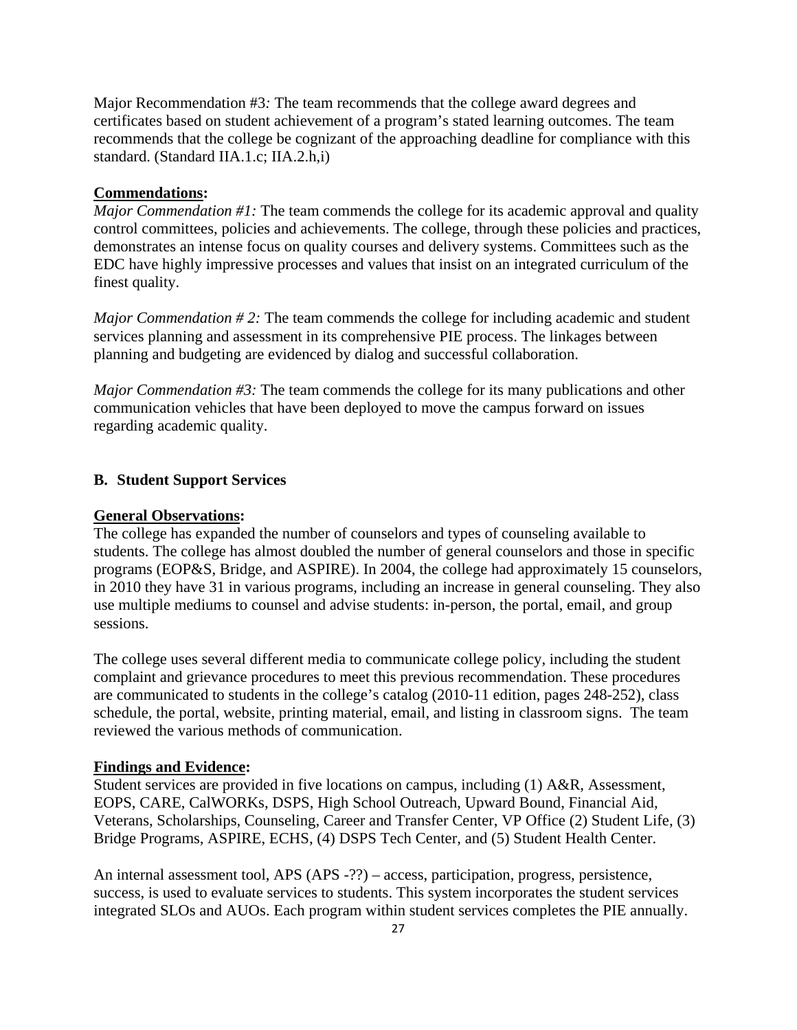Major Recommendation #3*:* The team recommends that the college award degrees and certificates based on student achievement of a program's stated learning outcomes. The team recommends that the college be cognizant of the approaching deadline for compliance with this standard. (Standard IIA.1.c; IIA.2.h,i)

**Commendations:**

*Major Commendation #1:* The team commends the college for its academic approval and quality control committees, policies and achievements. The college, through these policies and practices, demonstrates an intense focus on quality courses and delivery systems. Committees such as the EDC have highly impressive processes and values that insist on an integrated curriculum of the finest quality.

*Major Commendation # 2:* The team commends the college for including academic and student services planning and assessment in its comprehensive PIE process. The linkages between planning and budgeting are evidenced by dialog and successful collaboration.

*Major Commendation #3:* The team commends the college for its many publications and other communication vehicles that have been deployed to move the campus forward on issues regarding academic quality.

## B. Student Support Services

**General Observations:**

The college has expanded the number of counselors and types of counseling available to students. The college has almost doubled the number of general counselors and those in specific programs (EOP&S, Bridge, and ASPIRE). In 2004, the college had approximately 15 counselors, in 2010 they have 31 in various programs, including an increase in general counseling. They also use multiple mediums to counsel and advise students: in-person, the portal, email, and group sessions.

The college uses several different media to communicate college policy, including the student complaint and grievance procedures to meet this previous recommendation. These procedures are communicated to students in the college's catalog (2010-11 edition, pages 248-252), class schedule, the portal, website, printing material, email, and listing in classroom signs. The team reviewed the various methods of communication.

**Findings and Evidence:**

Student services are provided in five locations on campus, including (1) A&R, Assessment, EOPS, CARE, CalWORKs, DSPS, High School Outreach, Upward Bound, Financial Aid, Veterans, Scholarships, Counseling, Career and Transfer Center, VP Office (2) Student Life, (3) Bridge Programs, ASPIRE, ECHS, (4) DSPS Tech Center, and (5) Student Health Center.

An internal assessment tool, APS (APS -??) – access, participation, progress, persistence, success, is used to evaluate services to students. This system incorporates the student services integrated SLOs and AUOs. Each program within student services completes the PIE annually.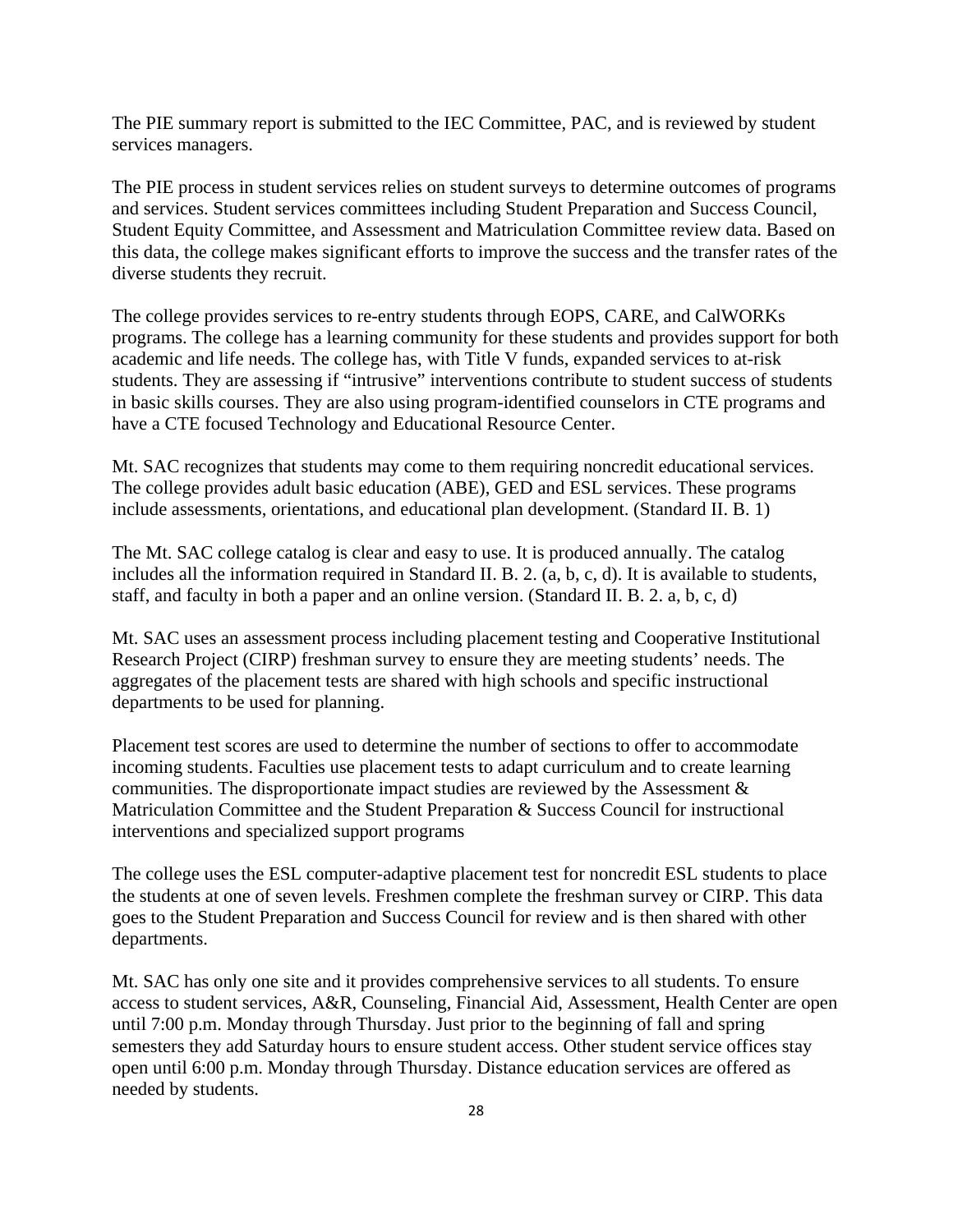The PIE summary report is submitted to the IEC Committee, PAC, and is reviewed by student services managers.

The PIE process in student services relies on student surveys to determine outcomes of programs and services. Student services committees including Student Preparation and Success Council, Student Equity Committee, and Assessment and Matriculation Committee review data. Based on this data, the college makes significant efforts to improve the success and the transfer rates of the diverse students they recruit.

The college provides services to re-entry students through EOPS, CARE, and CalWORKs programs. The college has a learning community for these students and provides support for both academic and life needs. The college has, with Title V funds, expanded services to at-risk students. They are assessing if "intrusive" interventions contribute to student success of students in basic skills courses. They are also using program-identified counselors in CTE programs and have a CTE focused Technology and Educational Resource Center.

Mt. SAC recognizes that students may come to them requiring noncredit educational services. The college provides adult basic education (ABE), GED and ESL services. These programs include assessments, orientations, and educational plan development. (Standard II. B. 1)

The Mt. SAC college catalog is clear and easy to use. It is produced annually. The catalog includes all the information required in Standard II. B. 2. (a, b, c, d). It is available to students, staff, and faculty in both a paper and an online version. (Standard II. B. 2. a, b, c, d)

Mt. SAC uses an assessment process including placement testing and Cooperative Institutional Research Project (CIRP) freshman survey to ensure they are meeting students' needs. The aggregates of the placement tests are shared with high schools and specific instructional departments to be used for planning.

Placement test scores are used to determine the number of sections to offer to accommodate incoming students. Faculties use placement tests to adapt curriculum and to create learning communities. The disproportionate impact studies are reviewed by the Assessment & Matriculation Committee and the Student Preparation & Success Council for instructional interventions and specialized support programs

The college uses the ESL computer-adaptive placement test for noncredit ESL students to place the students at one of seven levels. Freshmen complete the freshman survey or CIRP. This data goes to the Student Preparation and Success Council for review and is then shared with other departments.

Mt. SAC has only one site and it provides comprehensive services to all students. To ensure access to student services, A&R, Counseling, Financial Aid, Assessment, Health Center are open until 7:00 p.m. Monday through Thursday. Just prior to the beginning of fall and spring semesters they add Saturday hours to ensure student access. Other student service offices stay open until 6:00 p.m. Monday through Thursday. Distance education services are offered as needed by students.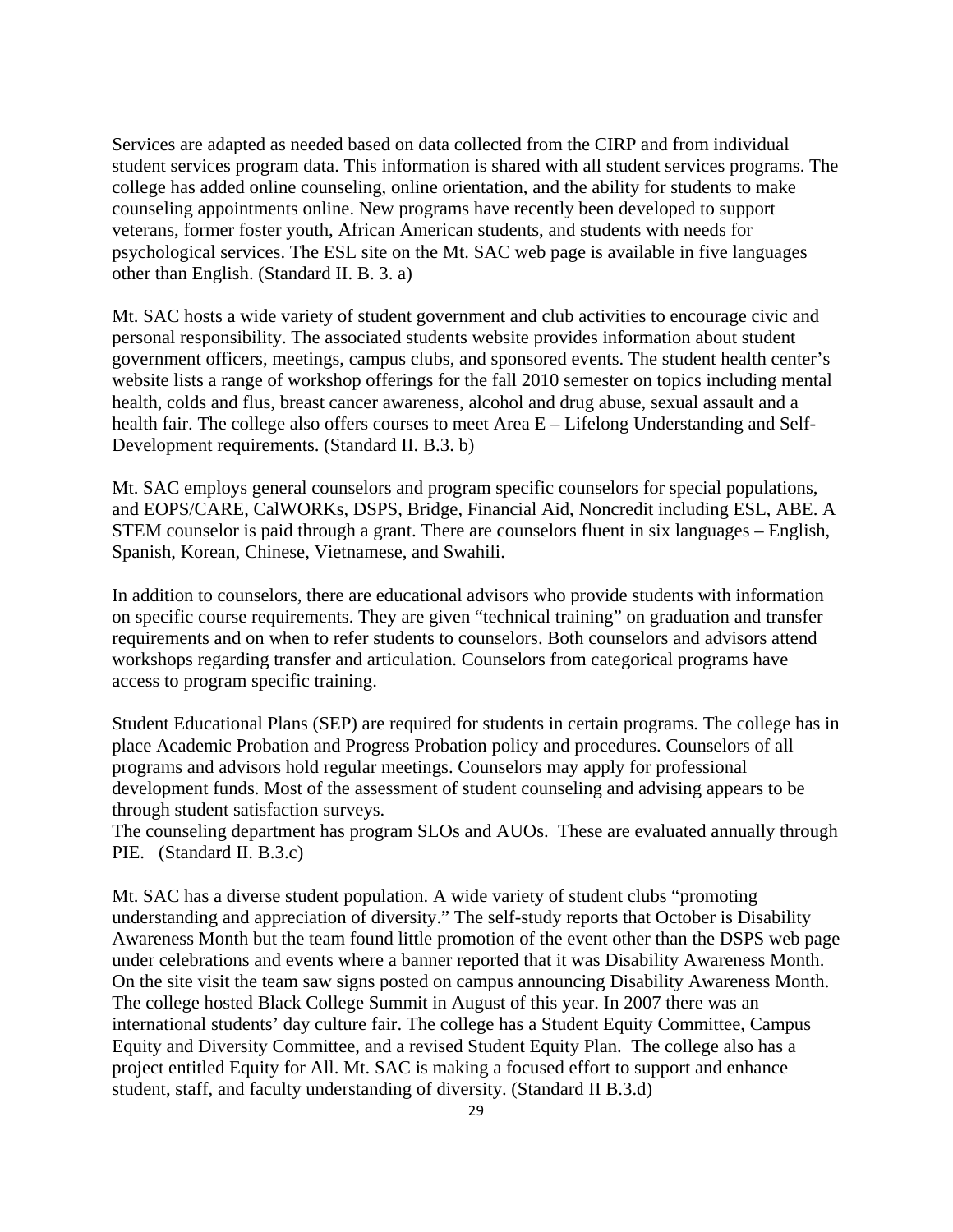Services are adapted as needed based on data collected from the CIRP and from individual student services program data. This information is shared with all student services programs. The college has added online counseling, online orientation, and the ability for students to make counseling appointments online. New programs have recently been developed to support veterans, former foster youth, African American students, and students with needs for psychological services. The ESL site on the Mt. SAC web page is available in five languages other than English. (Standard II. B. 3. a)

Mt. SAC hosts a wide variety of student government and club activities to encourage civic and personal responsibility. The associated students website provides information about student government officers, meetings, campus clubs, and sponsored events. The student health center's website lists a range of workshop offerings for the fall 2010 semester on topics including mental health, colds and flus, breast cancer awareness, alcohol and drug abuse, sexual assault and a health fair. The college also offers courses to meet Area E – Lifelong Understanding and Self-Development requirements. (Standard II. B.3. b)

Mt. SAC employs general counselors and program specific counselors for special populations, and EOPS/CARE, CalWORKs, DSPS, Bridge, Financial Aid, Noncredit including ESL, ABE. A STEM counselor is paid through a grant. There are counselors fluent in six languages – English, Spanish, Korean, Chinese, Vietnamese, and Swahili.

In addition to counselors, there are educational advisors who provide students with information on specific course requirements. They are given "technical training" on graduation and transfer requirements and on when to refer students to counselors. Both counselors and advisors attend workshops regarding transfer and articulation. Counselors from categorical programs have access to program specific training.

Student Educational Plans (SEP) are required for students in certain programs. The college has in place Academic Probation and Progress Probation policy and procedures. Counselors of all programs and advisors hold regular meetings. Counselors may apply for professional development funds. Most of the assessment of student counseling and advising appears to be through student satisfaction surveys.
The counseling department has program SLOs and AUOs. These are evaluated annually through PIE. (Standard II. B.3.c)

Mt. SAC has a diverse student population. A wide variety of student clubs "promoting understanding and appreciation of diversity." The self-study reports that October is Disability Awareness Month but the team found little promotion of the event other than the DSPS web page under celebrations and events where a banner reported that it was Disability Awareness Month. On the site visit the team saw signs posted on campus announcing Disability Awareness Month. The college hosted Black College Summit in August of this year. In 2007 there was an international students' day culture fair. The college has a Student Equity Committee, Campus Equity and Diversity Committee, and a revised Student Equity Plan. The college also has a project entitled Equity for All. Mt. SAC is making a focused effort to support and enhance student, staff, and faculty understanding of diversity. (Standard II B.3.d)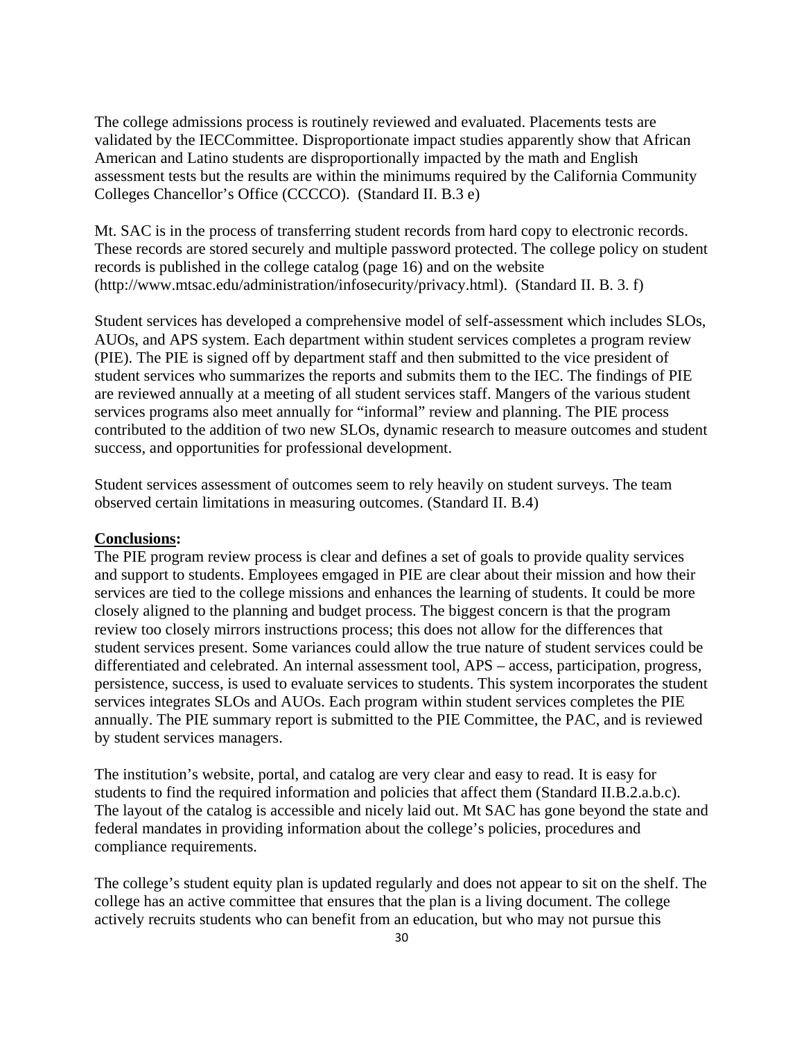The college admissions process is routinely reviewed and evaluated. Placements tests are validated by the IECCommittee. Disproportionate impact studies apparently show that African American and Latino students are disproportionally impacted by the math and English assessment tests but the results are within the minimums required by the California Community Colleges Chancellor's Office (CCCCO). (Standard II. B.3 e)

Mt. SAC is in the process of transferring student records from hard copy to electronic records. These records are stored securely and multiple password protected. The college policy on student records is published in the college catalog (page 16) and on the website (http://www.mtsac.edu/administration/infosecurity/privacy.html). (Standard II. B. 3. f)

Student services has developed a comprehensive model of self-assessment which includes SLOs, AUOs, and APS system. Each department within student services completes a program review (PIE). The PIE is signed off by department staff and then submitted to the vice president of student services who summarizes the reports and submits them to the IEC. The findings of PIE are reviewed annually at a meeting of all student services staff. Mangers of the various student services programs also meet annually for "informal" review and planning. The PIE process contributed to the addition of two new SLOs, dynamic research to measure outcomes and student success, and opportunities for professional development.

Student services assessment of outcomes seem to rely heavily on student surveys. The team observed certain limitations in measuring outcomes. (Standard II. B.4)

**Conclusions:**

The PIE program review process is clear and defines a set of goals to provide quality services and support to students. Employees emgaged in PIE are clear about their mission and how their services are tied to the college missions and enhances the learning of students. It could be more closely aligned to the planning and budget process. The biggest concern is that the program review too closely mirrors instructions process; this does not allow for the differences that student services present. Some variances could allow the true nature of student services could be differentiated and celebrated. An internal assessment tool, APS – access, participation, progress, persistence, success, is used to evaluate services to students. This system incorporates the student services integrates SLOs and AUOs. Each program within student services completes the PIE annually. The PIE summary report is submitted to the PIE Committee, the PAC, and is reviewed by student services managers.

The institution's website, portal, and catalog are very clear and easy to read. It is easy for students to find the required information and policies that affect them (Standard II.B.2.a.b.c). The layout of the catalog is accessible and nicely laid out. Mt SAC has gone beyond the state and federal mandates in providing information about the college's policies, procedures and compliance requirements.

The college's student equity plan is updated regularly and does not appear to sit on the shelf. The college has an active committee that ensures that the plan is a living document. The college actively recruits students who can benefit from an education, but who may not pursue this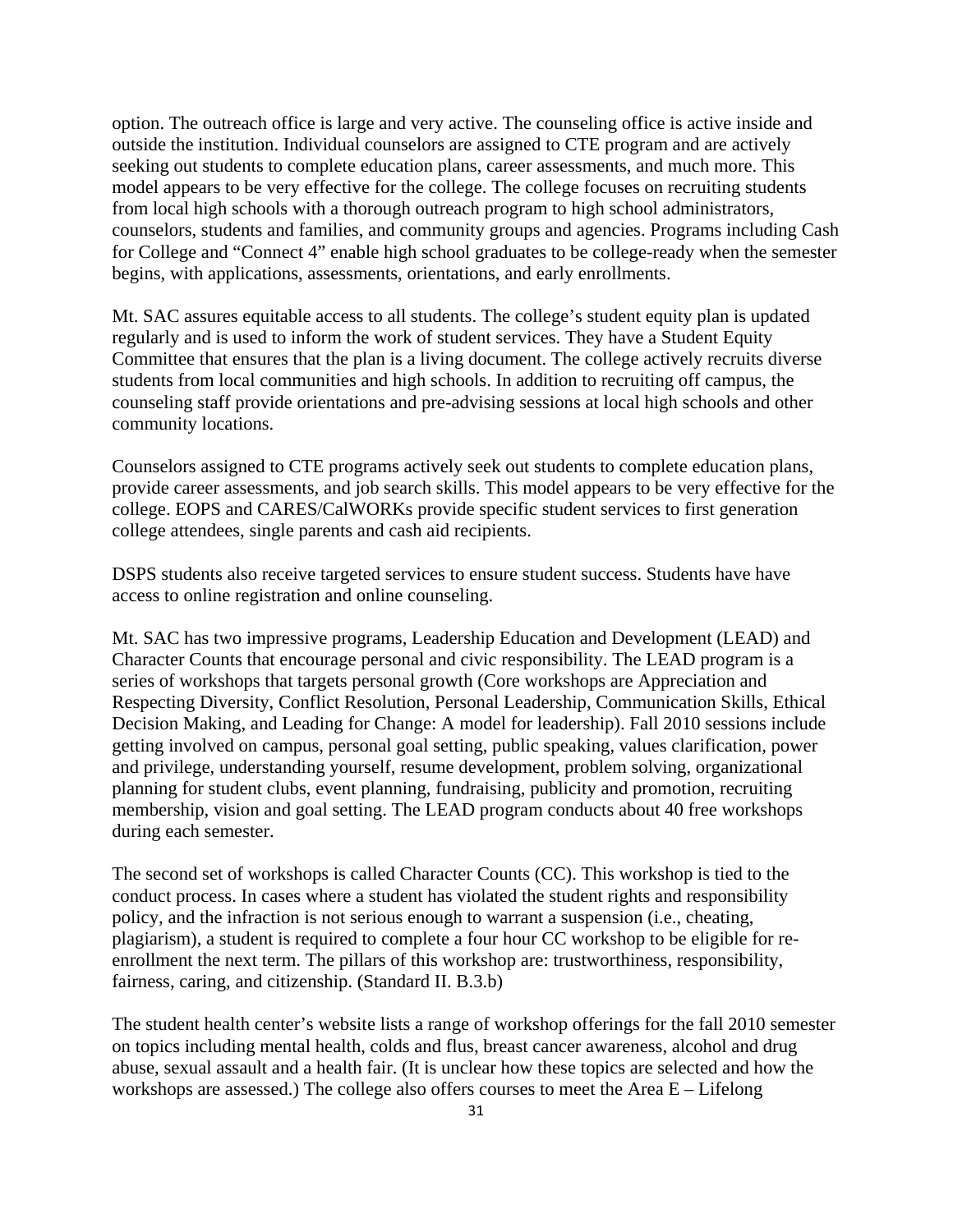option. The outreach office is large and very active. The counseling office is active inside and outside the institution. Individual counselors are assigned to CTE program and are actively seeking out students to complete education plans, career assessments, and much more. This model appears to be very effective for the college. The college focuses on recruiting students from local high schools with a thorough outreach program to high school administrators, counselors, students and families, and community groups and agencies. Programs including Cash for College and "Connect 4" enable high school graduates to be college-ready when the semester begins, with applications, assessments, orientations, and early enrollments.

Mt. SAC assures equitable access to all students. The college's student equity plan is updated regularly and is used to inform the work of student services. They have a Student Equity Committee that ensures that the plan is a living document. The college actively recruits diverse students from local communities and high schools. In addition to recruiting off campus, the counseling staff provide orientations and pre-advising sessions at local high schools and other community locations.

Counselors assigned to CTE programs actively seek out students to complete education plans, provide career assessments, and job search skills. This model appears to be very effective for the college. EOPS and CARES/CalWORKs provide specific student services to first generation college attendees, single parents and cash aid recipients.

DSPS students also receive targeted services to ensure student success. Students have have access to online registration and online counseling.

Mt. SAC has two impressive programs, Leadership Education and Development (LEAD) and Character Counts that encourage personal and civic responsibility. The LEAD program is a series of workshops that targets personal growth (Core workshops are Appreciation and Respecting Diversity, Conflict Resolution, Personal Leadership, Communication Skills, Ethical Decision Making, and Leading for Change: A model for leadership). Fall 2010 sessions include getting involved on campus, personal goal setting, public speaking, values clarification, power and privilege, understanding yourself, resume development, problem solving, organizational planning for student clubs, event planning, fundraising, publicity and promotion, recruiting membership, vision and goal setting. The LEAD program conducts about 40 free workshops during each semester.

The second set of workshops is called Character Counts (CC). This workshop is tied to the conduct process. In cases where a student has violated the student rights and responsibility policy, and the infraction is not serious enough to warrant a suspension (i.e., cheating, plagiarism), a student is required to complete a four hour CC workshop to be eligible for re-enrollment the next term. The pillars of this workshop are: trustworthiness, responsibility, fairness, caring, and citizenship. (Standard II. B.3.b)

The student health center's website lists a range of workshop offerings for the fall 2010 semester on topics including mental health, colds and flus, breast cancer awareness, alcohol and drug abuse, sexual assault and a health fair. (It is unclear how these topics are selected and how the workshops are assessed.) The college also offers courses to meet the Area E – Lifelong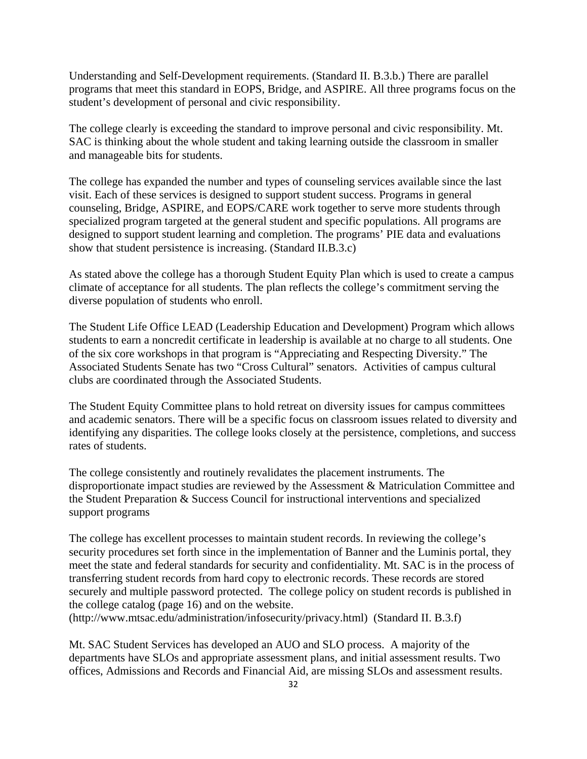Understanding and Self-Development requirements. (Standard II. B.3.b.) There are parallel programs that meet this standard in EOPS, Bridge, and ASPIRE. All three programs focus on the student's development of personal and civic responsibility.

The college clearly is exceeding the standard to improve personal and civic responsibility. Mt. SAC is thinking about the whole student and taking learning outside the classroom in smaller and manageable bits for students.

The college has expanded the number and types of counseling services available since the last visit. Each of these services is designed to support student success. Programs in general counseling, Bridge, ASPIRE, and EOPS/CARE work together to serve more students through specialized program targeted at the general student and specific populations. All programs are designed to support student learning and completion. The programs' PIE data and evaluations show that student persistence is increasing. (Standard II.B.3.c)

As stated above the college has a thorough Student Equity Plan which is used to create a campus climate of acceptance for all students. The plan reflects the college's commitment serving the diverse population of students who enroll.

The Student Life Office LEAD (Leadership Education and Development) Program which allows students to earn a noncredit certificate in leadership is available at no charge to all students. One of the six core workshops in that program is "Appreciating and Respecting Diversity." The Associated Students Senate has two "Cross Cultural" senators. Activities of campus cultural clubs are coordinated through the Associated Students.

The Student Equity Committee plans to hold retreat on diversity issues for campus committees and academic senators. There will be a specific focus on classroom issues related to diversity and identifying any disparities. The college looks closely at the persistence, completions, and success rates of students.

The college consistently and routinely revalidates the placement instruments. The disproportionate impact studies are reviewed by the Assessment & Matriculation Committee and the Student Preparation & Success Council for instructional interventions and specialized support programs

The college has excellent processes to maintain student records. In reviewing the college's security procedures set forth since in the implementation of Banner and the Luminis portal, they meet the state and federal standards for security and confidentiality. Mt. SAC is in the process of transferring student records from hard copy to electronic records. These records are stored securely and multiple password protected. The college policy on student records is published in the college catalog (page 16) and on the website.
(http://www.mtsac.edu/administration/infosecurity/privacy.html) (Standard II. B.3.f)

Mt. SAC Student Services has developed an AUO and SLO process. A majority of the departments have SLOs and appropriate assessment plans, and initial assessment results. Two offices, Admissions and Records and Financial Aid, are missing SLOs and assessment results.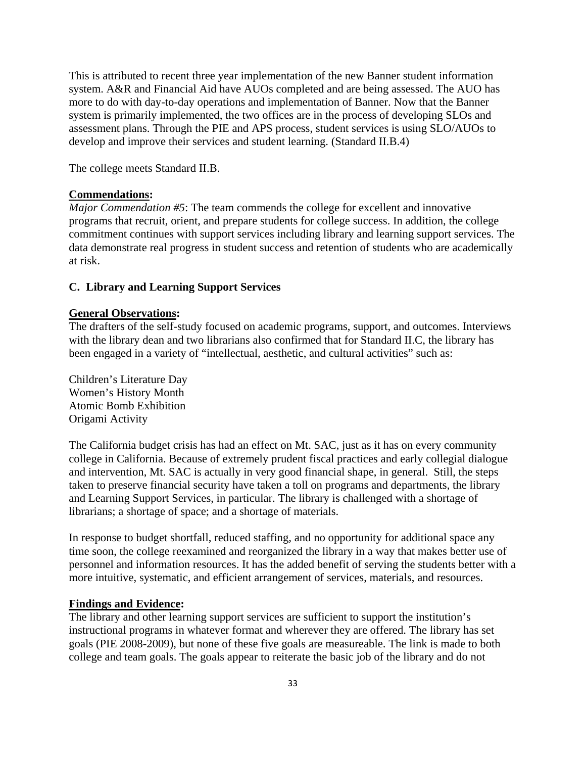This is attributed to recent three year implementation of the new Banner student information system. A&R and Financial Aid have AUOs completed and are being assessed. The AUO has more to do with day-to-day operations and implementation of Banner. Now that the Banner system is primarily implemented, the two offices are in the process of developing SLOs and assessment plans. Through the PIE and APS process, student services is using SLO/AUOs to develop and improve their services and student learning. (Standard II.B.4)

The college meets Standard II.B.

**Commendations:**
*Major Commendation #5*: The team commends the college for excellent and innovative programs that recruit, orient, and prepare students for college success. In addition, the college commitment continues with support services including library and learning support services. The data demonstrate real progress in student success and retention of students who are academically at risk.

### C. Library and Learning Support Services

**General Observations:**
The drafters of the self-study focused on academic programs, support, and outcomes. Interviews with the library dean and two librarians also confirmed that for Standard II.C, the library has been engaged in a variety of "intellectual, aesthetic, and cultural activities" such as:

Children's Literature Day
Women's History Month
Atomic Bomb Exhibition
Origami Activity

The California budget crisis has had an effect on Mt. SAC, just as it has on every community college in California. Because of extremely prudent fiscal practices and early collegial dialogue and intervention, Mt. SAC is actually in very good financial shape, in general. Still, the steps taken to preserve financial security have taken a toll on programs and departments, the library and Learning Support Services, in particular. The library is challenged with a shortage of librarians; a shortage of space; and a shortage of materials.

In response to budget shortfall, reduced staffing, and no opportunity for additional space any time soon, the college reexamined and reorganized the library in a way that makes better use of personnel and information resources. It has the added benefit of serving the students better with a more intuitive, systematic, and efficient arrangement of services, materials, and resources.

**Findings and Evidence:**
The library and other learning support services are sufficient to support the institution's instructional programs in whatever format and wherever they are offered. The library has set goals (PIE 2008-2009), but none of these five goals are measureable. The link is made to both college and team goals. The goals appear to reiterate the basic job of the library and do not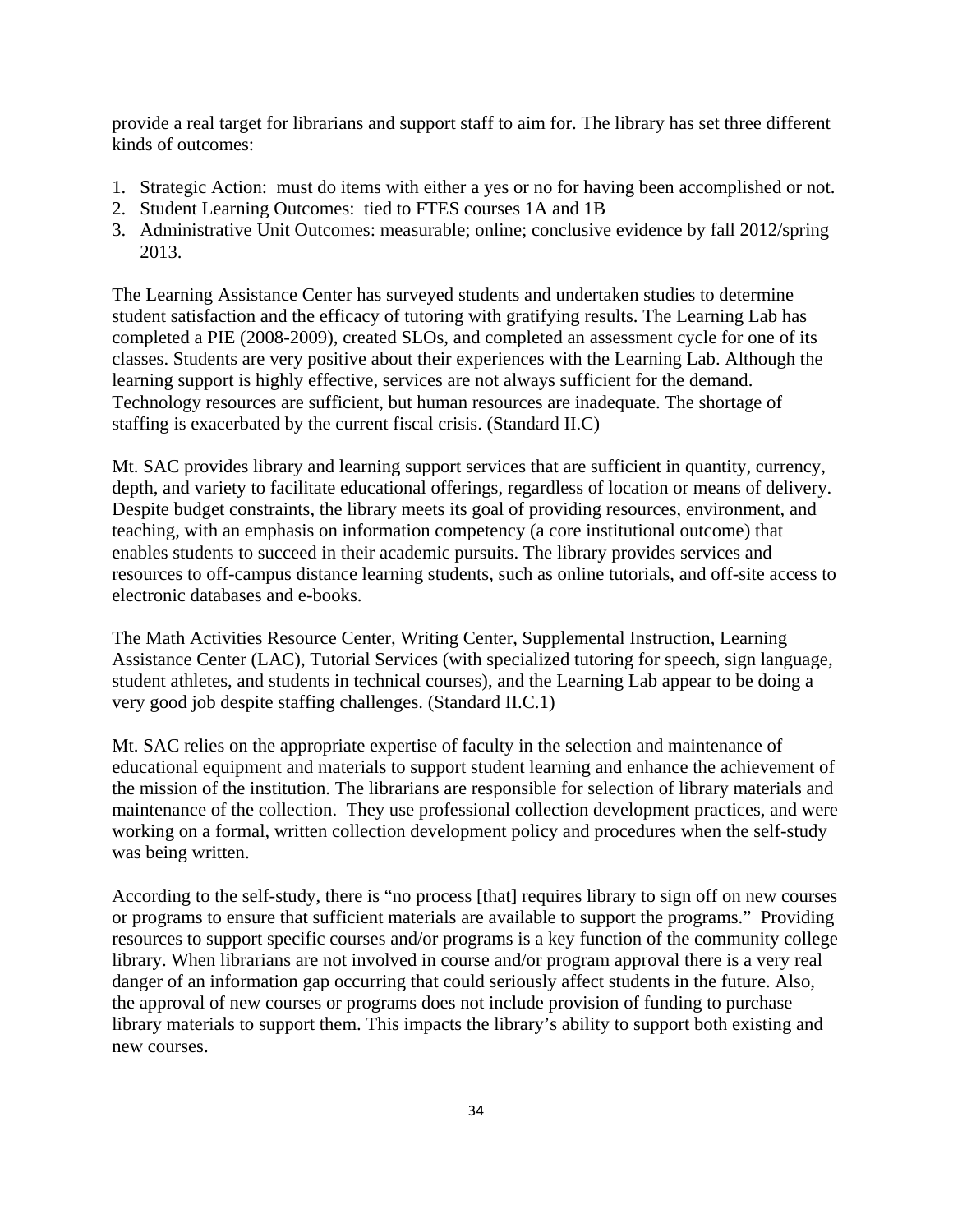provide a real target for librarians and support staff to aim for. The library has set three different kinds of outcomes:

1. Strategic Action: must do items with either a yes or no for having been accomplished or not.
2. Student Learning Outcomes: tied to FTES courses 1A and 1B
3. Administrative Unit Outcomes: measurable; online; conclusive evidence by fall 2012/spring 2013.

The Learning Assistance Center has surveyed students and undertaken studies to determine student satisfaction and the efficacy of tutoring with gratifying results. The Learning Lab has completed a PIE (2008-2009), created SLOs, and completed an assessment cycle for one of its classes. Students are very positive about their experiences with the Learning Lab. Although the learning support is highly effective, services are not always sufficient for the demand. Technology resources are sufficient, but human resources are inadequate. The shortage of staffing is exacerbated by the current fiscal crisis. (Standard II.C)

Mt. SAC provides library and learning support services that are sufficient in quantity, currency, depth, and variety to facilitate educational offerings, regardless of location or means of delivery. Despite budget constraints, the library meets its goal of providing resources, environment, and teaching, with an emphasis on information competency (a core institutional outcome) that enables students to succeed in their academic pursuits. The library provides services and resources to off-campus distance learning students, such as online tutorials, and off-site access to electronic databases and e-books.

The Math Activities Resource Center, Writing Center, Supplemental Instruction, Learning Assistance Center (LAC), Tutorial Services (with specialized tutoring for speech, sign language, student athletes, and students in technical courses), and the Learning Lab appear to be doing a very good job despite staffing challenges. (Standard II.C.1)

Mt. SAC relies on the appropriate expertise of faculty in the selection and maintenance of educational equipment and materials to support student learning and enhance the achievement of the mission of the institution. The librarians are responsible for selection of library materials and maintenance of the collection. They use professional collection development practices, and were working on a formal, written collection development policy and procedures when the self-study was being written.

According to the self-study, there is "no process [that] requires library to sign off on new courses or programs to ensure that sufficient materials are available to support the programs." Providing resources to support specific courses and/or programs is a key function of the community college library. When librarians are not involved in course and/or program approval there is a very real danger of an information gap occurring that could seriously affect students in the future. Also, the approval of new courses or programs does not include provision of funding to purchase library materials to support them. This impacts the library's ability to support both existing and new courses.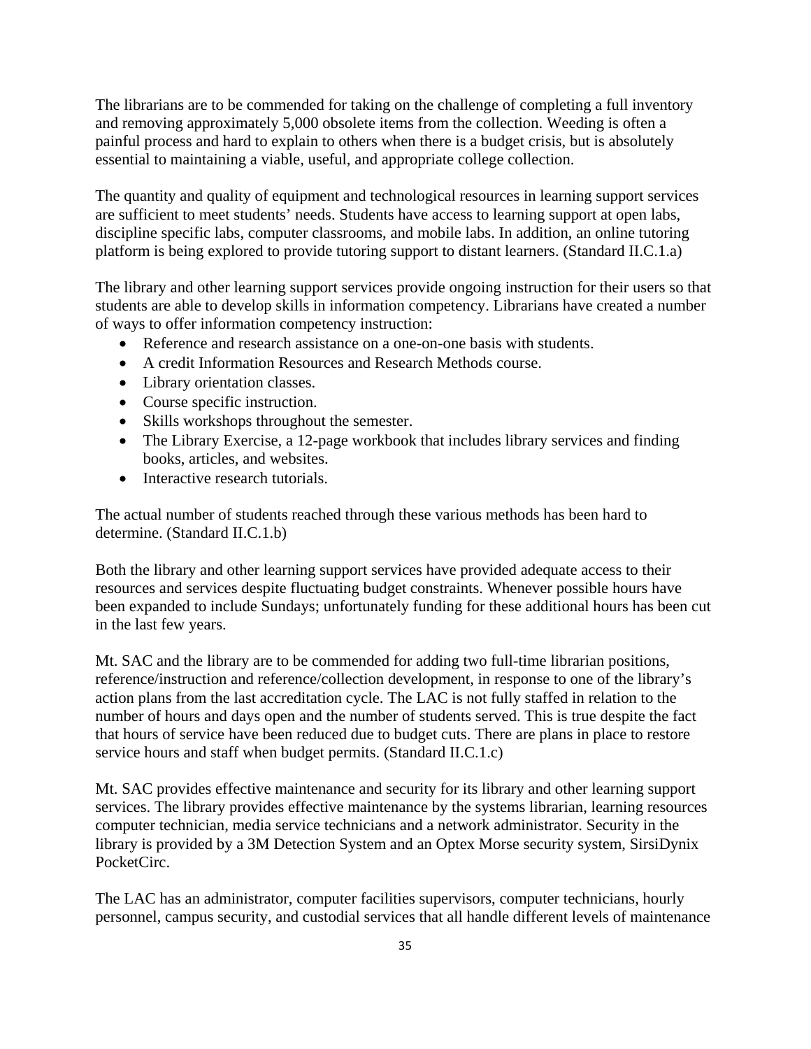The librarians are to be commended for taking on the challenge of completing a full inventory and removing approximately 5,000 obsolete items from the collection. Weeding is often a painful process and hard to explain to others when there is a budget crisis, but is absolutely essential to maintaining a viable, useful, and appropriate college collection.

The quantity and quality of equipment and technological resources in learning support services are sufficient to meet students' needs. Students have access to learning support at open labs, discipline specific labs, computer classrooms, and mobile labs. In addition, an online tutoring platform is being explored to provide tutoring support to distant learners. (Standard II.C.1.a)

The library and other learning support services provide ongoing instruction for their users so that students are able to develop skills in information competency. Librarians have created a number of ways to offer information competency instruction:

- Reference and research assistance on a one-on-one basis with students.
- A credit Information Resources and Research Methods course.
- Library orientation classes.
- Course specific instruction.
- Skills workshops throughout the semester.
- The Library Exercise, a 12-page workbook that includes library services and finding books, articles, and websites.
- Interactive research tutorials.

The actual number of students reached through these various methods has been hard to determine. (Standard II.C.1.b)

Both the library and other learning support services have provided adequate access to their resources and services despite fluctuating budget constraints. Whenever possible hours have been expanded to include Sundays; unfortunately funding for these additional hours has been cut in the last few years.

Mt. SAC and the library are to be commended for adding two full-time librarian positions, reference/instruction and reference/collection development, in response to one of the library's action plans from the last accreditation cycle. The LAC is not fully staffed in relation to the number of hours and days open and the number of students served. This is true despite the fact that hours of service have been reduced due to budget cuts. There are plans in place to restore service hours and staff when budget permits. (Standard II.C.1.c)

Mt. SAC provides effective maintenance and security for its library and other learning support services. The library provides effective maintenance by the systems librarian, learning resources computer technician, media service technicians and a network administrator. Security in the library is provided by a 3M Detection System and an Optex Morse security system, SirsiDynix PocketCirc.

The LAC has an administrator, computer facilities supervisors, computer technicians, hourly personnel, campus security, and custodial services that all handle different levels of maintenance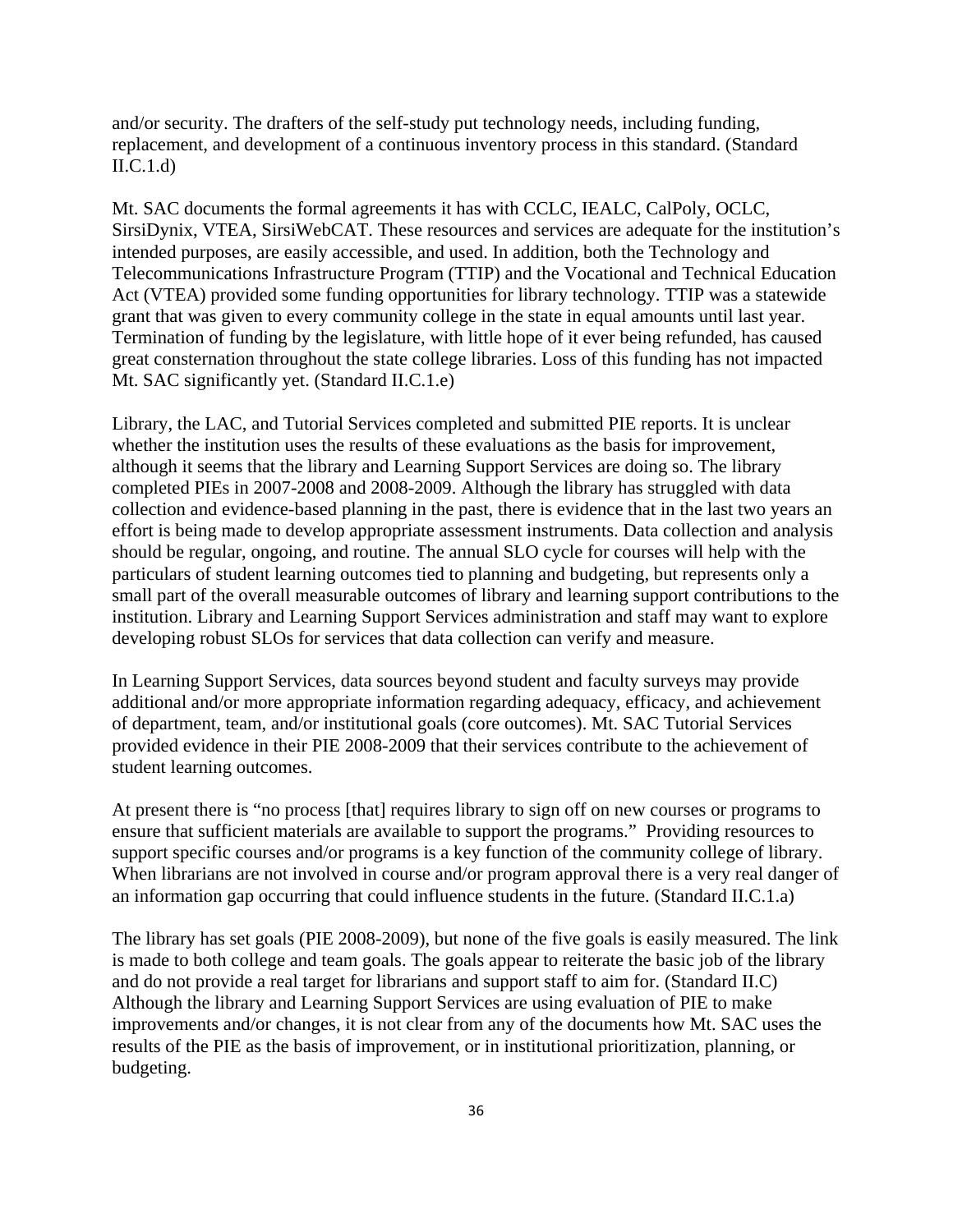and/or security. The drafters of the self-study put technology needs, including funding, replacement, and development of a continuous inventory process in this standard. (Standard II.C.1.d)

Mt. SAC documents the formal agreements it has with CCLC, IEALC, CalPoly, OCLC, SirsiDynix, VTEA, SirsiWebCAT. These resources and services are adequate for the institution's intended purposes, are easily accessible, and used. In addition, both the Technology and Telecommunications Infrastructure Program (TTIP) and the Vocational and Technical Education Act (VTEA) provided some funding opportunities for library technology. TTIP was a statewide grant that was given to every community college in the state in equal amounts until last year. Termination of funding by the legislature, with little hope of it ever being refunded, has caused great consternation throughout the state college libraries. Loss of this funding has not impacted Mt. SAC significantly yet. (Standard II.C.1.e)

Library, the LAC, and Tutorial Services completed and submitted PIE reports. It is unclear whether the institution uses the results of these evaluations as the basis for improvement, although it seems that the library and Learning Support Services are doing so. The library completed PIEs in 2007-2008 and 2008-2009. Although the library has struggled with data collection and evidence-based planning in the past, there is evidence that in the last two years an effort is being made to develop appropriate assessment instruments. Data collection and analysis should be regular, ongoing, and routine. The annual SLO cycle for courses will help with the particulars of student learning outcomes tied to planning and budgeting, but represents only a small part of the overall measurable outcomes of library and learning support contributions to the institution. Library and Learning Support Services administration and staff may want to explore developing robust SLOs for services that data collection can verify and measure.

In Learning Support Services, data sources beyond student and faculty surveys may provide additional and/or more appropriate information regarding adequacy, efficacy, and achievement of department, team, and/or institutional goals (core outcomes). Mt. SAC Tutorial Services provided evidence in their PIE 2008-2009 that their services contribute to the achievement of student learning outcomes.

At present there is "no process [that] requires library to sign off on new courses or programs to ensure that sufficient materials are available to support the programs." Providing resources to support specific courses and/or programs is a key function of the community college of library. When librarians are not involved in course and/or program approval there is a very real danger of an information gap occurring that could influence students in the future. (Standard II.C.1.a)

The library has set goals (PIE 2008-2009), but none of the five goals is easily measured. The link is made to both college and team goals. The goals appear to reiterate the basic job of the library and do not provide a real target for librarians and support staff to aim for. (Standard II.C) Although the library and Learning Support Services are using evaluation of PIE to make improvements and/or changes, it is not clear from any of the documents how Mt. SAC uses the results of the PIE as the basis of improvement, or in institutional prioritization, planning, or budgeting.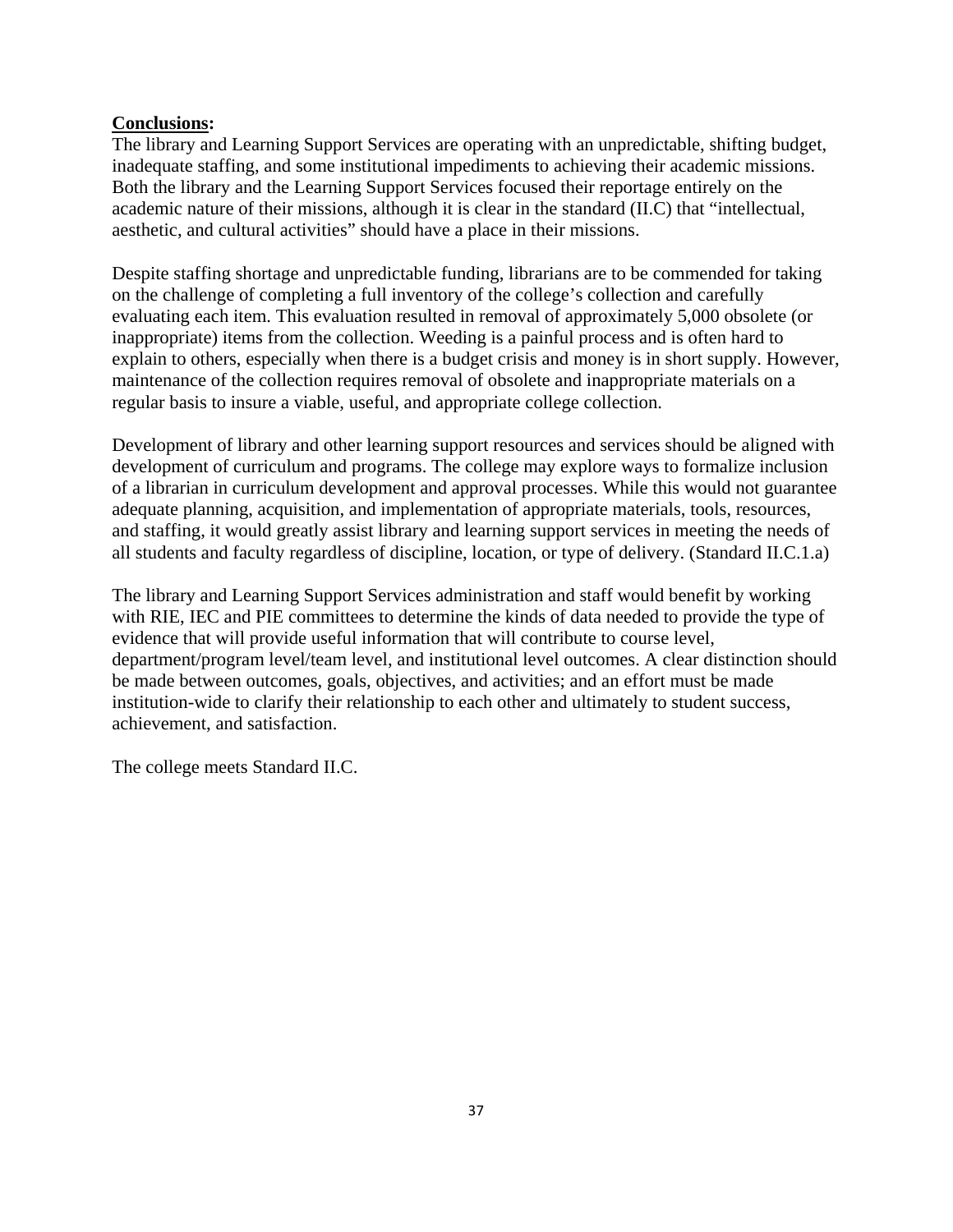**<u>Conclusions</u>:**

The library and Learning Support Services are operating with an unpredictable, shifting budget, inadequate staffing, and some institutional impediments to achieving their academic missions. Both the library and the Learning Support Services focused their reportage entirely on the academic nature of their missions, although it is clear in the standard (II.C) that "intellectual, aesthetic, and cultural activities" should have a place in their missions.

Despite staffing shortage and unpredictable funding, librarians are to be commended for taking on the challenge of completing a full inventory of the college's collection and carefully evaluating each item. This evaluation resulted in removal of approximately 5,000 obsolete (or inappropriate) items from the collection. Weeding is a painful process and is often hard to explain to others, especially when there is a budget crisis and money is in short supply. However, maintenance of the collection requires removal of obsolete and inappropriate materials on a regular basis to insure a viable, useful, and appropriate college collection.

Development of library and other learning support resources and services should be aligned with development of curriculum and programs. The college may explore ways to formalize inclusion of a librarian in curriculum development and approval processes. While this would not guarantee adequate planning, acquisition, and implementation of appropriate materials, tools, resources, and staffing, it would greatly assist library and learning support services in meeting the needs of all students and faculty regardless of discipline, location, or type of delivery. (Standard II.C.1.a)

The library and Learning Support Services administration and staff would benefit by working with RIE, IEC and PIE committees to determine the kinds of data needed to provide the type of evidence that will provide useful information that will contribute to course level, department/program level/team level, and institutional level outcomes. A clear distinction should be made between outcomes, goals, objectives, and activities; and an effort must be made institution-wide to clarify their relationship to each other and ultimately to student success, achievement, and satisfaction.

The college meets Standard II.C.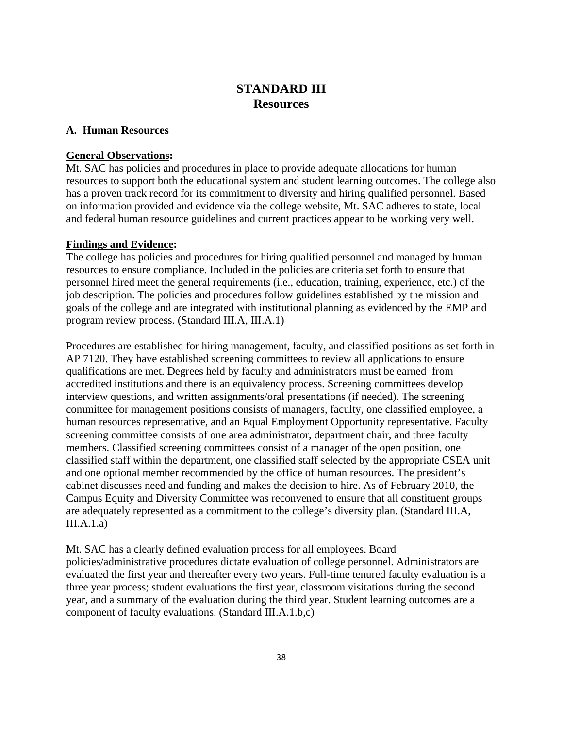# STANDARD III
## Resources

### A. Human Resources

**General Observations:**
Mt. SAC has policies and procedures in place to provide adequate allocations for human resources to support both the educational system and student learning outcomes. The college also has a proven track record for its commitment to diversity and hiring qualified personnel. Based on information provided and evidence via the college website, Mt. SAC adheres to state, local and federal human resource guidelines and current practices appear to be working very well.

**Findings and Evidence:**
The college has policies and procedures for hiring qualified personnel and managed by human resources to ensure compliance. Included in the policies are criteria set forth to ensure that personnel hired meet the general requirements (i.e., education, training, experience, etc.) of the job description. The policies and procedures follow guidelines established by the mission and goals of the college and are integrated with institutional planning as evidenced by the EMP and program review process. (Standard III.A, III.A.1)

Procedures are established for hiring management, faculty, and classified positions as set forth in AP 7120. They have established screening committees to review all applications to ensure qualifications are met. Degrees held by faculty and administrators must be earned from accredited institutions and there is an equivalency process. Screening committees develop interview questions, and written assignments/oral presentations (if needed). The screening committee for management positions consists of managers, faculty, one classified employee, a human resources representative, and an Equal Employment Opportunity representative. Faculty screening committee consists of one area administrator, department chair, and three faculty members. Classified screening committees consist of a manager of the open position, one classified staff within the department, one classified staff selected by the appropriate CSEA unit and one optional member recommended by the office of human resources. The president's cabinet discusses need and funding and makes the decision to hire. As of February 2010, the Campus Equity and Diversity Committee was reconvened to ensure that all constituent groups are adequately represented as a commitment to the college's diversity plan. (Standard III.A, III.A.1.a)

Mt. SAC has a clearly defined evaluation process for all employees. Board policies/administrative procedures dictate evaluation of college personnel. Administrators are evaluated the first year and thereafter every two years. Full-time tenured faculty evaluation is a three year process; student evaluations the first year, classroom visitations during the second year, and a summary of the evaluation during the third year. Student learning outcomes are a component of faculty evaluations. (Standard III.A.1.b,c)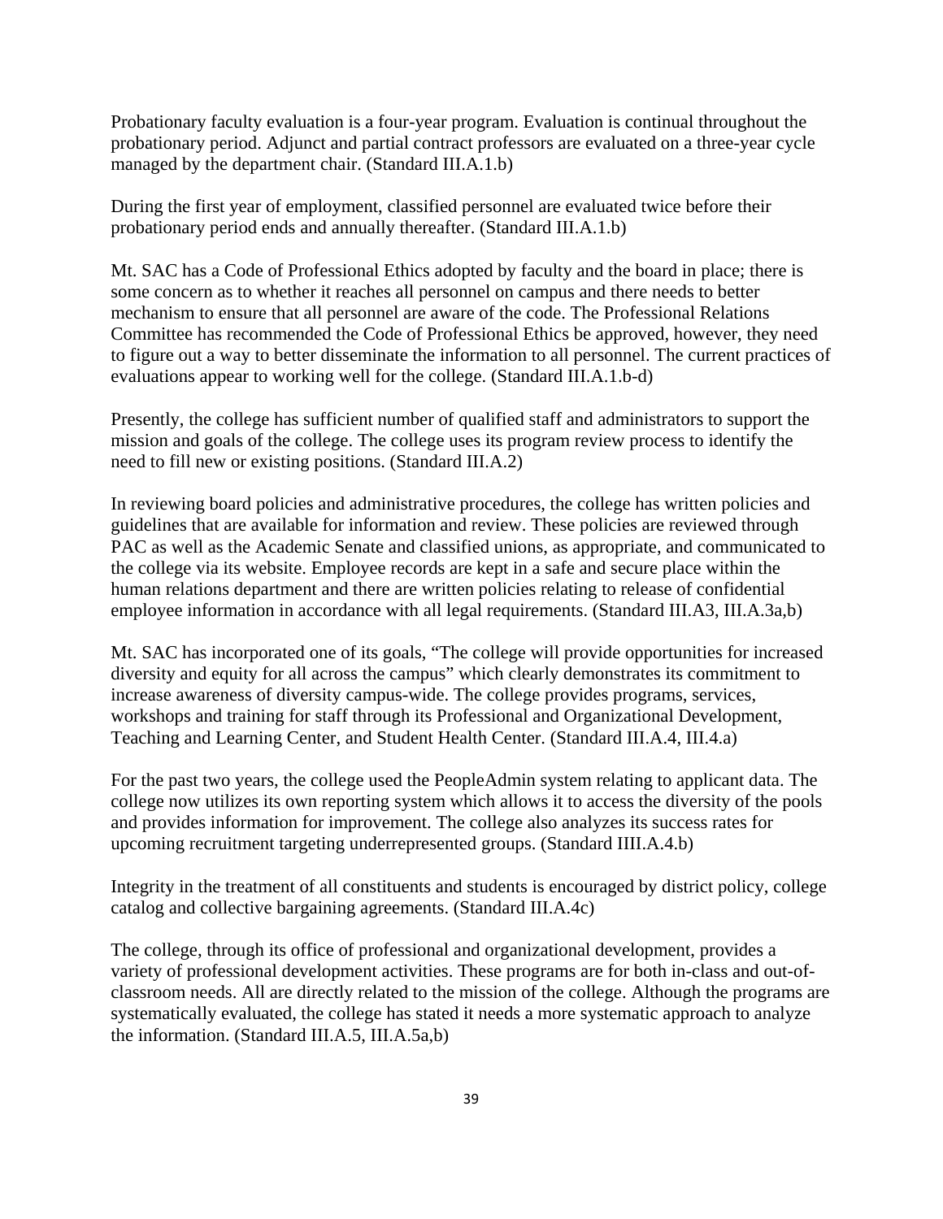Probationary faculty evaluation is a four-year program. Evaluation is continual throughout the probationary period. Adjunct and partial contract professors are evaluated on a three-year cycle managed by the department chair. (Standard III.A.1.b)

During the first year of employment, classified personnel are evaluated twice before their probationary period ends and annually thereafter. (Standard III.A.1.b)

Mt. SAC has a Code of Professional Ethics adopted by faculty and the board in place; there is some concern as to whether it reaches all personnel on campus and there needs to better mechanism to ensure that all personnel are aware of the code. The Professional Relations Committee has recommended the Code of Professional Ethics be approved, however, they need to figure out a way to better disseminate the information to all personnel. The current practices of evaluations appear to working well for the college. (Standard III.A.1.b-d)

Presently, the college has sufficient number of qualified staff and administrators to support the mission and goals of the college. The college uses its program review process to identify the need to fill new or existing positions. (Standard III.A.2)

In reviewing board policies and administrative procedures, the college has written policies and guidelines that are available for information and review. These policies are reviewed through PAC as well as the Academic Senate and classified unions, as appropriate, and communicated to the college via its website. Employee records are kept in a safe and secure place within the human relations department and there are written policies relating to release of confidential employee information in accordance with all legal requirements. (Standard III.A3, III.A.3a,b)

Mt. SAC has incorporated one of its goals, "The college will provide opportunities for increased diversity and equity for all across the campus" which clearly demonstrates its commitment to increase awareness of diversity campus-wide. The college provides programs, services, workshops and training for staff through its Professional and Organizational Development, Teaching and Learning Center, and Student Health Center. (Standard III.A.4, III.4.a)

For the past two years, the college used the PeopleAdmin system relating to applicant data. The college now utilizes its own reporting system which allows it to access the diversity of the pools and provides information for improvement. The college also analyzes its success rates for upcoming recruitment targeting underrepresented groups. (Standard IIII.A.4.b)

Integrity in the treatment of all constituents and students is encouraged by district policy, college catalog and collective bargaining agreements. (Standard III.A.4c)

The college, through its office of professional and organizational development, provides a variety of professional development activities. These programs are for both in-class and out-of-classroom needs. All are directly related to the mission of the college. Although the programs are systematically evaluated, the college has stated it needs a more systematic approach to analyze the information. (Standard III.A.5, III.A.5a,b)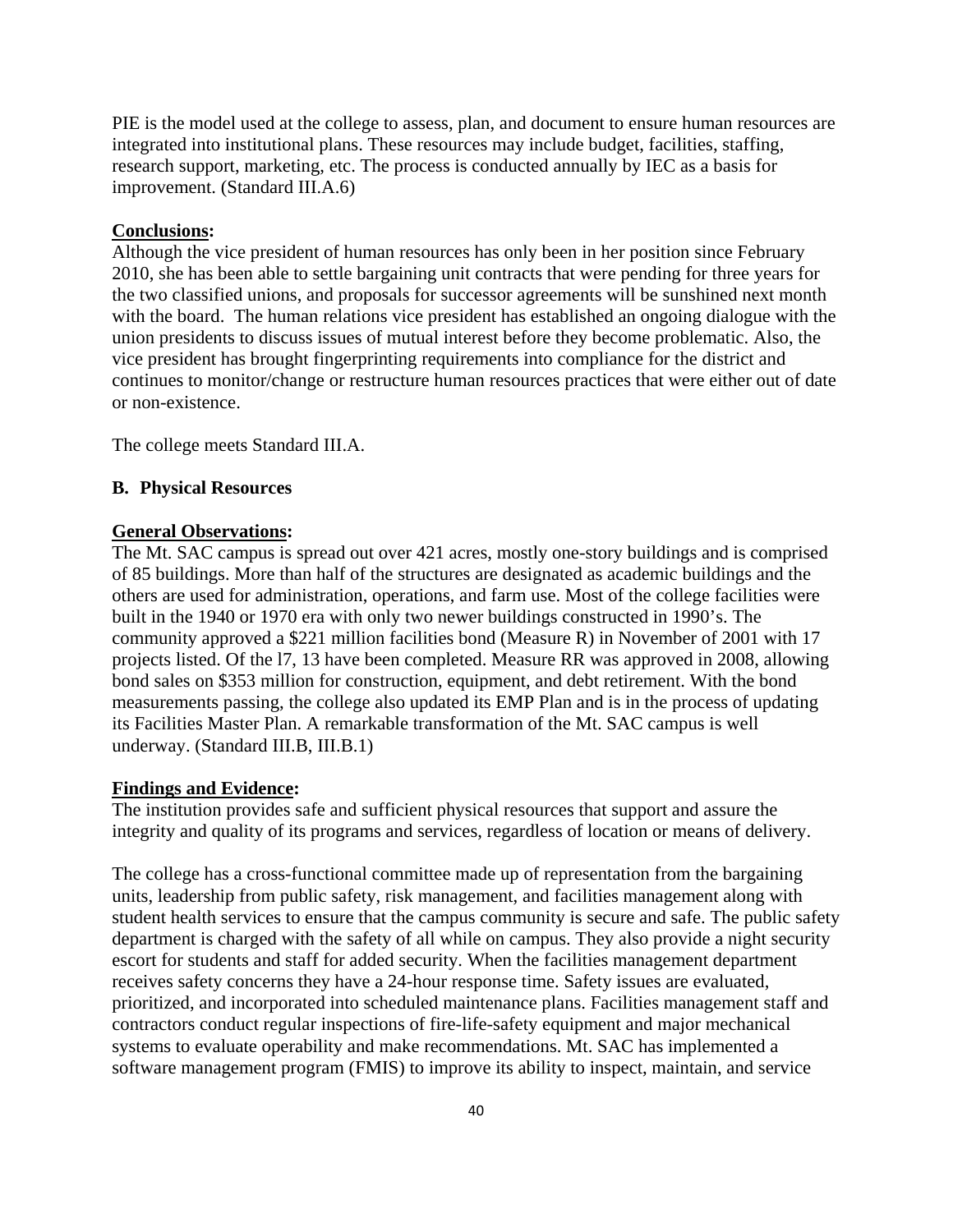PIE is the model used at the college to assess, plan, and document to ensure human resources are integrated into institutional plans. These resources may include budget, facilities, staffing, research support, marketing, etc. The process is conducted annually by IEC as a basis for improvement. (Standard III.A.6)

**Conclusions:**
Although the vice president of human resources has only been in her position since February 2010, she has been able to settle bargaining unit contracts that were pending for three years for the two classified unions, and proposals for successor agreements will be sunshined next month with the board. The human relations vice president has established an ongoing dialogue with the union presidents to discuss issues of mutual interest before they become problematic. Also, the vice president has brought fingerprinting requirements into compliance for the district and continues to monitor/change or restructure human resources practices that were either out of date or non-existence.

The college meets Standard III.A.

**B. Physical Resources**

**General Observations:**
The Mt. SAC campus is spread out over 421 acres, mostly one-story buildings and is comprised of 85 buildings. More than half of the structures are designated as academic buildings and the others are used for administration, operations, and farm use. Most of the college facilities were built in the 1940 or 1970 era with only two newer buildings constructed in 1990's. The community approved a $221 million facilities bond (Measure R) in November of 2001 with 17 projects listed. Of the l7, 13 have been completed. Measure RR was approved in 2008, allowing bond sales on $353 million for construction, equipment, and debt retirement. With the bond measurements passing, the college also updated its EMP Plan and is in the process of updating its Facilities Master Plan. A remarkable transformation of the Mt. SAC campus is well underway. (Standard III.B, III.B.1)

**Findings and Evidence:**
The institution provides safe and sufficient physical resources that support and assure the integrity and quality of its programs and services, regardless of location or means of delivery.

The college has a cross-functional committee made up of representation from the bargaining units, leadership from public safety, risk management, and facilities management along with student health services to ensure that the campus community is secure and safe. The public safety department is charged with the safety of all while on campus. They also provide a night security escort for students and staff for added security. When the facilities management department receives safety concerns they have a 24-hour response time. Safety issues are evaluated, prioritized, and incorporated into scheduled maintenance plans. Facilities management staff and contractors conduct regular inspections of fire-life-safety equipment and major mechanical systems to evaluate operability and make recommendations. Mt. SAC has implemented a software management program (FMIS) to improve its ability to inspect, maintain, and service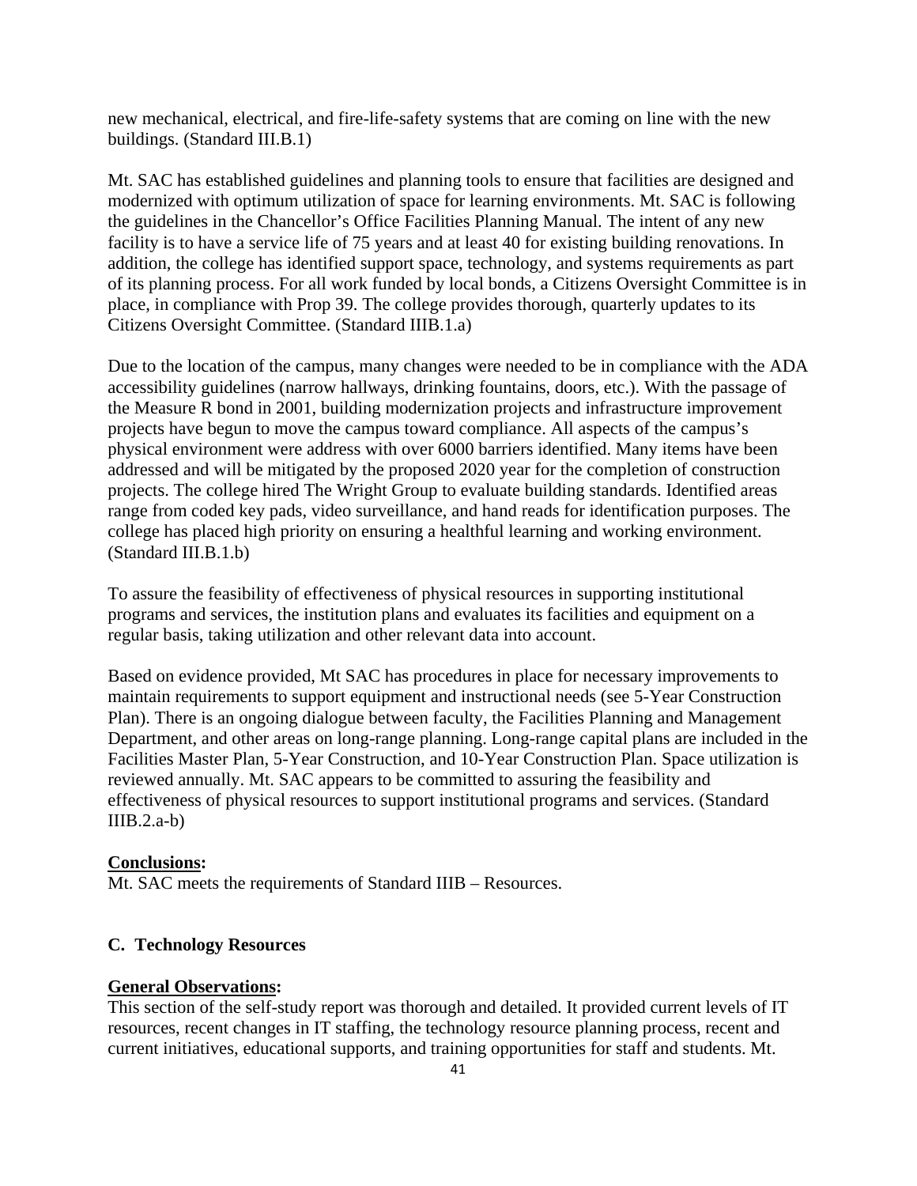new mechanical, electrical, and fire-life-safety systems that are coming on line with the new buildings. (Standard III.B.1)

Mt. SAC has established guidelines and planning tools to ensure that facilities are designed and modernized with optimum utilization of space for learning environments. Mt. SAC is following the guidelines in the Chancellor's Office Facilities Planning Manual. The intent of any new facility is to have a service life of 75 years and at least 40 for existing building renovations. In addition, the college has identified support space, technology, and systems requirements as part of its planning process. For all work funded by local bonds, a Citizens Oversight Committee is in place, in compliance with Prop 39. The college provides thorough, quarterly updates to its Citizens Oversight Committee. (Standard IIIB.1.a)

Due to the location of the campus, many changes were needed to be in compliance with the ADA accessibility guidelines (narrow hallways, drinking fountains, doors, etc.). With the passage of the Measure R bond in 2001, building modernization projects and infrastructure improvement projects have begun to move the campus toward compliance. All aspects of the campus's physical environment were address with over 6000 barriers identified. Many items have been addressed and will be mitigated by the proposed 2020 year for the completion of construction projects. The college hired The Wright Group to evaluate building standards. Identified areas range from coded key pads, video surveillance, and hand reads for identification purposes. The college has placed high priority on ensuring a healthful learning and working environment. (Standard III.B.1.b)

To assure the feasibility of effectiveness of physical resources in supporting institutional programs and services, the institution plans and evaluates its facilities and equipment on a regular basis, taking utilization and other relevant data into account.

Based on evidence provided, Mt SAC has procedures in place for necessary improvements to maintain requirements to support equipment and instructional needs (see 5-Year Construction Plan). There is an ongoing dialogue between faculty, the Facilities Planning and Management Department, and other areas on long-range planning. Long-range capital plans are included in the Facilities Master Plan, 5-Year Construction, and 10-Year Construction Plan. Space utilization is reviewed annually. Mt. SAC appears to be committed to assuring the feasibility and effectiveness of physical resources to support institutional programs and services. (Standard IIIB.2.a-b)

**Conclusions:**
Mt. SAC meets the requirements of Standard IIIB – Resources.

### C. Technology Resources

**General Observations:**
This section of the self-study report was thorough and detailed. It provided current levels of IT resources, recent changes in IT staffing, the technology resource planning process, recent and current initiatives, educational supports, and training opportunities for staff and students. Mt.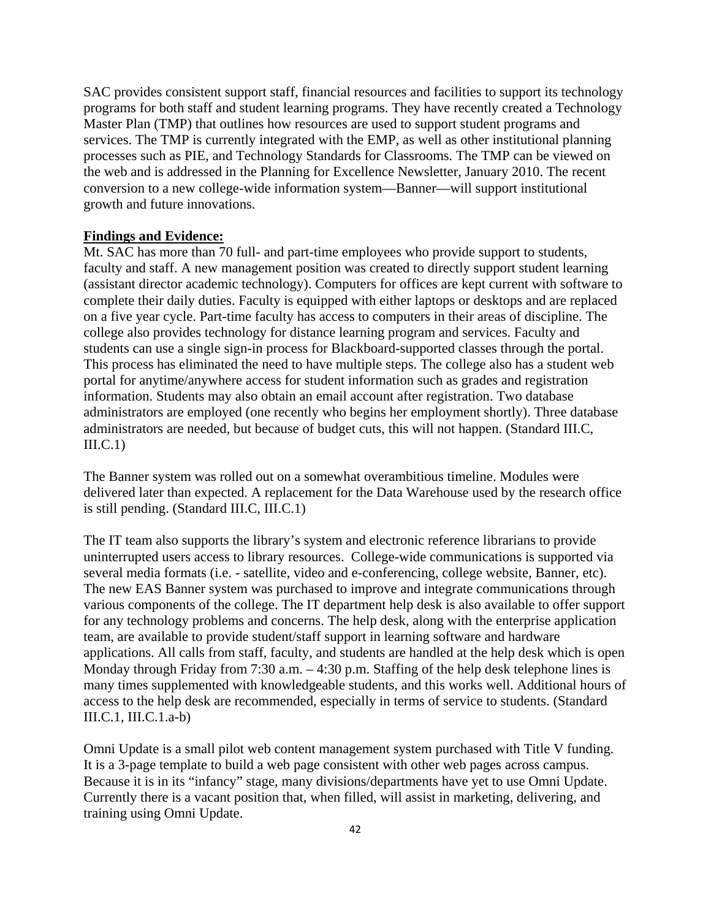SAC provides consistent support staff, financial resources and facilities to support its technology programs for both staff and student learning programs. They have recently created a Technology Master Plan (TMP) that outlines how resources are used to support student programs and services. The TMP is currently integrated with the EMP, as well as other institutional planning processes such as PIE, and Technology Standards for Classrooms. The TMP can be viewed on the web and is addressed in the Planning for Excellence Newsletter, January 2010. The recent conversion to a new college-wide information system—Banner—will support institutional growth and future innovations.

**Findings and Evidence:**

Mt. SAC has more than 70 full- and part-time employees who provide support to students, faculty and staff. A new management position was created to directly support student learning (assistant director academic technology). Computers for offices are kept current with software to complete their daily duties. Faculty is equipped with either laptops or desktops and are replaced on a five year cycle. Part-time faculty has access to computers in their areas of discipline. The college also provides technology for distance learning program and services. Faculty and students can use a single sign-in process for Blackboard-supported classes through the portal. This process has eliminated the need to have multiple steps. The college also has a student web portal for anytime/anywhere access for student information such as grades and registration information. Students may also obtain an email account after registration. Two database administrators are employed (one recently who begins her employment shortly). Three database administrators are needed, but because of budget cuts, this will not happen. (Standard III.C, III.C.1)

The Banner system was rolled out on a somewhat overambitious timeline. Modules were delivered later than expected. A replacement for the Data Warehouse used by the research office is still pending. (Standard III.C, III.C.1)

The IT team also supports the library's system and electronic reference librarians to provide uninterrupted users access to library resources. College-wide communications is supported via several media formats (i.e. - satellite, video and e-conferencing, college website, Banner, etc). The new EAS Banner system was purchased to improve and integrate communications through various components of the college. The IT department help desk is also available to offer support for any technology problems and concerns. The help desk, along with the enterprise application team, are available to provide student/staff support in learning software and hardware applications. All calls from staff, faculty, and students are handled at the help desk which is open Monday through Friday from 7:30 a.m. – 4:30 p.m. Staffing of the help desk telephone lines is many times supplemented with knowledgeable students, and this works well. Additional hours of access to the help desk are recommended, especially in terms of service to students. (Standard III.C.1, III.C.1.a-b)

Omni Update is a small pilot web content management system purchased with Title V funding. It is a 3-page template to build a web page consistent with other web pages across campus. Because it is in its "infancy" stage, many divisions/departments have yet to use Omni Update. Currently there is a vacant position that, when filled, will assist in marketing, delivering, and training using Omni Update.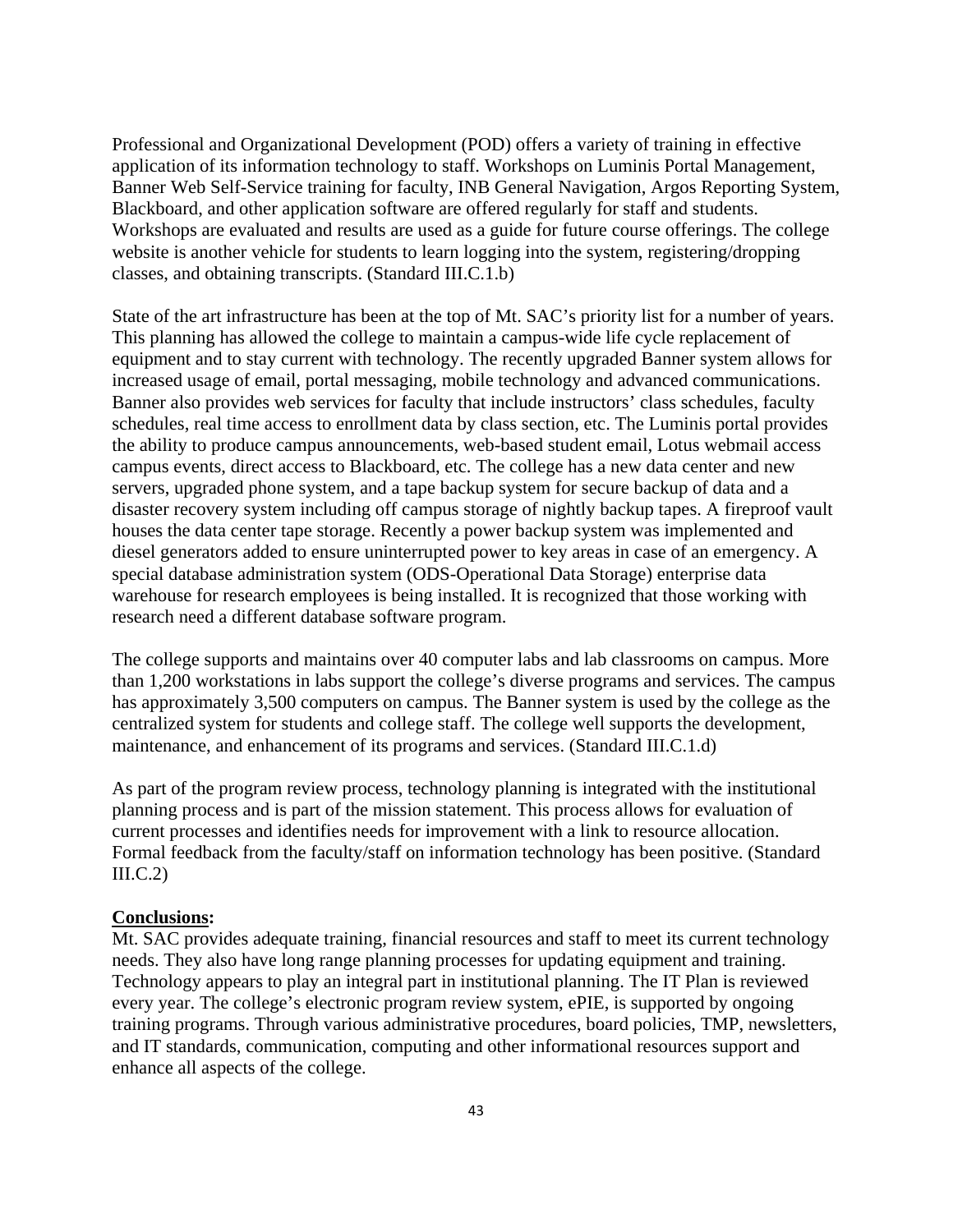Professional and Organizational Development (POD) offers a variety of training in effective application of its information technology to staff. Workshops on Luminis Portal Management, Banner Web Self-Service training for faculty, INB General Navigation, Argos Reporting System, Blackboard, and other application software are offered regularly for staff and students. Workshops are evaluated and results are used as a guide for future course offerings. The college website is another vehicle for students to learn logging into the system, registering/dropping classes, and obtaining transcripts. (Standard III.C.1.b)

State of the art infrastructure has been at the top of Mt. SAC's priority list for a number of years. This planning has allowed the college to maintain a campus-wide life cycle replacement of equipment and to stay current with technology. The recently upgraded Banner system allows for increased usage of email, portal messaging, mobile technology and advanced communications. Banner also provides web services for faculty that include instructors' class schedules, faculty schedules, real time access to enrollment data by class section, etc. The Luminis portal provides the ability to produce campus announcements, web-based student email, Lotus webmail access campus events, direct access to Blackboard, etc. The college has a new data center and new servers, upgraded phone system, and a tape backup system for secure backup of data and a disaster recovery system including off campus storage of nightly backup tapes. A fireproof vault houses the data center tape storage. Recently a power backup system was implemented and diesel generators added to ensure uninterrupted power to key areas in case of an emergency. A special database administration system (ODS-Operational Data Storage) enterprise data warehouse for research employees is being installed. It is recognized that those working with research need a different database software program.

The college supports and maintains over 40 computer labs and lab classrooms on campus. More than 1,200 workstations in labs support the college's diverse programs and services. The campus has approximately 3,500 computers on campus. The Banner system is used by the college as the centralized system for students and college staff. The college well supports the development, maintenance, and enhancement of its programs and services. (Standard III.C.1.d)

As part of the program review process, technology planning is integrated with the institutional planning process and is part of the mission statement. This process allows for evaluation of current processes and identifies needs for improvement with a link to resource allocation. Formal feedback from the faculty/staff on information technology has been positive. (Standard III.C.2)

**Conclusions:**

Mt. SAC provides adequate training, financial resources and staff to meet its current technology needs. They also have long range planning processes for updating equipment and training. Technology appears to play an integral part in institutional planning. The IT Plan is reviewed every year. The college's electronic program review system, ePIE, is supported by ongoing training programs. Through various administrative procedures, board policies, TMP, newsletters, and IT standards, communication, computing and other informational resources support and enhance all aspects of the college.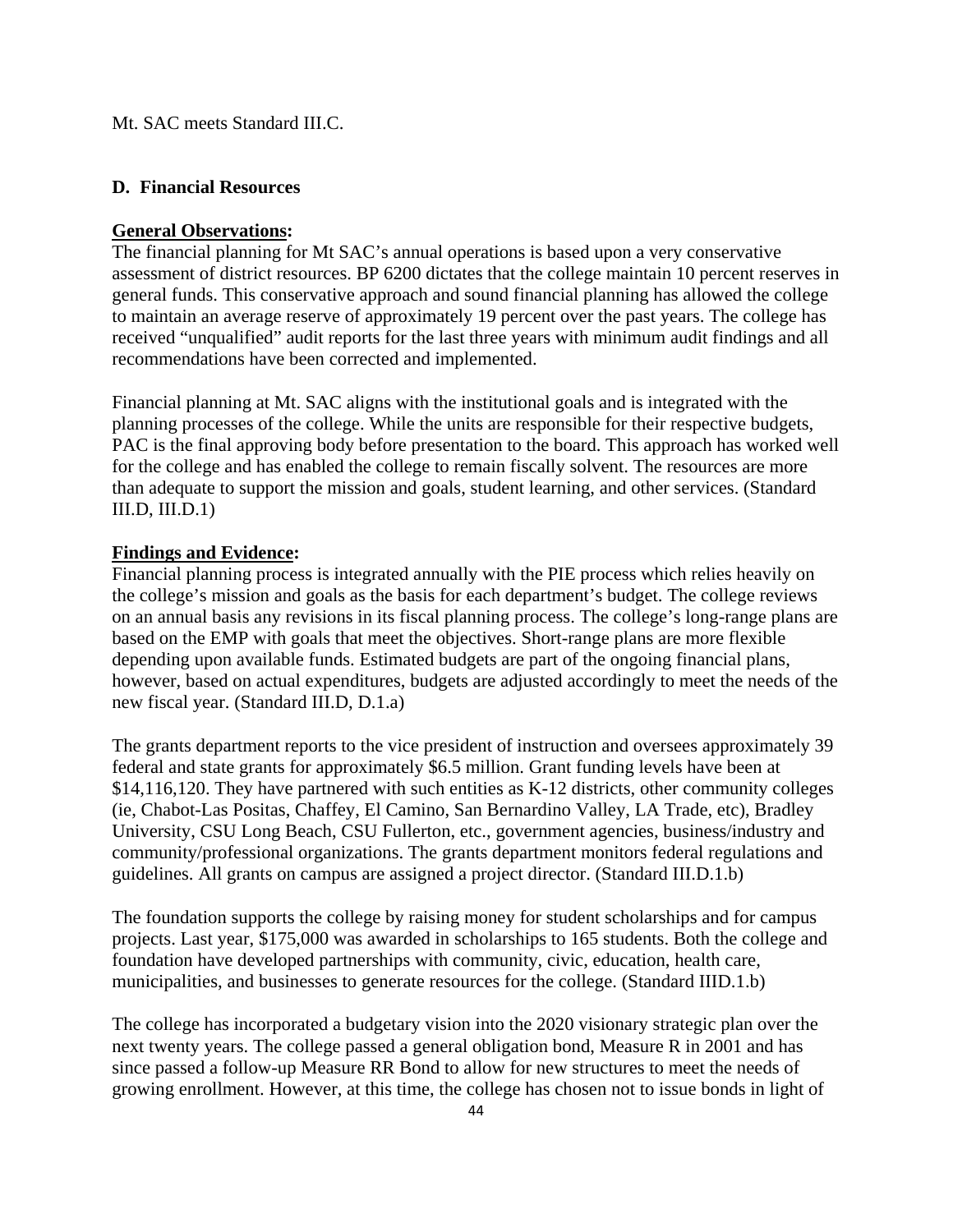Mt. SAC meets Standard III.C.

### D. Financial Resources

**General Observations:**

The financial planning for Mt SAC's annual operations is based upon a very conservative assessment of district resources. BP 6200 dictates that the college maintain 10 percent reserves in general funds. This conservative approach and sound financial planning has allowed the college to maintain an average reserve of approximately 19 percent over the past years. The college has received "unqualified" audit reports for the last three years with minimum audit findings and all recommendations have been corrected and implemented.

Financial planning at Mt. SAC aligns with the institutional goals and is integrated with the planning processes of the college. While the units are responsible for their respective budgets, PAC is the final approving body before presentation to the board. This approach has worked well for the college and has enabled the college to remain fiscally solvent. The resources are more than adequate to support the mission and goals, student learning, and other services. (Standard III.D, III.D.1)

**Findings and Evidence:**

Financial planning process is integrated annually with the PIE process which relies heavily on the college's mission and goals as the basis for each department's budget. The college reviews on an annual basis any revisions in its fiscal planning process. The college's long-range plans are based on the EMP with goals that meet the objectives. Short-range plans are more flexible depending upon available funds. Estimated budgets are part of the ongoing financial plans, however, based on actual expenditures, budgets are adjusted accordingly to meet the needs of the new fiscal year. (Standard III.D, D.1.a)

The grants department reports to the vice president of instruction and oversees approximately 39 federal and state grants for approximately $6.5 million. Grant funding levels have been at $14,116,120. They have partnered with such entities as K-12 districts, other community colleges (ie, Chabot-Las Positas, Chaffey, El Camino, San Bernardino Valley, LA Trade, etc), Bradley University, CSU Long Beach, CSU Fullerton, etc., government agencies, business/industry and community/professional organizations. The grants department monitors federal regulations and guidelines. All grants on campus are assigned a project director. (Standard III.D.1.b)

The foundation supports the college by raising money for student scholarships and for campus projects. Last year, $175,000 was awarded in scholarships to 165 students. Both the college and foundation have developed partnerships with community, civic, education, health care, municipalities, and businesses to generate resources for the college. (Standard IIID.1.b)

The college has incorporated a budgetary vision into the 2020 visionary strategic plan over the next twenty years. The college passed a general obligation bond, Measure R in 2001 and has since passed a follow-up Measure RR Bond to allow for new structures to meet the needs of growing enrollment. However, at this time, the college has chosen not to issue bonds in light of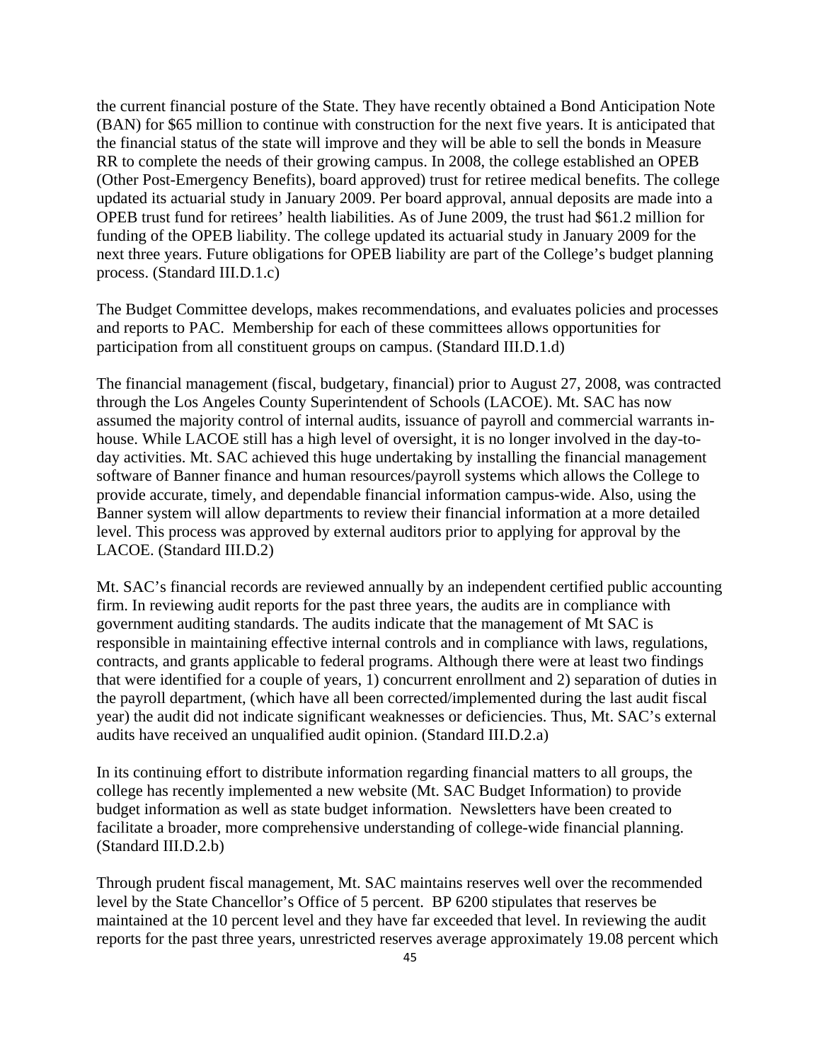the current financial posture of the State. They have recently obtained a Bond Anticipation Note (BAN) for $65 million to continue with construction for the next five years. It is anticipated that the financial status of the state will improve and they will be able to sell the bonds in Measure RR to complete the needs of their growing campus. In 2008, the college established an OPEB (Other Post-Emergency Benefits), board approved) trust for retiree medical benefits. The college updated its actuarial study in January 2009. Per board approval, annual deposits are made into a OPEB trust fund for retirees' health liabilities. As of June 2009, the trust had $61.2 million for funding of the OPEB liability. The college updated its actuarial study in January 2009 for the next three years. Future obligations for OPEB liability are part of the College's budget planning process. (Standard III.D.1.c)

The Budget Committee develops, makes recommendations, and evaluates policies and processes and reports to PAC. Membership for each of these committees allows opportunities for participation from all constituent groups on campus. (Standard III.D.1.d)

The financial management (fiscal, budgetary, financial) prior to August 27, 2008, was contracted through the Los Angeles County Superintendent of Schools (LACOE). Mt. SAC has now assumed the majority control of internal audits, issuance of payroll and commercial warrants in-house. While LACOE still has a high level of oversight, it is no longer involved in the day-to-day activities. Mt. SAC achieved this huge undertaking by installing the financial management software of Banner finance and human resources/payroll systems which allows the College to provide accurate, timely, and dependable financial information campus-wide. Also, using the Banner system will allow departments to review their financial information at a more detailed level. This process was approved by external auditors prior to applying for approval by the LACOE. (Standard III.D.2)

Mt. SAC's financial records are reviewed annually by an independent certified public accounting firm. In reviewing audit reports for the past three years, the audits are in compliance with government auditing standards. The audits indicate that the management of Mt SAC is responsible in maintaining effective internal controls and in compliance with laws, regulations, contracts, and grants applicable to federal programs. Although there were at least two findings that were identified for a couple of years, 1) concurrent enrollment and 2) separation of duties in the payroll department, (which have all been corrected/implemented during the last audit fiscal year) the audit did not indicate significant weaknesses or deficiencies. Thus, Mt. SAC's external audits have received an unqualified audit opinion. (Standard III.D.2.a)

In its continuing effort to distribute information regarding financial matters to all groups, the college has recently implemented a new website (Mt. SAC Budget Information) to provide budget information as well as state budget information. Newsletters have been created to facilitate a broader, more comprehensive understanding of college-wide financial planning. (Standard III.D.2.b)

Through prudent fiscal management, Mt. SAC maintains reserves well over the recommended level by the State Chancellor's Office of 5 percent. BP 6200 stipulates that reserves be maintained at the 10 percent level and they have far exceeded that level. In reviewing the audit reports for the past three years, unrestricted reserves average approximately 19.08 percent which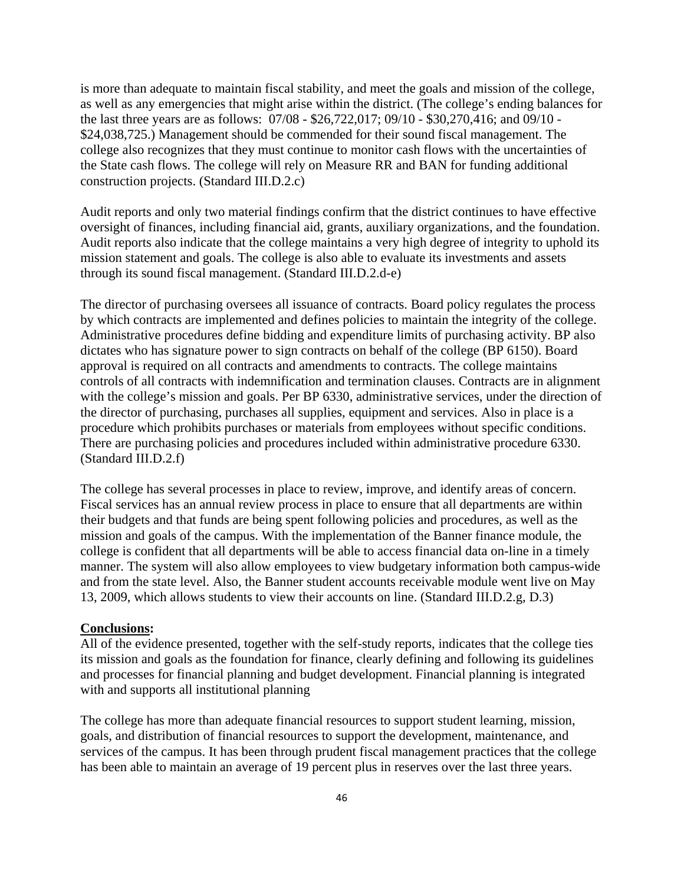is more than adequate to maintain fiscal stability, and meet the goals and mission of the college, as well as any emergencies that might arise within the district. (The college's ending balances for the last three years are as follows: 07/08 - $26,722,017; 09/10 - $30,270,416; and 09/10 - $24,038,725.) Management should be commended for their sound fiscal management. The college also recognizes that they must continue to monitor cash flows with the uncertainties of the State cash flows. The college will rely on Measure RR and BAN for funding additional construction projects. (Standard III.D.2.c)

Audit reports and only two material findings confirm that the district continues to have effective oversight of finances, including financial aid, grants, auxiliary organizations, and the foundation. Audit reports also indicate that the college maintains a very high degree of integrity to uphold its mission statement and goals. The college is also able to evaluate its investments and assets through its sound fiscal management. (Standard III.D.2.d-e)

The director of purchasing oversees all issuance of contracts. Board policy regulates the process by which contracts are implemented and defines policies to maintain the integrity of the college. Administrative procedures define bidding and expenditure limits of purchasing activity. BP also dictates who has signature power to sign contracts on behalf of the college (BP 6150). Board approval is required on all contracts and amendments to contracts. The college maintains controls of all contracts with indemnification and termination clauses. Contracts are in alignment with the college's mission and goals. Per BP 6330, administrative services, under the direction of the director of purchasing, purchases all supplies, equipment and services. Also in place is a procedure which prohibits purchases or materials from employees without specific conditions. There are purchasing policies and procedures included within administrative procedure 6330. (Standard III.D.2.f)

The college has several processes in place to review, improve, and identify areas of concern. Fiscal services has an annual review process in place to ensure that all departments are within their budgets and that funds are being spent following policies and procedures, as well as the mission and goals of the campus. With the implementation of the Banner finance module, the college is confident that all departments will be able to access financial data on-line in a timely manner. The system will also allow employees to view budgetary information both campus-wide and from the state level. Also, the Banner student accounts receivable module went live on May 13, 2009, which allows students to view their accounts on line. (Standard III.D.2.g, D.3)

**Conclusions:**

All of the evidence presented, together with the self-study reports, indicates that the college ties its mission and goals as the foundation for finance, clearly defining and following its guidelines and processes for financial planning and budget development. Financial planning is integrated with and supports all institutional planning

The college has more than adequate financial resources to support student learning, mission, goals, and distribution of financial resources to support the development, maintenance, and services of the campus. It has been through prudent fiscal management practices that the college has been able to maintain an average of 19 percent plus in reserves over the last three years.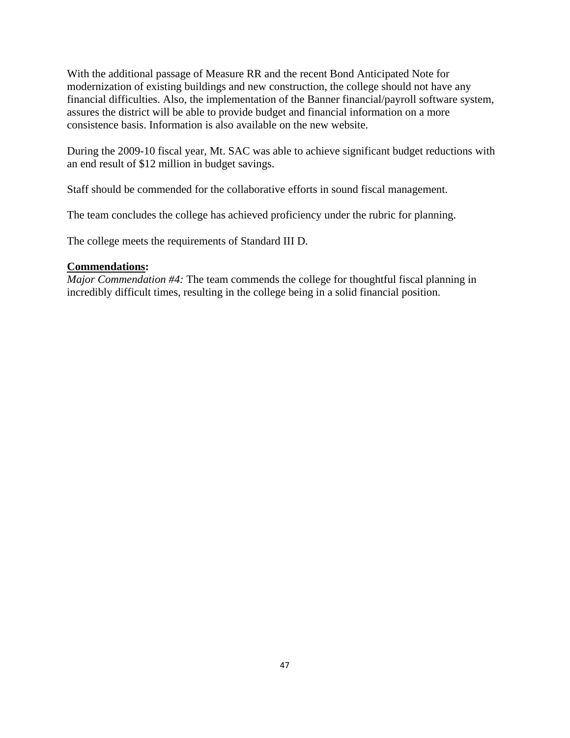With the additional passage of Measure RR and the recent Bond Anticipated Note for modernization of existing buildings and new construction, the college should not have any financial difficulties. Also, the implementation of the Banner financial/payroll software system, assures the district will be able to provide budget and financial information on a more consistence basis. Information is also available on the new website.

During the 2009-10 fiscal year, Mt. SAC was able to achieve significant budget reductions with an end result of $12 million in budget savings.

Staff should be commended for the collaborative efforts in sound fiscal management.

The team concludes the college has achieved proficiency under the rubric for planning.

The college meets the requirements of Standard III D.

**Commendations:**
*Major Commendation #4:* The team commends the college for thoughtful fiscal planning in incredibly difficult times, resulting in the college being in a solid financial position.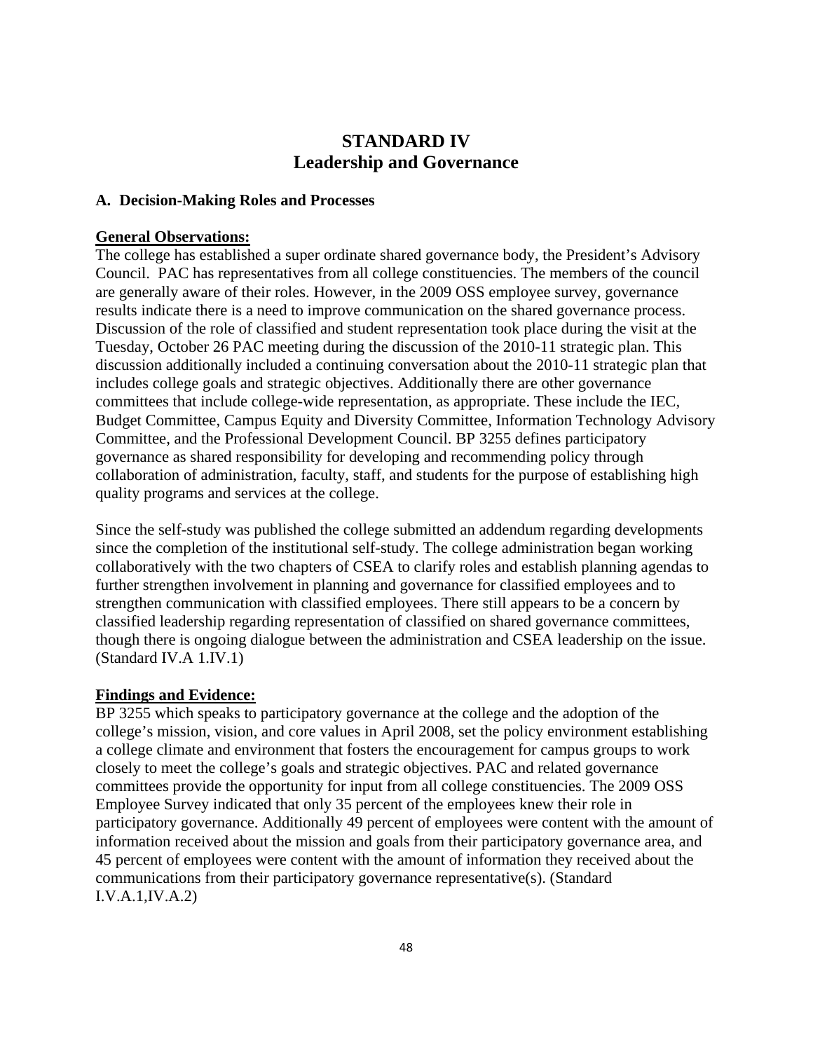# STANDARD IV
# Leadership and Governance

### A. Decision-Making Roles and Processes

**General Observations:**

The college has established a super ordinate shared governance body, the President's Advisory Council. PAC has representatives from all college constituencies. The members of the council are generally aware of their roles. However, in the 2009 OSS employee survey, governance results indicate there is a need to improve communication on the shared governance process. Discussion of the role of classified and student representation took place during the visit at the Tuesday, October 26 PAC meeting during the discussion of the 2010-11 strategic plan. This discussion additionally included a continuing conversation about the 2010-11 strategic plan that includes college goals and strategic objectives. Additionally there are other governance committees that include college-wide representation, as appropriate. These include the IEC, Budget Committee, Campus Equity and Diversity Committee, Information Technology Advisory Committee, and the Professional Development Council. BP 3255 defines participatory governance as shared responsibility for developing and recommending policy through collaboration of administration, faculty, staff, and students for the purpose of establishing high quality programs and services at the college.

Since the self-study was published the college submitted an addendum regarding developments since the completion of the institutional self-study. The college administration began working collaboratively with the two chapters of CSEA to clarify roles and establish planning agendas to further strengthen involvement in planning and governance for classified employees and to strengthen communication with classified employees. There still appears to be a concern by classified leadership regarding representation of classified on shared governance committees, though there is ongoing dialogue between the administration and CSEA leadership on the issue. (Standard IV.A 1.IV.1)

**Findings and Evidence:**

BP 3255 which speaks to participatory governance at the college and the adoption of the college's mission, vision, and core values in April 2008, set the policy environment establishing a college climate and environment that fosters the encouragement for campus groups to work closely to meet the college's goals and strategic objectives. PAC and related governance committees provide the opportunity for input from all college constituencies. The 2009 OSS Employee Survey indicated that only 35 percent of the employees knew their role in participatory governance. Additionally 49 percent of employees were content with the amount of information received about the mission and goals from their participatory governance area, and 45 percent of employees were content with the amount of information they received about the communications from their participatory governance representative(s). (Standard I.V.A.1,IV.A.2)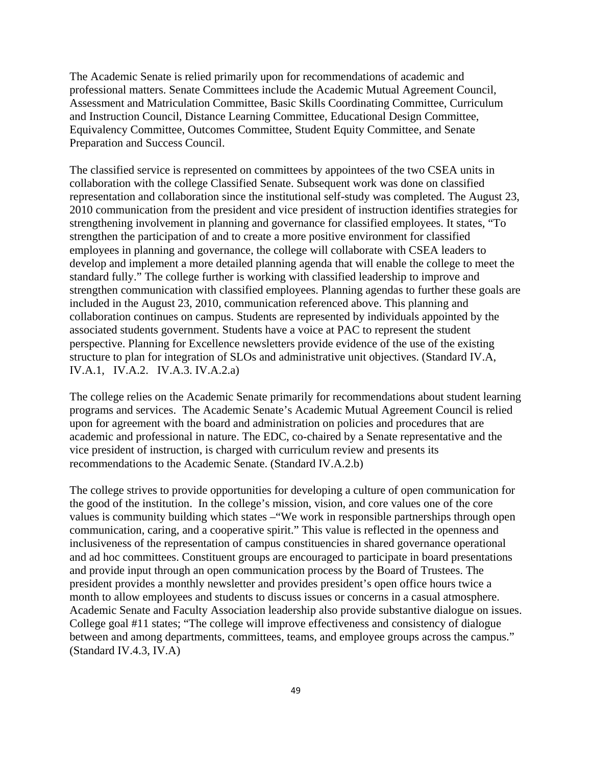The Academic Senate is relied primarily upon for recommendations of academic and professional matters. Senate Committees include the Academic Mutual Agreement Council, Assessment and Matriculation Committee, Basic Skills Coordinating Committee, Curriculum and Instruction Council, Distance Learning Committee, Educational Design Committee, Equivalency Committee, Outcomes Committee, Student Equity Committee, and Senate Preparation and Success Council.

The classified service is represented on committees by appointees of the two CSEA units in collaboration with the college Classified Senate. Subsequent work was done on classified representation and collaboration since the institutional self-study was completed. The August 23, 2010 communication from the president and vice president of instruction identifies strategies for strengthening involvement in planning and governance for classified employees. It states, "To strengthen the participation of and to create a more positive environment for classified employees in planning and governance, the college will collaborate with CSEA leaders to develop and implement a more detailed planning agenda that will enable the college to meet the standard fully." The college further is working with classified leadership to improve and strengthen communication with classified employees. Planning agendas to further these goals are included in the August 23, 2010, communication referenced above. This planning and collaboration continues on campus. Students are represented by individuals appointed by the associated students government. Students have a voice at PAC to represent the student perspective. Planning for Excellence newsletters provide evidence of the use of the existing structure to plan for integration of SLOs and administrative unit objectives. (Standard IV.A, IV.A.1, IV.A.2. IV.A.3. IV.A.2.a)

The college relies on the Academic Senate primarily for recommendations about student learning programs and services. The Academic Senate's Academic Mutual Agreement Council is relied upon for agreement with the board and administration on policies and procedures that are academic and professional in nature. The EDC, co-chaired by a Senate representative and the vice president of instruction, is charged with curriculum review and presents its recommendations to the Academic Senate. (Standard IV.A.2.b)

The college strives to provide opportunities for developing a culture of open communication for the good of the institution. In the college's mission, vision, and core values one of the core values is community building which states –"We work in responsible partnerships through open communication, caring, and a cooperative spirit." This value is reflected in the openness and inclusiveness of the representation of campus constituencies in shared governance operational and ad hoc committees. Constituent groups are encouraged to participate in board presentations and provide input through an open communication process by the Board of Trustees. The president provides a monthly newsletter and provides president's open office hours twice a month to allow employees and students to discuss issues or concerns in a casual atmosphere. Academic Senate and Faculty Association leadership also provide substantive dialogue on issues. College goal #11 states; "The college will improve effectiveness and consistency of dialogue between and among departments, committees, teams, and employee groups across the campus." (Standard IV.4.3, IV.A)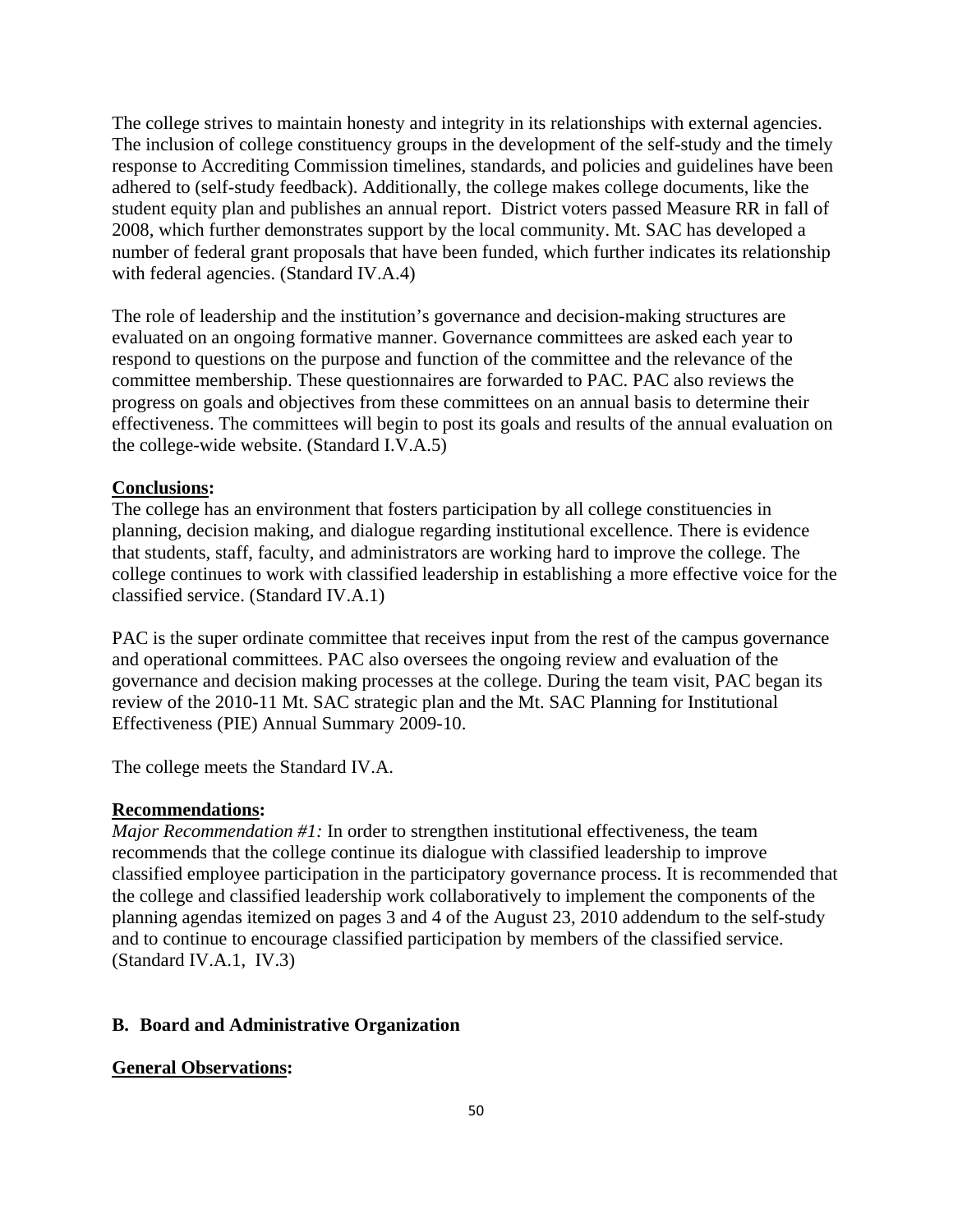The college strives to maintain honesty and integrity in its relationships with external agencies. The inclusion of college constituency groups in the development of the self-study and the timely response to Accrediting Commission timelines, standards, and policies and guidelines have been adhered to (self-study feedback). Additionally, the college makes college documents, like the student equity plan and publishes an annual report. District voters passed Measure RR in fall of 2008, which further demonstrates support by the local community. Mt. SAC has developed a number of federal grant proposals that have been funded, which further indicates its relationship with federal agencies. (Standard IV.A.4)

The role of leadership and the institution's governance and decision-making structures are evaluated on an ongoing formative manner. Governance committees are asked each year to respond to questions on the purpose and function of the committee and the relevance of the committee membership. These questionnaires are forwarded to PAC. PAC also reviews the progress on goals and objectives from these committees on an annual basis to determine their effectiveness. The committees will begin to post its goals and results of the annual evaluation on the college-wide website. (Standard I.V.A.5)

**Conclusions:**

The college has an environment that fosters participation by all college constituencies in planning, decision making, and dialogue regarding institutional excellence. There is evidence that students, staff, faculty, and administrators are working hard to improve the college. The college continues to work with classified leadership in establishing a more effective voice for the classified service. (Standard IV.A.1)

PAC is the super ordinate committee that receives input from the rest of the campus governance and operational committees. PAC also oversees the ongoing review and evaluation of the governance and decision making processes at the college. During the team visit, PAC began its review of the 2010-11 Mt. SAC strategic plan and the Mt. SAC Planning for Institutional Effectiveness (PIE) Annual Summary 2009-10.

The college meets the Standard IV.A.

**Recommendations:**

*Major Recommendation #1:* In order to strengthen institutional effectiveness, the team recommends that the college continue its dialogue with classified leadership to improve classified employee participation in the participatory governance process. It is recommended that the college and classified leadership work collaboratively to implement the components of the planning agendas itemized on pages 3 and 4 of the August 23, 2010 addendum to the self-study and to continue to encourage classified participation by members of the classified service. (Standard IV.A.1, IV.3)

### B. Board and Administrative Organization

**General Observations:**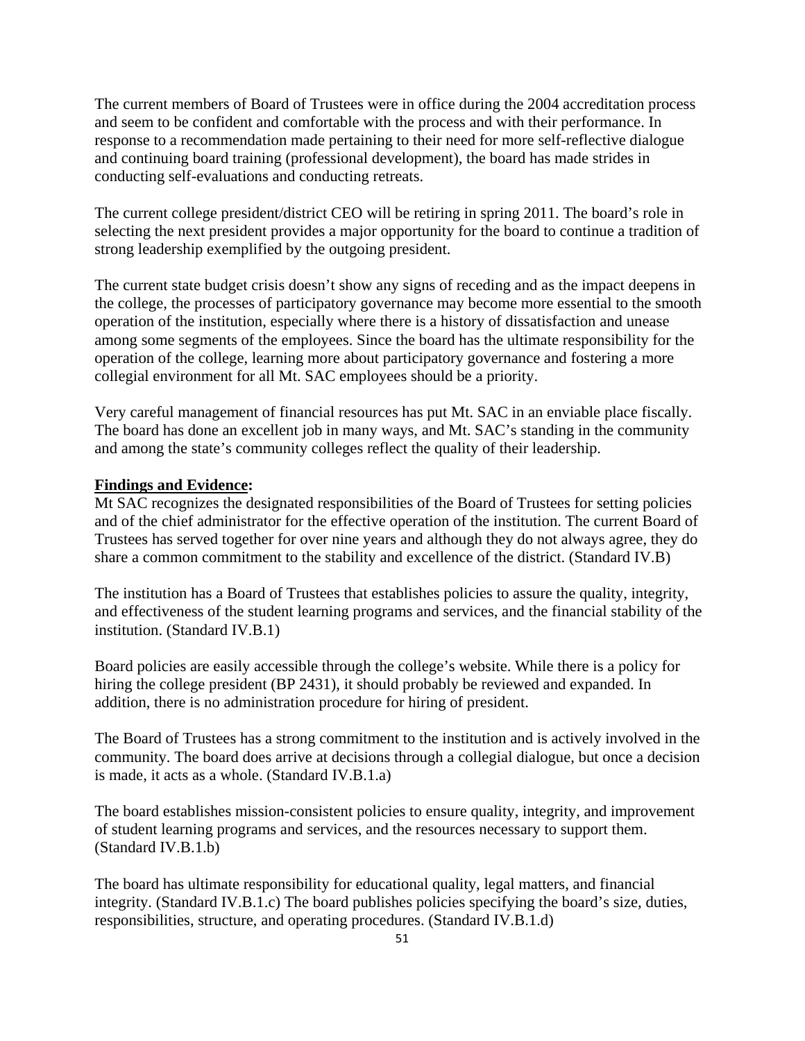The current members of Board of Trustees were in office during the 2004 accreditation process and seem to be confident and comfortable with the process and with their performance. In response to a recommendation made pertaining to their need for more self-reflective dialogue and continuing board training (professional development), the board has made strides in conducting self-evaluations and conducting retreats.

The current college president/district CEO will be retiring in spring 2011. The board's role in selecting the next president provides a major opportunity for the board to continue a tradition of strong leadership exemplified by the outgoing president.

The current state budget crisis doesn't show any signs of receding and as the impact deepens in the college, the processes of participatory governance may become more essential to the smooth operation of the institution, especially where there is a history of dissatisfaction and unease among some segments of the employees. Since the board has the ultimate responsibility for the operation of the college, learning more about participatory governance and fostering a more collegial environment for all Mt. SAC employees should be a priority.

Very careful management of financial resources has put Mt. SAC in an enviable place fiscally. The board has done an excellent job in many ways, and Mt. SAC's standing in the community and among the state's community colleges reflect the quality of their leadership.

**Findings and Evidence:**

Mt SAC recognizes the designated responsibilities of the Board of Trustees for setting policies and of the chief administrator for the effective operation of the institution. The current Board of Trustees has served together for over nine years and although they do not always agree, they do share a common commitment to the stability and excellence of the district. (Standard IV.B)

The institution has a Board of Trustees that establishes policies to assure the quality, integrity, and effectiveness of the student learning programs and services, and the financial stability of the institution. (Standard IV.B.1)

Board policies are easily accessible through the college's website. While there is a policy for hiring the college president (BP 2431), it should probably be reviewed and expanded. In addition, there is no administration procedure for hiring of president.

The Board of Trustees has a strong commitment to the institution and is actively involved in the community. The board does arrive at decisions through a collegial dialogue, but once a decision is made, it acts as a whole. (Standard IV.B.1.a)

The board establishes mission-consistent policies to ensure quality, integrity, and improvement of student learning programs and services, and the resources necessary to support them. (Standard IV.B.1.b)

The board has ultimate responsibility for educational quality, legal matters, and financial integrity. (Standard IV.B.1.c) The board publishes policies specifying the board's size, duties, responsibilities, structure, and operating procedures. (Standard IV.B.1.d)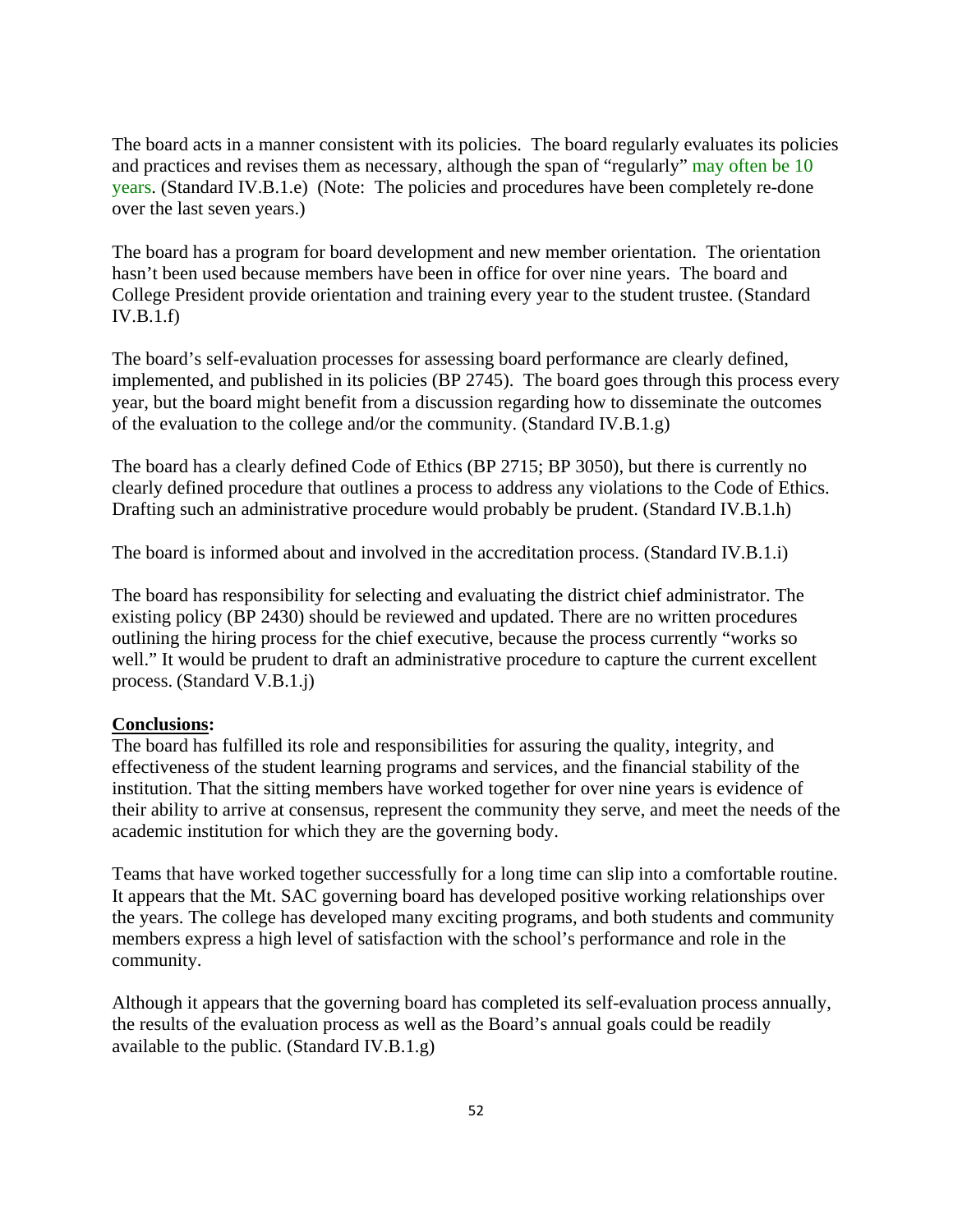The board acts in a manner consistent with its policies. The board regularly evaluates its policies and practices and revises them as necessary, although the span of "regularly" may often be 10 years. (Standard IV.B.1.e) (Note: The policies and procedures have been completely re-done over the last seven years.)

The board has a program for board development and new member orientation. The orientation hasn't been used because members have been in office for over nine years. The board and College President provide orientation and training every year to the student trustee. (Standard IV.B.1.f)

The board's self-evaluation processes for assessing board performance are clearly defined, implemented, and published in its policies (BP 2745). The board goes through this process every year, but the board might benefit from a discussion regarding how to disseminate the outcomes of the evaluation to the college and/or the community. (Standard IV.B.1.g)

The board has a clearly defined Code of Ethics (BP 2715; BP 3050), but there is currently no clearly defined procedure that outlines a process to address any violations to the Code of Ethics. Drafting such an administrative procedure would probably be prudent. (Standard IV.B.1.h)

The board is informed about and involved in the accreditation process. (Standard IV.B.1.i)

The board has responsibility for selecting and evaluating the district chief administrator. The existing policy (BP 2430) should be reviewed and updated. There are no written procedures outlining the hiring process for the chief executive, because the process currently "works so well." It would be prudent to draft an administrative procedure to capture the current excellent process. (Standard V.B.1.j)

**Conclusions:**

The board has fulfilled its role and responsibilities for assuring the quality, integrity, and effectiveness of the student learning programs and services, and the financial stability of the institution. That the sitting members have worked together for over nine years is evidence of their ability to arrive at consensus, represent the community they serve, and meet the needs of the academic institution for which they are the governing body.

Teams that have worked together successfully for a long time can slip into a comfortable routine. It appears that the Mt. SAC governing board has developed positive working relationships over the years. The college has developed many exciting programs, and both students and community members express a high level of satisfaction with the school's performance and role in the community.

Although it appears that the governing board has completed its self-evaluation process annually, the results of the evaluation process as well as the Board's annual goals could be readily available to the public. (Standard IV.B.1.g)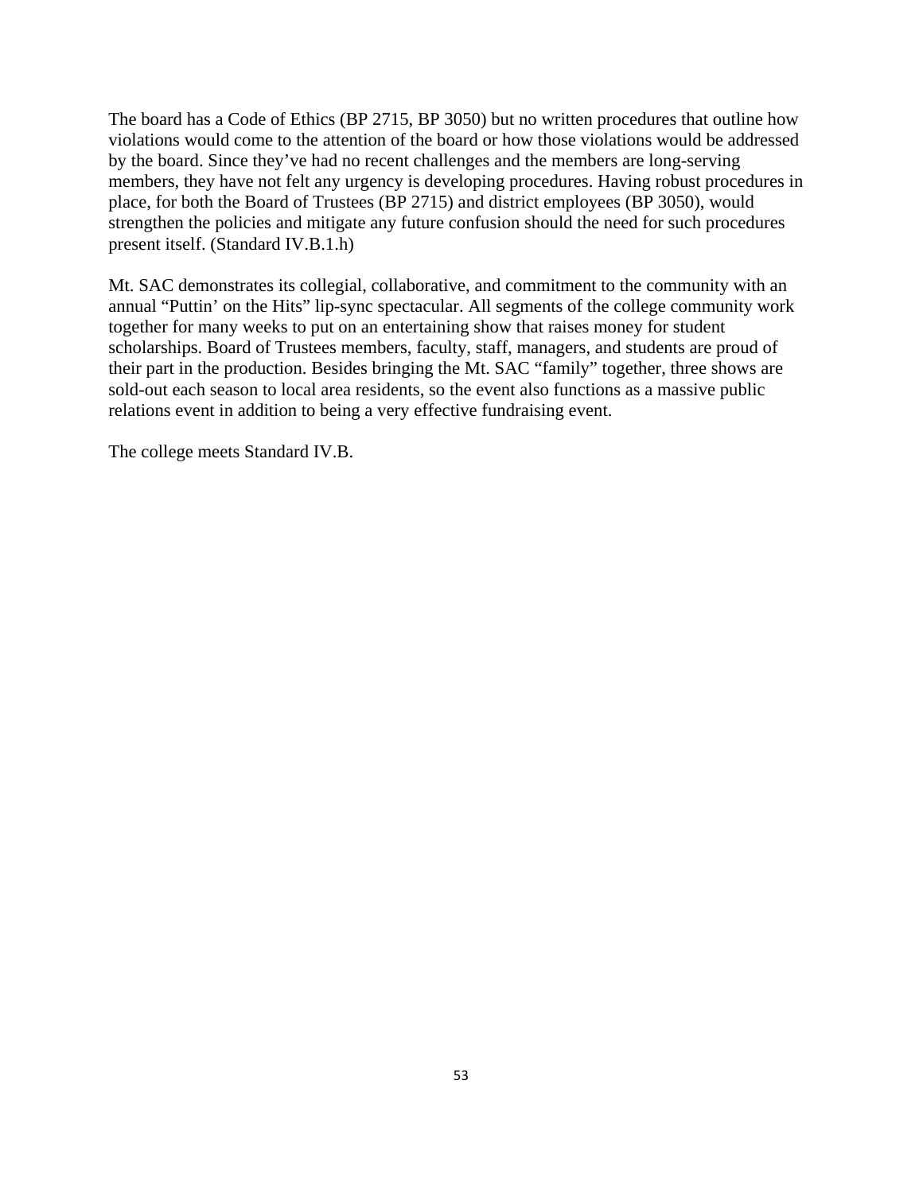The board has a Code of Ethics (BP 2715, BP 3050) but no written procedures that outline how violations would come to the attention of the board or how those violations would be addressed by the board. Since they've had no recent challenges and the members are long-serving members, they have not felt any urgency is developing procedures. Having robust procedures in place, for both the Board of Trustees (BP 2715) and district employees (BP 3050), would strengthen the policies and mitigate any future confusion should the need for such procedures present itself. (Standard IV.B.1.h)

Mt. SAC demonstrates its collegial, collaborative, and commitment to the community with an annual "Puttin' on the Hits" lip-sync spectacular. All segments of the college community work together for many weeks to put on an entertaining show that raises money for student scholarships. Board of Trustees members, faculty, staff, managers, and students are proud of their part in the production. Besides bringing the Mt. SAC "family" together, three shows are sold-out each season to local area residents, so the event also functions as a massive public relations event in addition to being a very effective fundraising event.

The college meets Standard IV.B.